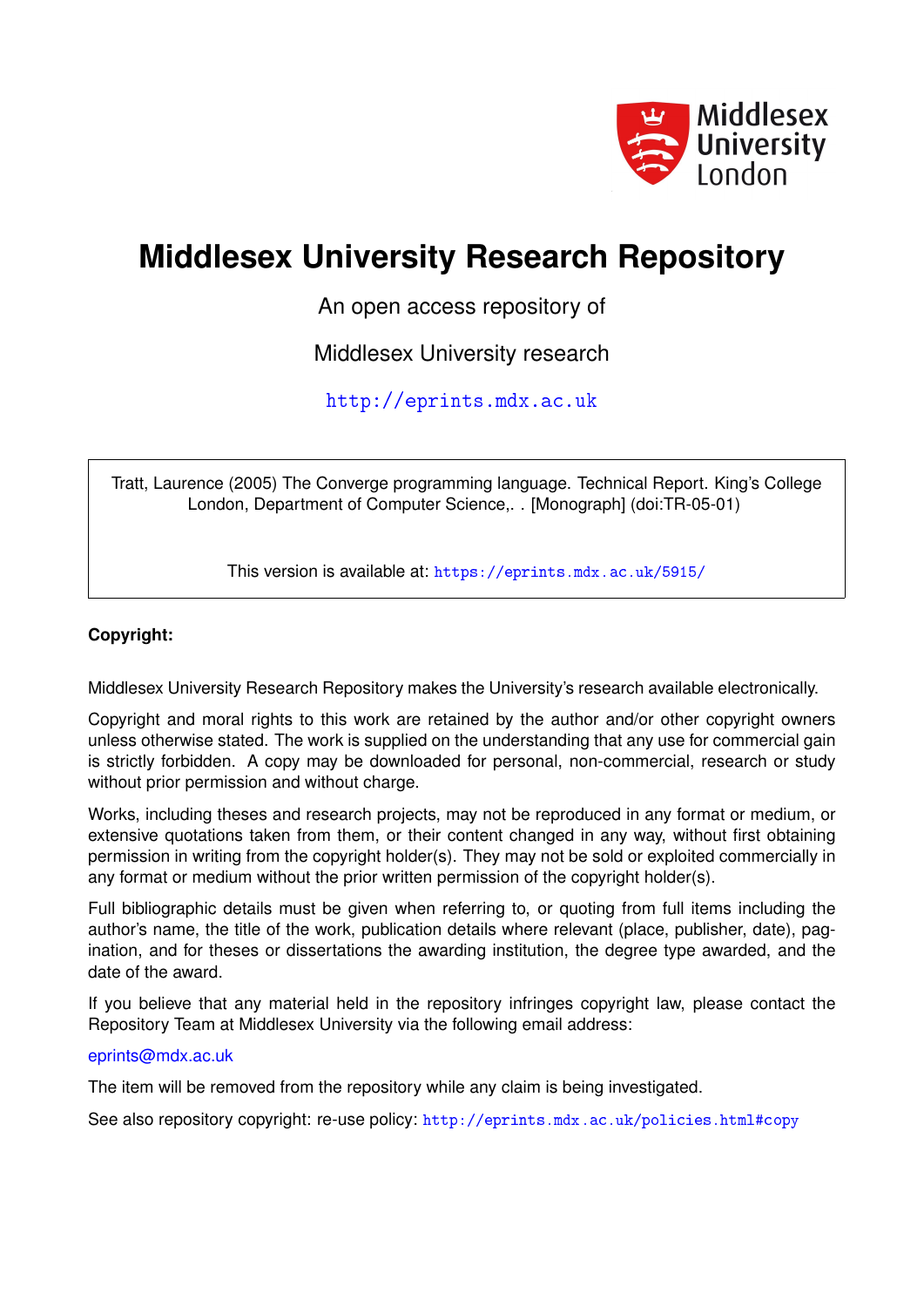Middlesex University London

# Middlesex University Research Repository

An open access repository of

Middlesex University research

http://eprints.mdx.ac.uk

Tratt, Laurence (2005) The Converge programming language. Technical Report. King's College London, Department of Computer Science,. . [Monograph] (doi:TR-05-01)

This version is available at: https://eprints.mdx.ac.uk/5915/

**Copyright:**

Middlesex University Research Repository makes the University's research available electronically.

Copyright and moral rights to this work are retained by the author and/or other copyright owners unless otherwise stated. The work is supplied on the understanding that any use for commercial gain is strictly forbidden. A copy may be downloaded for personal, non-commercial, research or study without prior permission and without charge.

Works, including theses and research projects, may not be reproduced in any format or medium, or extensive quotations taken from them, or their content changed in any way, without first obtaining permission in writing from the copyright holder(s). They may not be sold or exploited commercially in any format or medium without the prior written permission of the copyright holder(s).

Full bibliographic details must be given when referring to, or quoting from full items including the author's name, the title of the work, publication details where relevant (place, publisher, date), pagination, and for theses or dissertations the awarding institution, the degree type awarded, and the date of the award.

If you believe that any material held in the repository infringes copyright law, please contact the Repository Team at Middlesex University via the following email address:

eprints@mdx.ac.uk

The item will be removed from the repository while any claim is being investigated.

See also repository copyright: re-use policy: http://eprints.mdx.ac.uk/policies.html#copy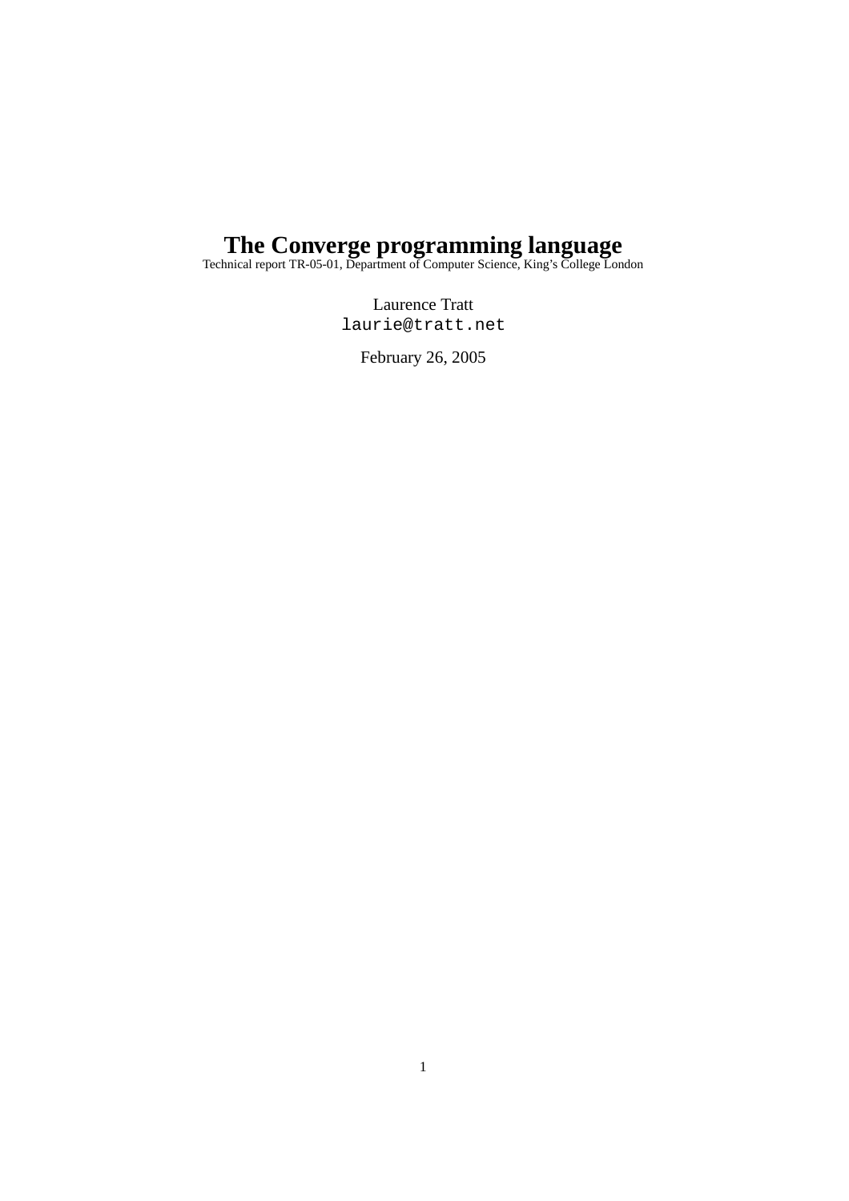# The Converge programming language

Technical report TR-05-01, Department of Computer Science, King's College London

Laurence Tratt
`laurie@tratt.net`

February 26, 2005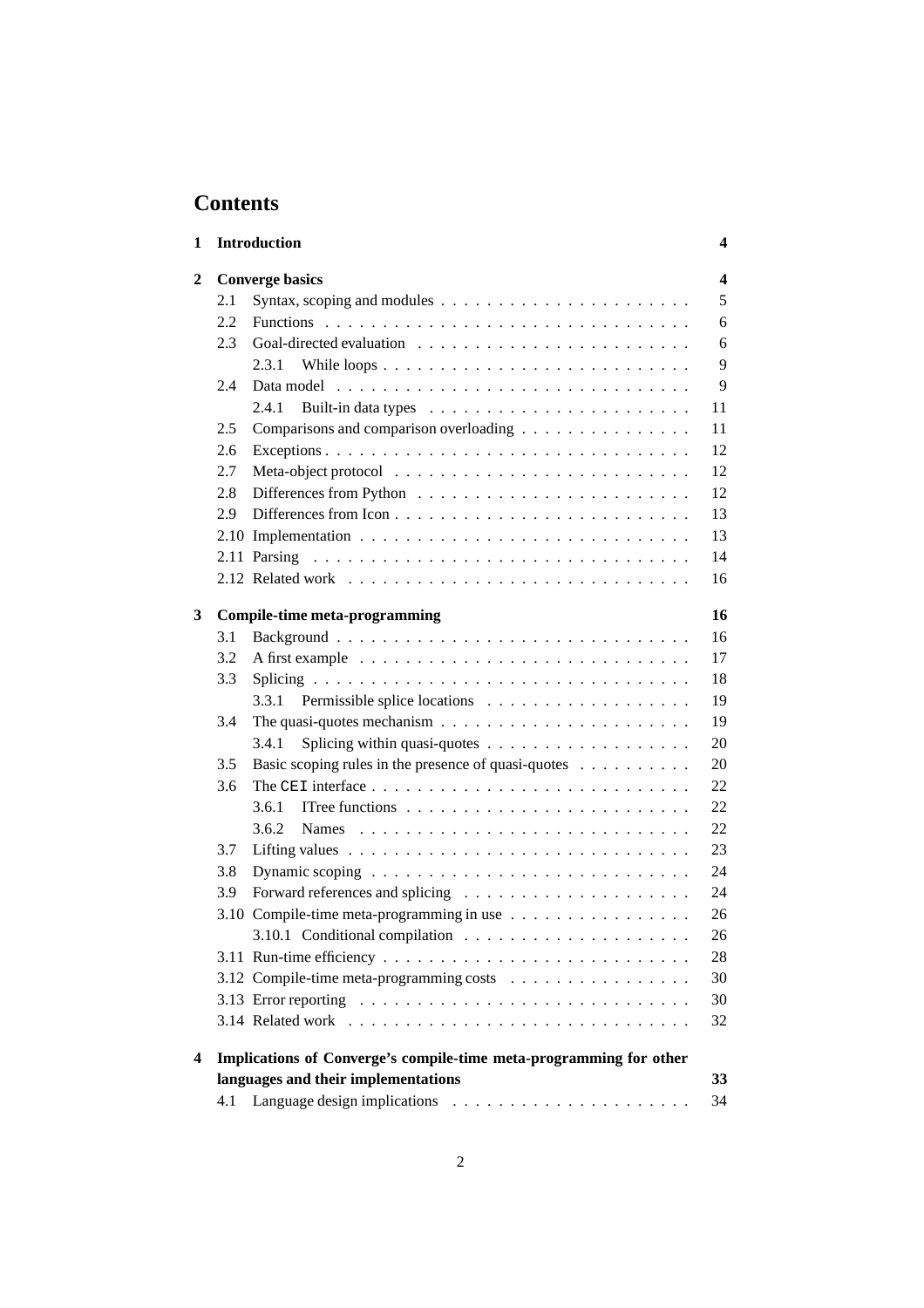# Contents

**1 Introduction** **4**

**2 Converge basics** **4**

- 2.1 Syntax, scoping and modules . . . . . . . . . . . . . . . . . . . . . . 5
- 2.2 Functions . . . . . . . . . . . . . . . . . . . . . . . . . . . . . . . . 6
- 2.3 Goal-directed evaluation . . . . . . . . . . . . . . . . . . . . . . . . 6
  - 2.3.1 While loops . . . . . . . . . . . . . . . . . . . . . . . . . . 9
- 2.4 Data model . . . . . . . . . . . . . . . . . . . . . . . . . . . . . . . 9
  - 2.4.1 Built-in data types . . . . . . . . . . . . . . . . . . . . . . 11
- 2.5 Comparisons and comparison overloading . . . . . . . . . . . . . . . 11
- 2.6 Exceptions . . . . . . . . . . . . . . . . . . . . . . . . . . . . . . . 12
- 2.7 Meta-object protocol . . . . . . . . . . . . . . . . . . . . . . . . . 12
- 2.8 Differences from Python . . . . . . . . . . . . . . . . . . . . . . . . 12
- 2.9 Differences from Icon . . . . . . . . . . . . . . . . . . . . . . . . . 13
- 2.10 Implementation . . . . . . . . . . . . . . . . . . . . . . . . . . . . 13
- 2.11 Parsing . . . . . . . . . . . . . . . . . . . . . . . . . . . . . . . . 14
- 2.12 Related work . . . . . . . . . . . . . . . . . . . . . . . . . . . . . 16

**3 Compile-time meta-programming** **16**

- 3.1 Background . . . . . . . . . . . . . . . . . . . . . . . . . . . . . . . 16
- 3.2 A first example . . . . . . . . . . . . . . . . . . . . . . . . . . . . . 17
- 3.3 Splicing . . . . . . . . . . . . . . . . . . . . . . . . . . . . . . . . . 18
  - 3.3.1 Permissible splice locations . . . . . . . . . . . . . . . . . . 19
- 3.4 The quasi-quotes mechanism . . . . . . . . . . . . . . . . . . . . . . 19
  - 3.4.1 Splicing within quasi-quotes . . . . . . . . . . . . . . . . . . 20
- 3.5 Basic scoping rules in the presence of quasi-quotes . . . . . . . . . . 20
- 3.6 The `CEI` interface . . . . . . . . . . . . . . . . . . . . . . . . . . . 22
  - 3.6.1 ITree functions . . . . . . . . . . . . . . . . . . . . . . . . . 22
  - 3.6.2 Names . . . . . . . . . . . . . . . . . . . . . . . . . . . . . 22
- 3.7 Lifting values . . . . . . . . . . . . . . . . . . . . . . . . . . . . . . 23
- 3.8 Dynamic scoping . . . . . . . . . . . . . . . . . . . . . . . . . . . . 24
- 3.9 Forward references and splicing . . . . . . . . . . . . . . . . . . . . 24
- 3.10 Compile-time meta-programming in use . . . . . . . . . . . . . . . . 26
  - 3.10.1 Conditional compilation . . . . . . . . . . . . . . . . . . . . 26
- 3.11 Run-time efficiency . . . . . . . . . . . . . . . . . . . . . . . . . . . 28
- 3.12 Compile-time meta-programming costs . . . . . . . . . . . . . . . . 30
- 3.13 Error reporting . . . . . . . . . . . . . . . . . . . . . . . . . . . . . 30
- 3.14 Related work . . . . . . . . . . . . . . . . . . . . . . . . . . . . . . 32

**4 Implications of Converge's compile-time meta-programming for other languages and their implementations** **33**

- 4.1 Language design implications . . . . . . . . . . . . . . . . . . . . . 34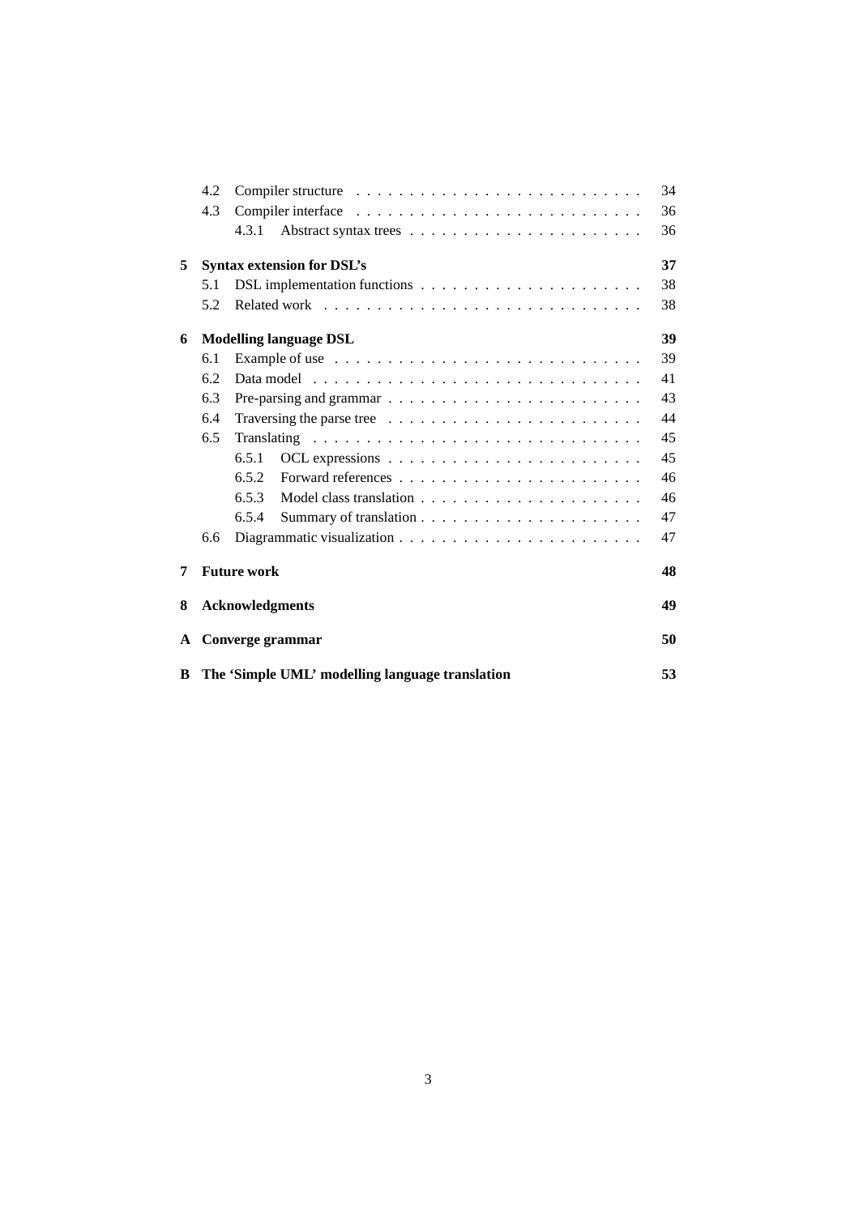- 4.2 Compiler structure . . . 34
- 4.3 Compiler interface . . . 36
  - 4.3.1 Abstract syntax trees . . . 36

**5 Syntax extension for DSL's** **37**

- 5.1 DSL implementation functions . . . 38
- 5.2 Related work . . . 38

**6 Modelling language DSL** **39**

- 6.1 Example of use . . . 39
- 6.2 Data model . . . 41
- 6.3 Pre-parsing and grammar . . . 43
- 6.4 Traversing the parse tree . . . 44
- 6.5 Translating . . . 45
  - 6.5.1 OCL expressions . . . 45
  - 6.5.2 Forward references . . . 46
  - 6.5.3 Model class translation . . . 46
  - 6.5.4 Summary of translation . . . 47
- 6.6 Diagrammatic visualization . . . 47

**7 Future work** **48**

**8 Acknowledgments** **49**

**A Converge grammar** **50**

**B The 'Simple UML' modelling language translation** **53**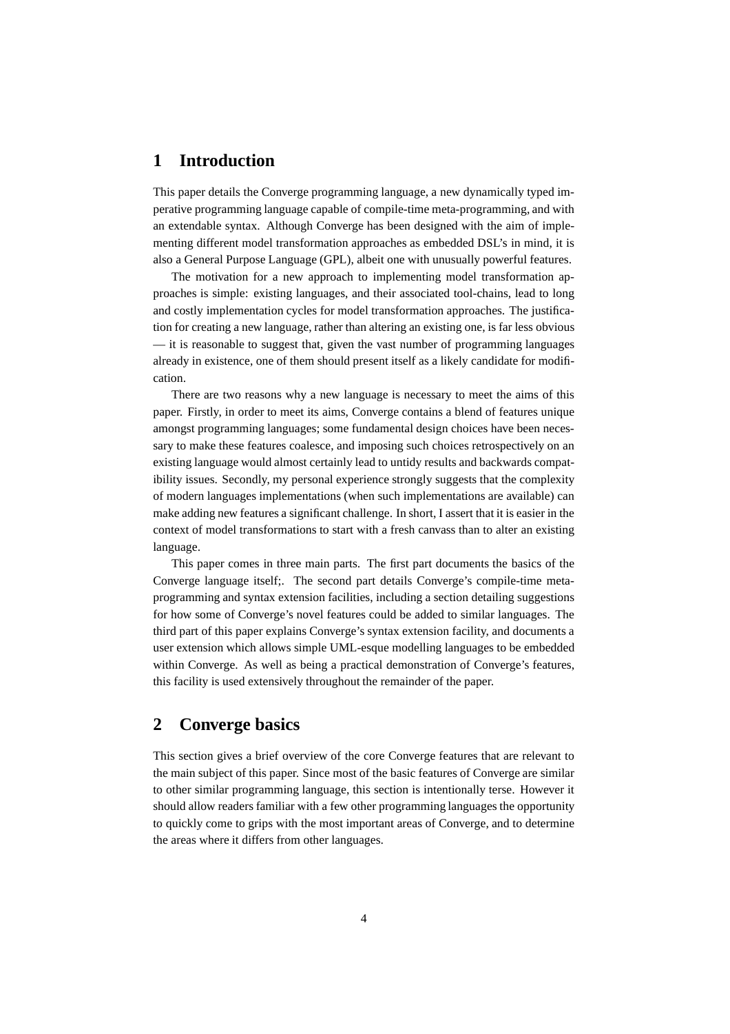# 1 Introduction

This paper details the Converge programming language, a new dynamically typed imperative programming language capable of compile-time meta-programming, and with an extendable syntax. Although Converge has been designed with the aim of implementing different model transformation approaches as embedded DSL's in mind, it is also a General Purpose Language (GPL), albeit one with unusually powerful features.

The motivation for a new approach to implementing model transformation approaches is simple: existing languages, and their associated tool-chains, lead to long and costly implementation cycles for model transformation approaches. The justification for creating a new language, rather than altering an existing one, is far less obvious — it is reasonable to suggest that, given the vast number of programming languages already in existence, one of them should present itself as a likely candidate for modification.

There are two reasons why a new language is necessary to meet the aims of this paper. Firstly, in order to meet its aims, Converge contains a blend of features unique amongst programming languages; some fundamental design choices have been necessary to make these features coalesce, and imposing such choices retrospectively on an existing language would almost certainly lead to untidy results and backwards compatibility issues. Secondly, my personal experience strongly suggests that the complexity of modern languages implementations (when such implementations are available) can make adding new features a significant challenge. In short, I assert that it is easier in the context of model transformations to start with a fresh canvass than to alter an existing language.

This paper comes in three main parts. The first part documents the basics of the Converge language itself;. The second part details Converge's compile-time meta-programming and syntax extension facilities, including a section detailing suggestions for how some of Converge's novel features could be added to similar languages. The third part of this paper explains Converge's syntax extension facility, and documents a user extension which allows simple UML-esque modelling languages to be embedded within Converge. As well as being a practical demonstration of Converge's features, this facility is used extensively throughout the remainder of the paper.

# 2 Converge basics

This section gives a brief overview of the core Converge features that are relevant to the main subject of this paper. Since most of the basic features of Converge are similar to other similar programming language, this section is intentionally terse. However it should allow readers familiar with a few other programming languages the opportunity to quickly come to grips with the most important areas of Converge, and to determine the areas where it differs from other languages.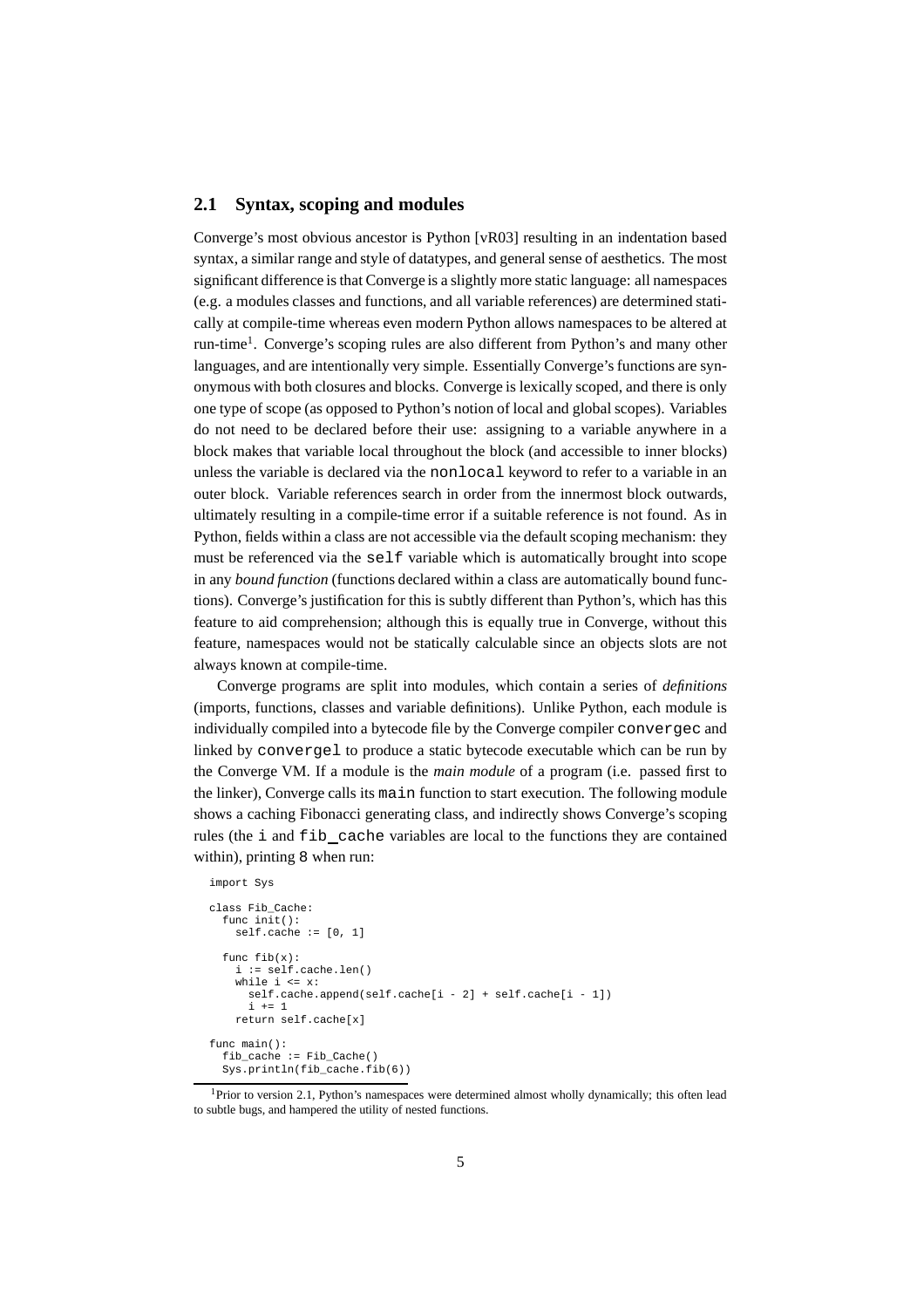## 2.1 Syntax, scoping and modules

Converge's most obvious ancestor is Python [vR03] resulting in an indentation based syntax, a similar range and style of datatypes, and general sense of aesthetics. The most significant difference is that Converge is a slightly more static language: all namespaces (e.g. a modules classes and functions, and all variable references) are determined statically at compile-time whereas even modern Python allows namespaces to be altered at run-time[1]. Converge's scoping rules are also different from Python's and many other languages, and are intentionally very simple. Essentially Converge's functions are synonymous with both closures and blocks. Converge is lexically scoped, and there is only one type of scope (as opposed to Python's notion of local and global scopes). Variables do not need to be declared before their use: assigning to a variable anywhere in a block makes that variable local throughout the block (and accessible to inner blocks) unless the variable is declared via the `nonlocal` keyword to refer to a variable in an outer block. Variable references search in order from the innermost block outwards, ultimately resulting in a compile-time error if a suitable reference is not found. As in Python, fields within a class are not accessible via the default scoping mechanism: they must be referenced via the `self` variable which is automatically brought into scope in any *bound function* (functions declared within a class are automatically bound functions). Converge's justification for this is subtly different than Python's, which has this feature to aid comprehension; although this is equally true in Converge, without this feature, namespaces would not be statically calculable since an objects slots are not always known at compile-time.

Converge programs are split into modules, which contain a series of *definitions* (imports, functions, classes and variable definitions). Unlike Python, each module is individually compiled into a bytecode file by the Converge compiler `convergec` and linked by `convergel` to produce a static bytecode executable which can be run by the Converge VM. If a module is the *main module* of a program (i.e. passed first to the linker), Converge calls its `main` function to start execution. The following module shows a caching Fibonacci generating class, and indirectly shows Converge's scoping rules (the `i` and `fib_cache` variables are local to the functions they are contained within), printing `8` when run:

```
import Sys

class Fib_Cache:
  func init():
    self.cache := [0, 1]

  func fib(x):
    i := self.cache.len()
    while i <= x:
      self.cache.append(self.cache[i - 2] + self.cache[i - 1])
      i += 1
    return self.cache[x]

func main():
  fib_cache := Fib_Cache()
  Sys.println(fib_cache.fib(6))
```

[1] Prior to version 2.1, Python's namespaces were determined almost wholly dynamically; this often lead to subtle bugs, and hampered the utility of nested functions.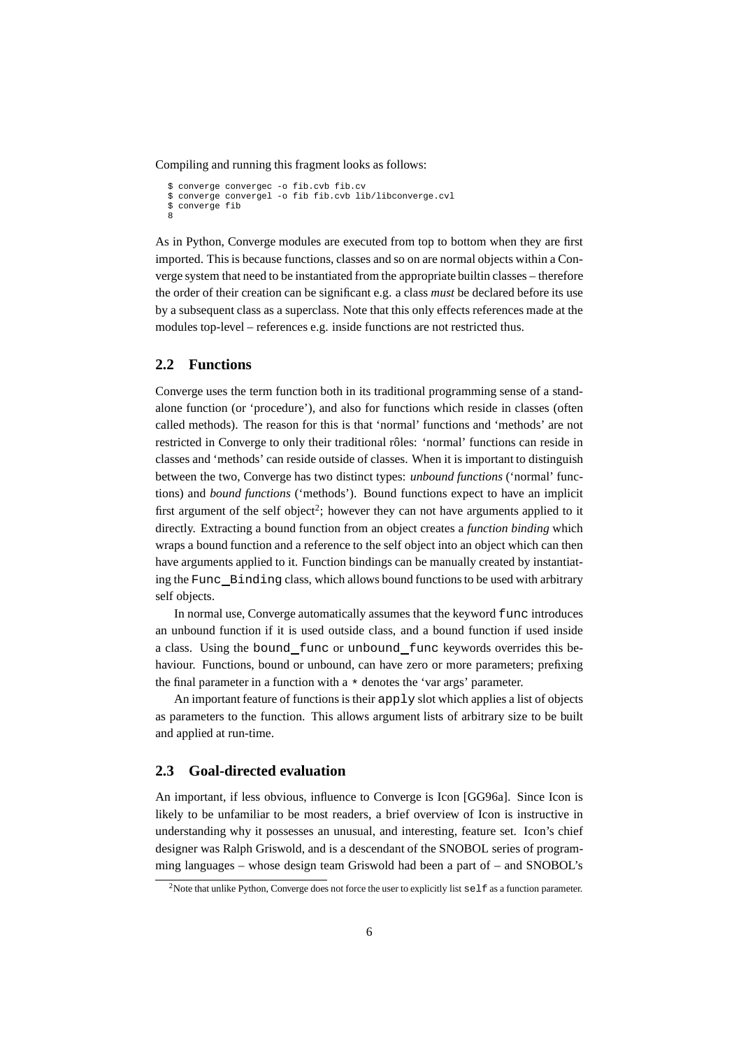Compiling and running this fragment looks as follows:

```
$ converge convergec -o fib.cvb fib.cv
$ converge convergel -o fib fib.cvb lib/libconverge.cvl
$ converge fib
8
```

As in Python, Converge modules are executed from top to bottom when they are first imported. This is because functions, classes and so on are normal objects within a Converge system that need to be instantiated from the appropriate builtin classes – therefore the order of their creation can be significant e.g. a class *must* be declared before its use by a subsequent class as a superclass. Note that this only effects references made at the modules top-level – references e.g. inside functions are not restricted thus.

## 2.2 Functions

Converge uses the term function both in its traditional programming sense of a standalone function (or 'procedure'), and also for functions which reside in classes (often called methods). The reason for this is that 'normal' functions and 'methods' are not restricted in Converge to only their traditional rôles: 'normal' functions can reside in classes and 'methods' can reside outside of classes. When it is important to distinguish between the two, Converge has two distinct types: *unbound functions* ('normal' functions) and *bound functions* ('methods'). Bound functions expect to have an implicit first argument of the self object[2]; however they can not have arguments applied to it directly. Extracting a bound function from an object creates a *function binding* which wraps a bound function and a reference to the self object into an object which can then have arguments applied to it. Function bindings can be manually created by instantiating the `Func_Binding` class, which allows bound functions to be used with arbitrary self objects.

In normal use, Converge automatically assumes that the keyword `func` introduces an unbound function if it is used outside class, and a bound function if used inside a class. Using the `bound_func` or `unbound_func` keywords overrides this behaviour. Functions, bound or unbound, can have zero or more parameters; prefixing the final parameter in a function with a `*` denotes the 'var args' parameter.

An important feature of functions is their `apply` slot which applies a list of objects as parameters to the function. This allows argument lists of arbitrary size to be built and applied at run-time.

## 2.3 Goal-directed evaluation

An important, if less obvious, influence to Converge is Icon [GG96a]. Since Icon is likely to be unfamiliar to be most readers, a brief overview of Icon is instructive in understanding why it possesses an unusual, and interesting, feature set. Icon's chief designer was Ralph Griswold, and is a descendant of the SNOBOL series of programming languages – whose design team Griswold had been a part of – and SNOBOL's

[2] Note that unlike Python, Converge does not force the user to explicitly list `self` as a function parameter.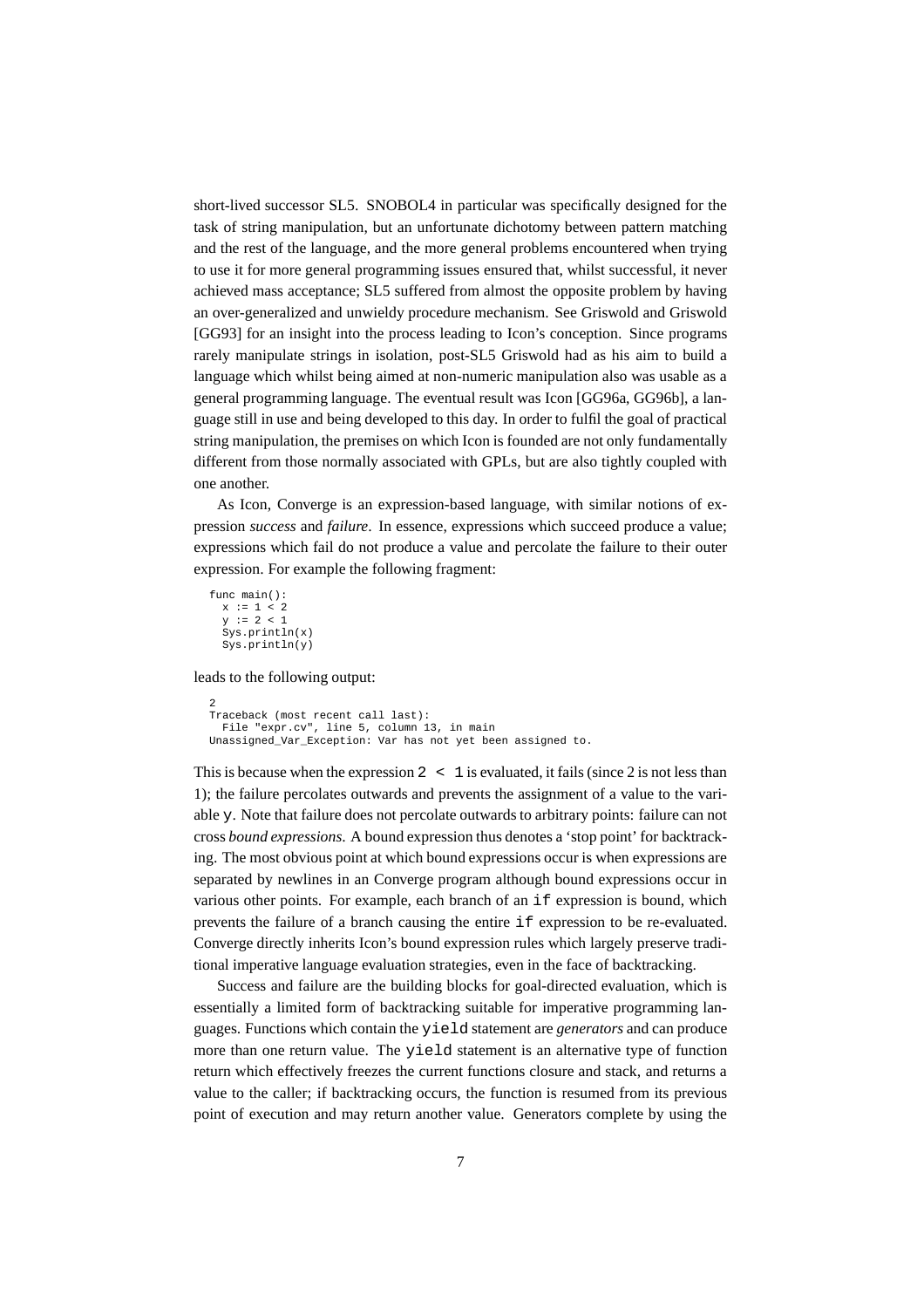short-lived successor SL5. SNOBOL4 in particular was specifically designed for the task of string manipulation, but an unfortunate dichotomy between pattern matching and the rest of the language, and the more general problems encountered when trying to use it for more general programming issues ensured that, whilst successful, it never achieved mass acceptance; SL5 suffered from almost the opposite problem by having an over-generalized and unwieldy procedure mechanism. See Griswold and Griswold [GG93] for an insight into the process leading to Icon's conception. Since programs rarely manipulate strings in isolation, post-SL5 Griswold had as his aim to build a language which whilst being aimed at non-numeric manipulation also was usable as a general programming language. The eventual result was Icon [GG96a, GG96b], a language still in use and being developed to this day. In order to fulfil the goal of practical string manipulation, the premises on which Icon is founded are not only fundamentally different from those normally associated with GPLs, but are also tightly coupled with one another.

As Icon, Converge is an expression-based language, with similar notions of expression *success* and *failure*. In essence, expressions which succeed produce a value; expressions which fail do not produce a value and percolate the failure to their outer expression. For example the following fragment:

```
func main():
  x := 1 < 2
  y := 2 < 1
  Sys.println(x)
  Sys.println(y)
```

leads to the following output:

```
2
Traceback (most recent call last):
  File "expr.cv", line 5, column 13, in main
Unassigned_Var_Exception: Var has not yet been assigned to.
```

This is because when the expression `2 < 1` is evaluated, it fails (since 2 is not less than 1); the failure percolates outwards and prevents the assignment of a value to the variable `y`. Note that failure does not percolate outwards to arbitrary points: failure can not cross *bound expressions*. A bound expression thus denotes a 'stop point' for backtracking. The most obvious point at which bound expressions occur is when expressions are separated by newlines in an Converge program although bound expressions occur in various other points. For example, each branch of an `if` expression is bound, which prevents the failure of a branch causing the entire `if` expression to be re-evaluated. Converge directly inherits Icon's bound expression rules which largely preserve traditional imperative language evaluation strategies, even in the face of backtracking.

Success and failure are the building blocks for goal-directed evaluation, which is essentially a limited form of backtracking suitable for imperative programming languages. Functions which contain the `yield` statement are *generators* and can produce more than one return value. The `yield` statement is an alternative type of function return which effectively freezes the current functions closure and stack, and returns a value to the caller; if backtracking occurs, the function is resumed from its previous point of execution and may return another value. Generators complete by using the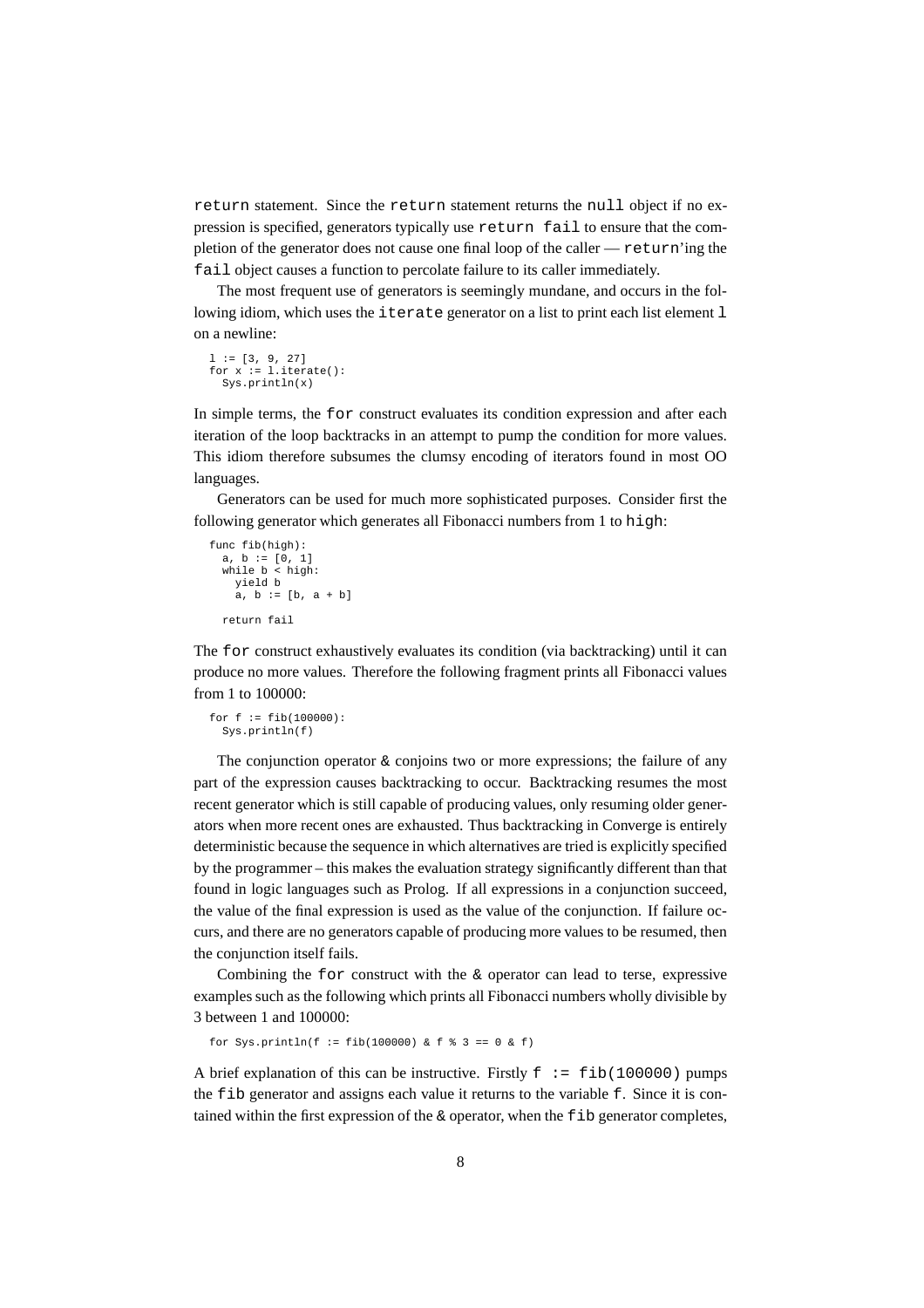`return` statement. Since the `return` statement returns the `null` object if no expression is specified, generators typically use `return fail` to ensure that the completion of the generator does not cause one final loop of the caller — `return`'ing the `fail` object causes a function to percolate failure to its caller immediately.

The most frequent use of generators is seemingly mundane, and occurs in the following idiom, which uses the `iterate` generator on a list to print each list element `l` on a newline:

```
l := [3, 9, 27]
for x := l.iterate():
  Sys.println(x)
```

In simple terms, the `for` construct evaluates its condition expression and after each iteration of the loop backtracks in an attempt to pump the condition for more values. This idiom therefore subsumes the clumsy encoding of iterators found in most OO languages.

Generators can be used for much more sophisticated purposes. Consider first the following generator which generates all Fibonacci numbers from 1 to `high`:

```
func fib(high):
  a, b := [0, 1]
  while b < high:
    yield b
    a, b := [b, a + b]

  return fail
```

The `for` construct exhaustively evaluates its condition (via backtracking) until it can produce no more values. Therefore the following fragment prints all Fibonacci values from 1 to 100000:

```
for f := fib(100000):
  Sys.println(f)
```

The conjunction operator `&` conjoins two or more expressions; the failure of any part of the expression causes backtracking to occur. Backtracking resumes the most recent generator which is still capable of producing values, only resuming older generators when more recent ones are exhausted. Thus backtracking in Converge is entirely deterministic because the sequence in which alternatives are tried is explicitly specified by the programmer – this makes the evaluation strategy significantly different than that found in logic languages such as Prolog. If all expressions in a conjunction succeed, the value of the final expression is used as the value of the conjunction. If failure occurs, and there are no generators capable of producing more values to be resumed, then the conjunction itself fails.

Combining the `for` construct with the `&` operator can lead to terse, expressive examples such as the following which prints all Fibonacci numbers wholly divisible by 3 between 1 and 100000:

```
for Sys.println(f := fib(100000) & f % 3 == 0 & f)
```

A brief explanation of this can be instructive. Firstly `f := fib(100000)` pumps the `fib` generator and assigns each value it returns to the variable `f`. Since it is contained within the first expression of the `&` operator, when the `fib` generator completes,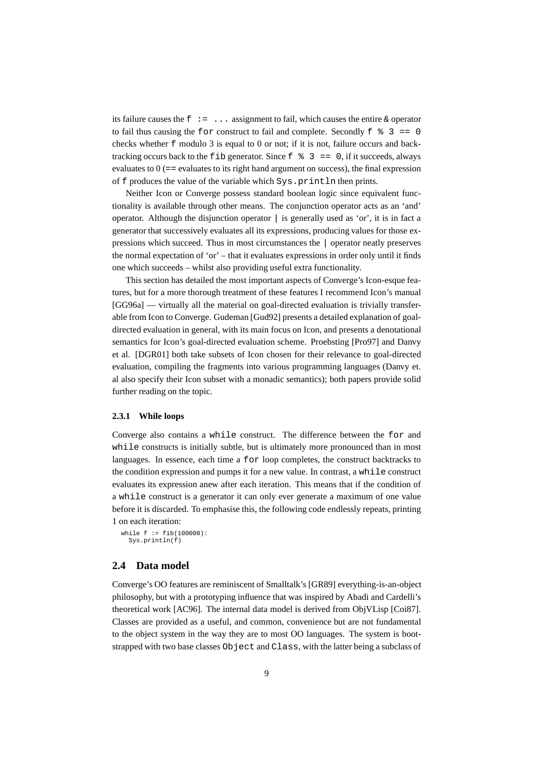its failure causes the `f := ...` assignment to fail, which causes the entire & operator to fail thus causing the `for` construct to fail and complete. Secondly `f % 3 == 0` checks whether `f` modulo 3 is equal to 0 or not; if it is not, failure occurs and backtracking occurs back to the `fib` generator. Since `f % 3 == 0`, if it succeeds, always evaluates to 0 (== evaluates to its right hand argument on success), the final expression of `f` produces the value of the variable which `Sys.println` then prints.

Neither Icon or Converge possess standard boolean logic since equivalent functionality is available through other means. The conjunction operator acts as an 'and' operator. Although the disjunction operator `|` is generally used as 'or', it is in fact a generator that successively evaluates all its expressions, producing values for those expressions which succeed. Thus in most circumstances the `|` operator neatly preserves the normal expectation of 'or' – that it evaluates expressions in order only until it finds one which succeeds – whilst also providing useful extra functionality.

This section has detailed the most important aspects of Converge's Icon-esque features, but for a more thorough treatment of these features I recommend Icon's manual [GG96a] — virtually all the material on goal-directed evaluation is trivially transferable from Icon to Converge. Gudeman [Gud92] presents a detailed explanation of goal-directed evaluation in general, with its main focus on Icon, and presents a denotational semantics for Icon's goal-directed evaluation scheme. Proebsting [Pro97] and Danvy et al. [DGR01] both take subsets of Icon chosen for their relevance to goal-directed evaluation, compiling the fragments into various programming languages (Danvy et. al also specify their Icon subset with a monadic semantics); both papers provide solid further reading on the topic.

#### 2.3.1 While loops

Converge also contains a `while` construct. The difference between the `for` and `while` constructs is initially subtle, but is ultimately more pronounced than in most languages. In essence, each time a `for` loop completes, the construct backtracks to the condition expression and pumps it for a new value. In contrast, a `while` construct evaluates its expression anew after each iteration. This means that if the condition of a `while` construct is a generator it can only ever generate a maximum of one value before it is discarded. To emphasise this, the following code endlessly repeats, printing 1 on each iteration:

```
while f := fib(100000):
  Sys.println(f)
```

### 2.4 Data model

Converge's OO features are reminiscent of Smalltalk's [GR89] everything-is-an-object philosophy, but with a prototyping influence that was inspired by Abadi and Cardelli's theoretical work [AC96]. The internal data model is derived from ObjVLisp [Coi87]. Classes are provided as a useful, and common, convenience but are not fundamental to the object system in the way they are to most OO languages. The system is bootstrapped with two base classes `Object` and `Class`, with the latter being a subclass of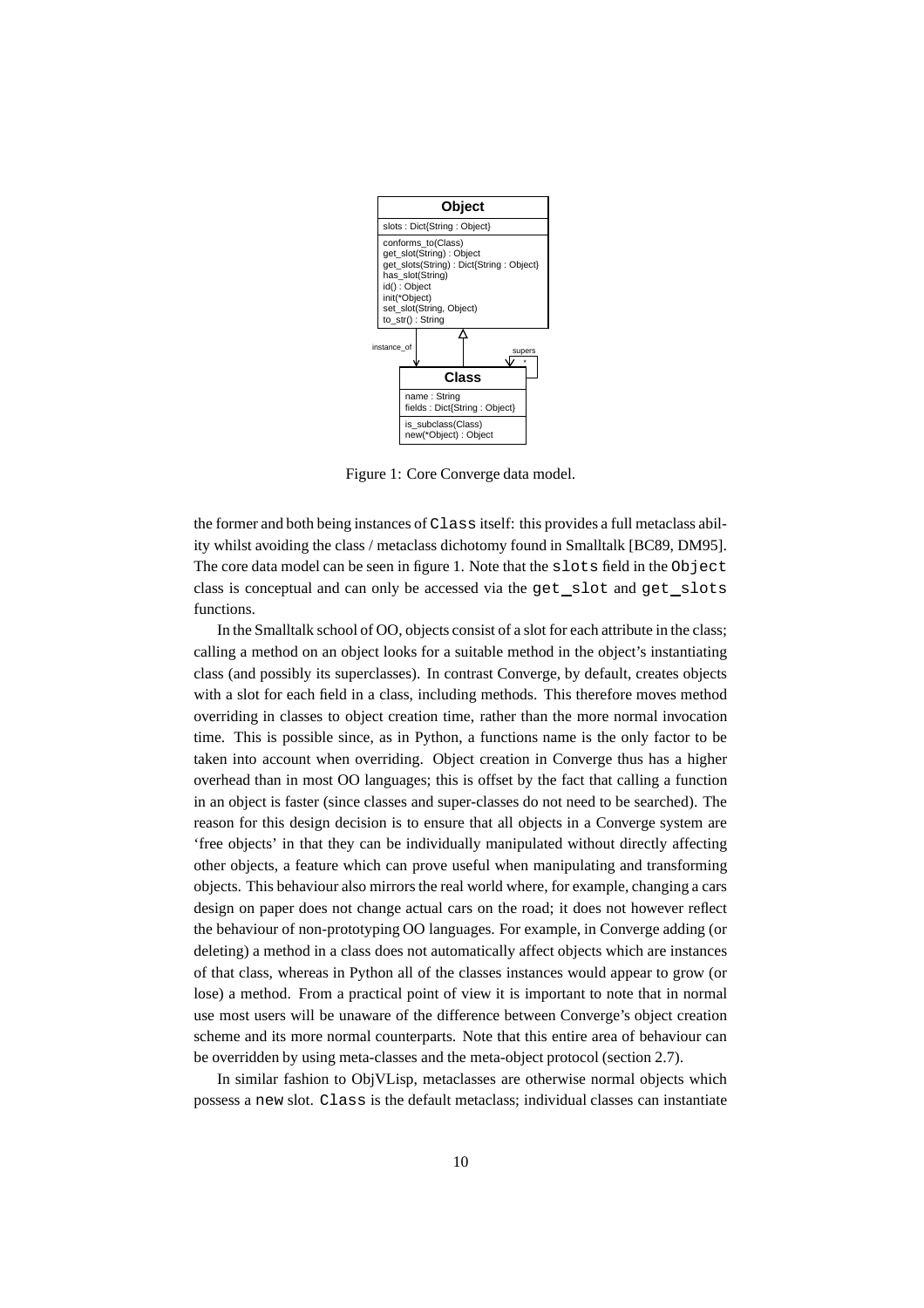Figure 1: Core Converge data model.

the former and both being instances of `Class` itself: this provides a full metaclass ability whilst avoiding the class / metaclass dichotomy found in Smalltalk [BC89, DM95]. The core data model can be seen in figure 1. Note that the `slots` field in the `Object` class is conceptual and can only be accessed via the `get_slot` and `get_slots` functions.

In the Smalltalk school of OO, objects consist of a slot for each attribute in the class; calling a method on an object looks for a suitable method in the object's instantiating class (and possibly its superclasses). In contrast Converge, by default, creates objects with a slot for each field in a class, including methods. This therefore moves method overriding in classes to object creation time, rather than the more normal invocation time. This is possible since, as in Python, a functions name is the only factor to be taken into account when overriding. Object creation in Converge thus has a higher overhead than in most OO languages; this is offset by the fact that calling a function in an object is faster (since classes and super-classes do not need to be searched). The reason for this design decision is to ensure that all objects in a Converge system are 'free objects' in that they can be individually manipulated without directly affecting other objects, a feature which can prove useful when manipulating and transforming objects. This behaviour also mirrors the real world where, for example, changing a cars design on paper does not change actual cars on the road; it does not however reflect the behaviour of non-prototyping OO languages. For example, in Converge adding (or deleting) a method in a class does not automatically affect objects which are instances of that class, whereas in Python all of the classes instances would appear to grow (or lose) a method. From a practical point of view it is important to note that in normal use most users will be unaware of the difference between Converge's object creation scheme and its more normal counterparts. Note that this entire area of behaviour can be overridden by using meta-classes and the meta-object protocol (section 2.7).

In similar fashion to ObjVLisp, metaclasses are otherwise normal objects which possess a `new` slot. `Class` is the default metaclass; individual classes can instantiate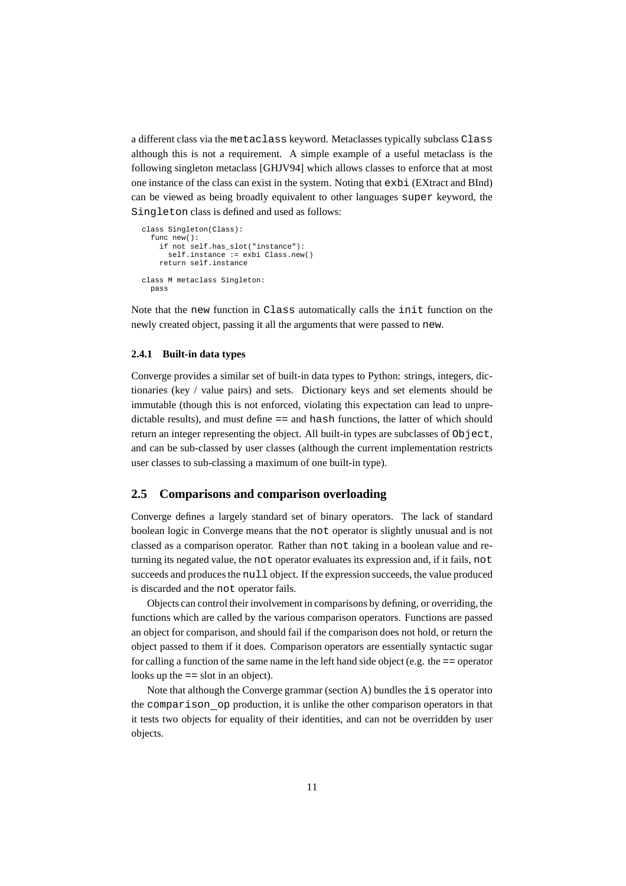a different class via the `metaclass` keyword. Metaclasses typically subclass `Class` although this is not a requirement. A simple example of a useful metaclass is the following singleton metaclass [GHJV94] which allows classes to enforce that at most one instance of the class can exist in the system. Noting that `exbi` (EXtract and BInd) can be viewed as being broadly equivalent to other languages `super` keyword, the `Singleton` class is defined and used as follows:

```
class Singleton(Class):
  func new():
    if not self.has_slot("instance"):
      self.instance := exbi Class.new()
    return self.instance

class M metaclass Singleton:
  pass
```

Note that the `new` function in `Class` automatically calls the `init` function on the newly created object, passing it all the arguments that were passed to `new`.

#### 2.4.1 Built-in data types

Converge provides a similar set of built-in data types to Python: strings, integers, dictionaries (key / value pairs) and sets. Dictionary keys and set elements should be immutable (though this is not enforced, violating this expectation can lead to unpredictable results), and must define `==` and `hash` functions, the latter of which should return an integer representing the object. All built-in types are subclasses of `Object`, and can be sub-classed by user classes (although the current implementation restricts user classes to sub-classing a maximum of one built-in type).

### 2.5 Comparisons and comparison overloading

Converge defines a largely standard set of binary operators. The lack of standard boolean logic in Converge means that the `not` operator is slightly unusual and is not classed as a comparison operator. Rather than `not` taking in a boolean value and returning its negated value, the `not` operator evaluates its expression and, if it fails, `not` succeeds and produces the `null` object. If the expression succeeds, the value produced is discarded and the `not` operator fails.

Objects can control their involvement in comparisons by defining, or overriding, the functions which are called by the various comparison operators. Functions are passed an object for comparison, and should fail if the comparison does not hold, or return the object passed to them if it does. Comparison operators are essentially syntactic sugar for calling a function of the same name in the left hand side object (e.g. the `==` operator looks up the `==` slot in an object).

Note that although the Converge grammar (section A) bundles the `is` operator into the `comparison_op` production, it is unlike the other comparison operators in that it tests two objects for equality of their identities, and can not be overridden by user objects.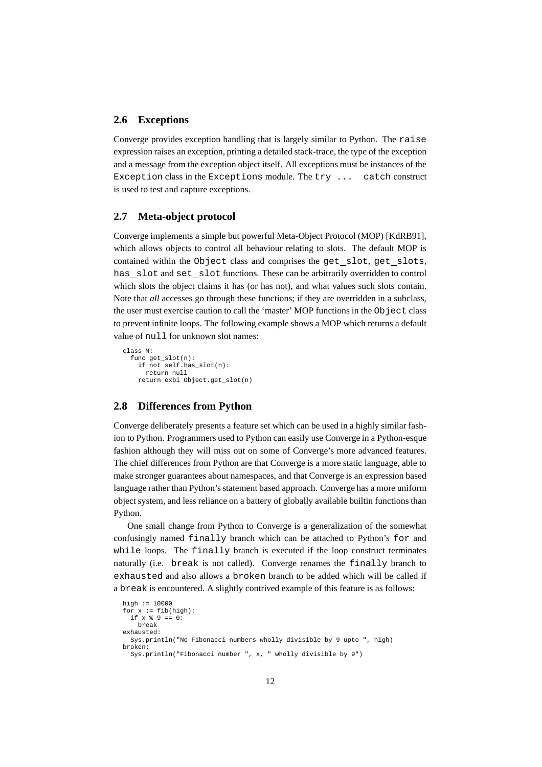## 2.6 Exceptions

Converge provides exception handling that is largely similar to Python. The `raise` expression raises an exception, printing a detailed stack-trace, the type of the exception and a message from the exception object itself. All exceptions must be instances of the `Exception` class in the `Exceptions` module. The `try ... catch` construct is used to test and capture exceptions.

## 2.7 Meta-object protocol

Converge implements a simple but powerful Meta-Object Protocol (MOP) [KdRB91], which allows objects to control all behaviour relating to slots. The default MOP is contained within the `Object` class and comprises the `get_slot`, `get_slots`, `has_slot` and `set_slot` functions. These can be arbitrarily overridden to control which slots the object claims it has (or has not), and what values such slots contain. Note that *all* accesses go through these functions; if they are overridden in a subclass, the user must exercise caution to call the 'master' MOP functions in the `Object` class to prevent infinite loops. The following example shows a MOP which returns a default value of `null` for unknown slot names:

```
class M:
  func get_slot(n):
    if not self.has_slot(n):
      return null
    return exbi Object.get_slot(n)
```

## 2.8 Differences from Python

Converge deliberately presents a feature set which can be used in a highly similar fashion to Python. Programmers used to Python can easily use Converge in a Python-esque fashion although they will miss out on some of Converge's more advanced features. The chief differences from Python are that Converge is a more static language, able to make stronger guarantees about namespaces, and that Converge is an expression based language rather than Python's statement based approach. Converge has a more uniform object system, and less reliance on a battery of globally available builtin functions than Python.

One small change from Python to Converge is a generalization of the somewhat confusingly named `finally` branch which can be attached to Python's `for` and `while` loops. The `finally` branch is executed if the loop construct terminates naturally (i.e. `break` is not called). Converge renames the `finally` branch to `exhausted` and also allows a `broken` branch to be added which will be called if a `break` is encountered. A slightly contrived example of this feature is as follows:

```
high := 10000
for x := fib(high):
  if x % 9 == 0:
    break
exhausted:
  Sys.println("No Fibonacci numbers wholly divisible by 9 upto ", high)
broken:
  Sys.println("Fibonacci number ", x, " wholly divisible by 9")
```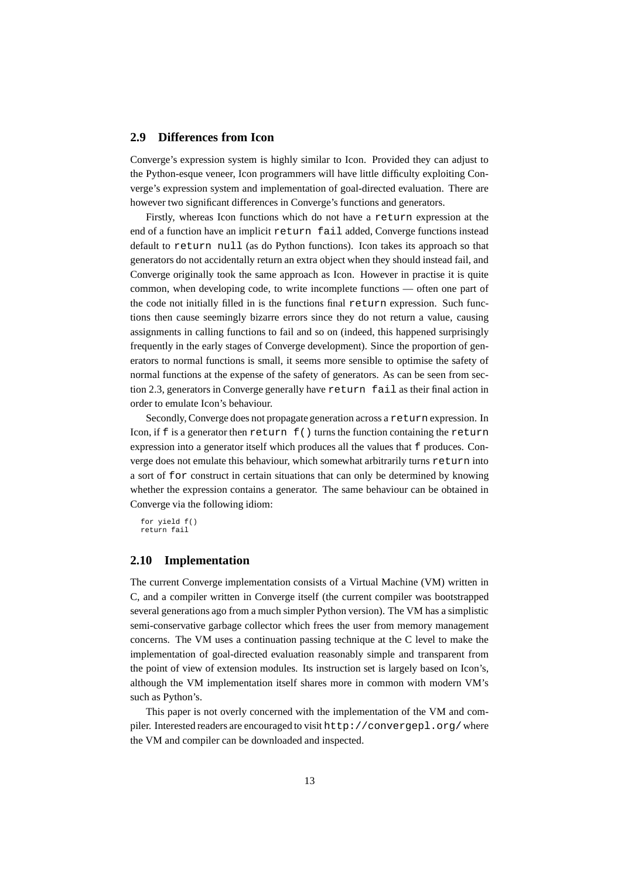## 2.9 Differences from Icon

Converge's expression system is highly similar to Icon. Provided they can adjust to the Python-esque veneer, Icon programmers will have little difficulty exploiting Converge's expression system and implementation of goal-directed evaluation. There are however two significant differences in Converge's functions and generators.

Firstly, whereas Icon functions which do not have a `return` expression at the end of a function have an implicit `return fail` added, Converge functions instead default to `return null` (as do Python functions). Icon takes its approach so that generators do not accidentally return an extra object when they should instead fail, and Converge originally took the same approach as Icon. However in practise it is quite common, when developing code, to write incomplete functions — often one part of the code not initially filled in is the functions final `return` expression. Such functions then cause seemingly bizarre errors since they do not return a value, causing assignments in calling functions to fail and so on (indeed, this happened surprisingly frequently in the early stages of Converge development). Since the proportion of generators to normal functions is small, it seems more sensible to optimise the safety of normal functions at the expense of the safety of generators. As can be seen from section 2.3, generators in Converge generally have `return fail` as their final action in order to emulate Icon's behaviour.

Secondly, Converge does not propagate generation across a `return` expression. In Icon, if `f` is a generator then `return f()` turns the function containing the `return` expression into a generator itself which produces all the values that `f` produces. Converge does not emulate this behaviour, which somewhat arbitrarily turns `return` into a sort of `for` construct in certain situations that can only be determined by knowing whether the expression contains a generator. The same behaviour can be obtained in Converge via the following idiom:

```
for yield f()
return fail
```

## 2.10 Implementation

The current Converge implementation consists of a Virtual Machine (VM) written in C, and a compiler written in Converge itself (the current compiler was bootstrapped several generations ago from a much simpler Python version). The VM has a simplistic semi-conservative garbage collector which frees the user from memory management concerns. The VM uses a continuation passing technique at the C level to make the implementation of goal-directed evaluation reasonably simple and transparent from the point of view of extension modules. Its instruction set is largely based on Icon's, although the VM implementation itself shares more in common with modern VM's such as Python's.

This paper is not overly concerned with the implementation of the VM and compiler. Interested readers are encouraged to visit `http://convergepl.org/` where the VM and compiler can be downloaded and inspected.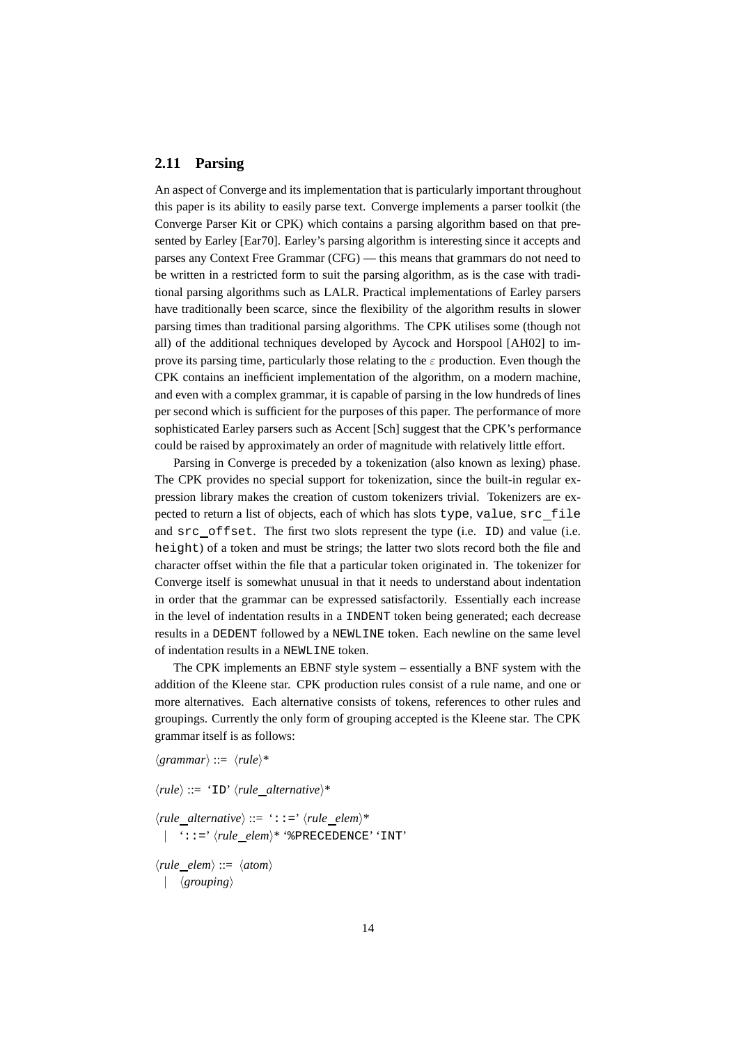## 2.11 Parsing

An aspect of Converge and its implementation that is particularly important throughout this paper is its ability to easily parse text. Converge implements a parser toolkit (the Converge Parser Kit or CPK) which contains a parsing algorithm based on that presented by Earley [Ear70]. Earley's parsing algorithm is interesting since it accepts and parses any Context Free Grammar (CFG) — this means that grammars do not need to be written in a restricted form to suit the parsing algorithm, as is the case with traditional parsing algorithms such as LALR. Practical implementations of Earley parsers have traditionally been scarce, since the flexibility of the algorithm results in slower parsing times than traditional parsing algorithms. The CPK utilises some (though not all) of the additional techniques developed by Aycock and Horspool [AH02] to improve its parsing time, particularly those relating to the $\varepsilon$ production. Even though the CPK contains an inefficient implementation of the algorithm, on a modern machine, and even with a complex grammar, it is capable of parsing in the low hundreds of lines per second which is sufficient for the purposes of this paper. The performance of more sophisticated Earley parsers such as Accent [Sch] suggest that the CPK's performance could be raised by approximately an order of magnitude with relatively little effort.

Parsing in Converge is preceded by a tokenization (also known as lexing) phase. The CPK provides no special support for tokenization, since the built-in regular expression library makes the creation of custom tokenizers trivial. Tokenizers are expected to return a list of objects, each of which has slots `type`, `value`, `src_file` and `src_offset`. The first two slots represent the type (i.e. `ID`) and value (i.e. `height`) of a token and must be strings; the latter two slots record both the file and character offset within the file that a particular token originated in. The tokenizer for Converge itself is somewhat unusual in that it needs to understand about indentation in order that the grammar can be expressed satisfactorily. Essentially each increase in the level of indentation results in a `INDENT` token being generated; each decrease results in a `DEDENT` followed by a `NEWLINE` token. Each newline on the same level of indentation results in a `NEWLINE` token.

The CPK implements an EBNF style system – essentially a BNF system with the addition of the Kleene star. CPK production rules consist of a rule name, and one or more alternatives. Each alternative consists of tokens, references to other rules and groupings. Currently the only form of grouping accepted is the Kleene star. The CPK grammar itself is as follows:

⟨*grammar*⟩ ::= ⟨*rule*⟩*

⟨*rule*⟩ ::= '`ID`' ⟨*rule_alternative*⟩*

⟨*rule_alternative*⟩ ::= '`::=`' ⟨*rule_elem*⟩*
  | '`::=`' ⟨*rule_elem*⟩* '`%PRECEDENCE`' '`INT`'

⟨*rule_elem*⟩ ::= ⟨*atom*⟩
  | ⟨*grouping*⟩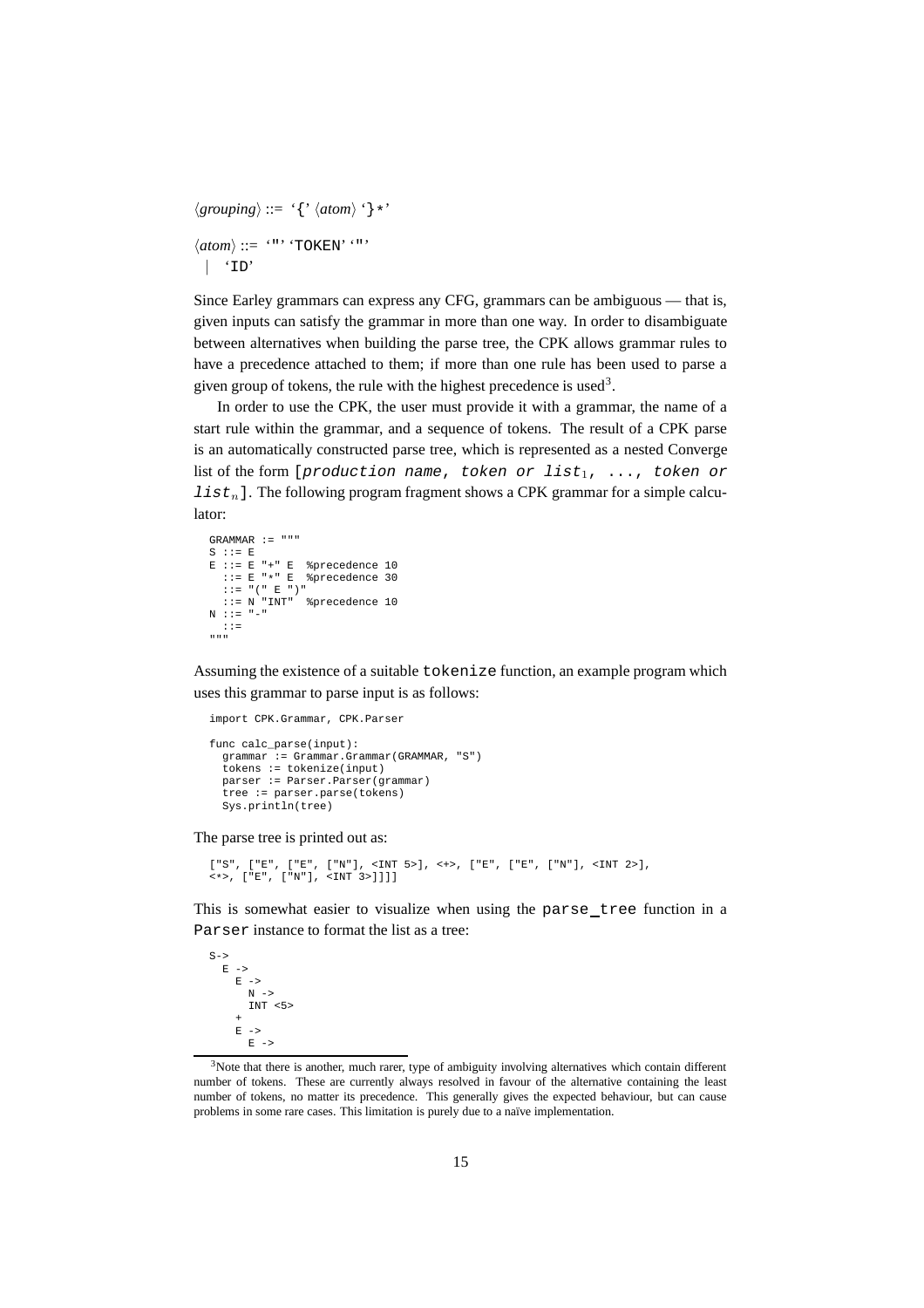⟨*grouping*⟩ ::= '{' ⟨*atom*⟩ '}*'

⟨*atom*⟩ ::= '"' 'TOKEN' '"'
  | 'ID'

Since Earley grammars can express any CFG, grammars can be ambiguous — that is, given inputs can satisfy the grammar in more than one way. In order to disambiguate between alternatives when building the parse tree, the CPK allows grammar rules to have a precedence attached to them; if more than one rule has been used to parse a given group of tokens, the rule with the highest precedence is used[3].

In order to use the CPK, the user must provide it with a grammar, the name of a start rule within the grammar, and a sequence of tokens. The result of a CPK parse is an automatically constructed parse tree, which is represented as a nested Converge list of the form `[`*`production name, token or list`*$_1$`, ...,` *`token or list`*$_n$`]`. The following program fragment shows a CPK grammar for a simple calculator:

```
GRAMMAR := """
S ::= E
E ::= E "+" E  %precedence 10
  ::= E "*" E  %precedence 30
  ::= "(" E ")"
  ::= N "INT"  %precedence 10
N ::= "-"
  ::=
"""
```

Assuming the existence of a suitable `tokenize` function, an example program which uses this grammar to parse input is as follows:

```
import CPK.Grammar, CPK.Parser

func calc_parse(input):
  grammar := Grammar.Grammar(GRAMMAR, "S")
  tokens := tokenize(input)
  parser := Parser.Parser(grammar)
  tree := parser.parse(tokens)
  Sys.println(tree)
```

The parse tree is printed out as:

```
["S", ["E", ["E", ["N"], <INT 5>], <+>, ["E", ["E", ["N"], <INT 2>],
<*>, ["E", ["N"], <INT 3>]]]]
```

This is somewhat easier to visualize when using the `parse_tree` function in a `Parser` instance to format the list as a tree:

```
S->
  E ->
    E ->
      N ->
      INT <5>
    +
    E ->
      E ->
```

[3]Note that there is another, much rarer, type of ambiguity involving alternatives which contain different number of tokens. These are currently always resolved in favour of the alternative containing the least number of tokens, no matter its precedence. This generally gives the expected behaviour, but can cause problems in some rare cases. This limitation is purely due to a naïve implementation.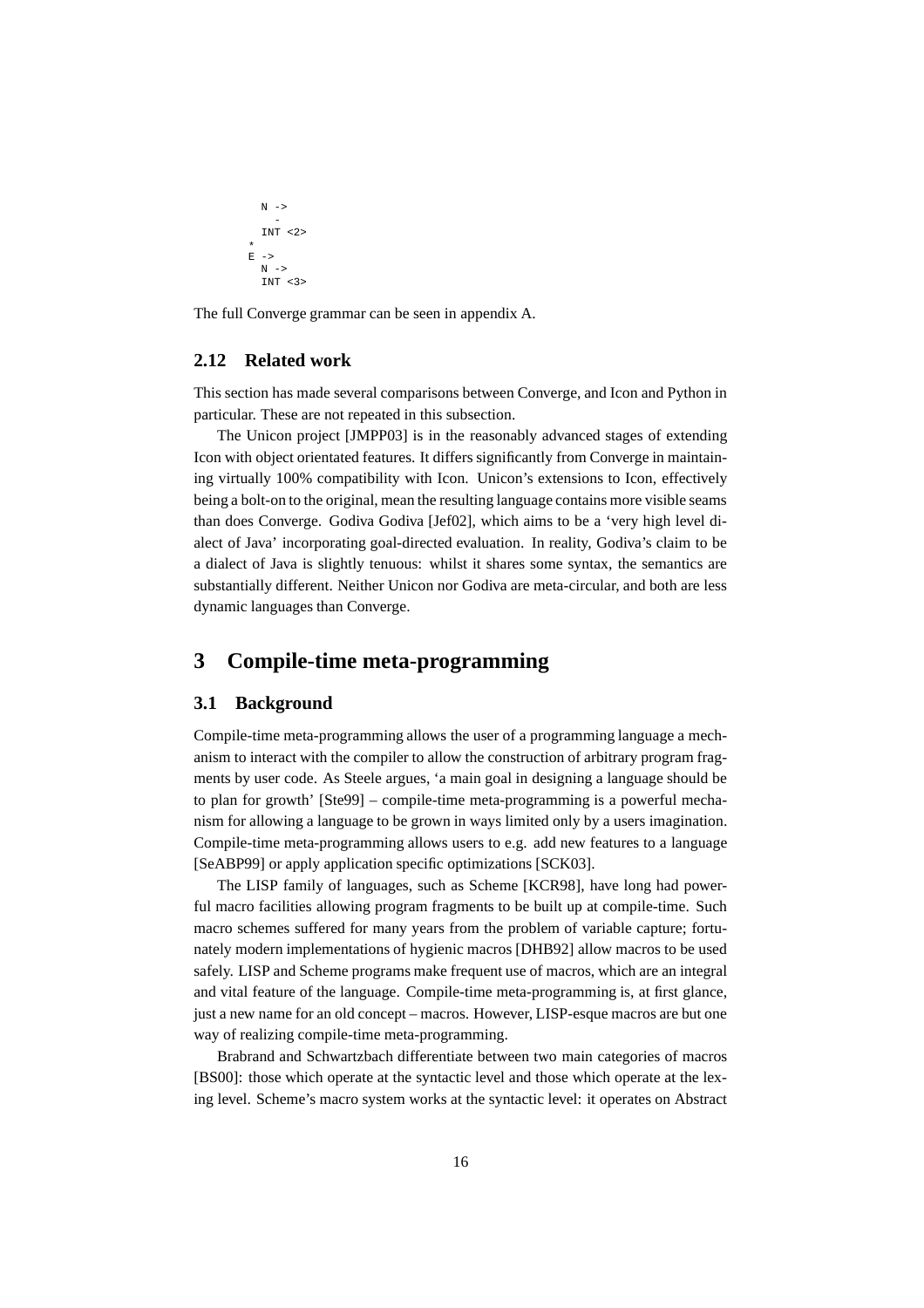```
    N ->
      -
    INT <2>
  *
  E ->
    N ->
    INT <3>
```

The full Converge grammar can be seen in appendix A.

### 2.12 Related work

This section has made several comparisons between Converge, and Icon and Python in particular. These are not repeated in this subsection.

The Unicon project [JMPP03] is in the reasonably advanced stages of extending Icon with object orientated features. It differs significantly from Converge in maintaining virtually 100% compatibility with Icon. Unicon's extensions to Icon, effectively being a bolt-on to the original, mean the resulting language contains more visible seams than does Converge. Godiva Godiva [Jef02], which aims to be a 'very high level dialect of Java' incorporating goal-directed evaluation. In reality, Godiva's claim to be a dialect of Java is slightly tenuous: whilst it shares some syntax, the semantics are substantially different. Neither Unicon nor Godiva are meta-circular, and both are less dynamic languages than Converge.

## 3 Compile-time meta-programming

### 3.1 Background

Compile-time meta-programming allows the user of a programming language a mechanism to interact with the compiler to allow the construction of arbitrary program fragments by user code. As Steele argues, 'a main goal in designing a language should be to plan for growth' [Ste99] – compile-time meta-programming is a powerful mechanism for allowing a language to be grown in ways limited only by a users imagination. Compile-time meta-programming allows users to e.g. add new features to a language [SeABP99] or apply application specific optimizations [SCK03].

The LISP family of languages, such as Scheme [KCR98], have long had powerful macro facilities allowing program fragments to be built up at compile-time. Such macro schemes suffered for many years from the problem of variable capture; fortunately modern implementations of hygienic macros [DHB92] allow macros to be used safely. LISP and Scheme programs make frequent use of macros, which are an integral and vital feature of the language. Compile-time meta-programming is, at first glance, just a new name for an old concept – macros. However, LISP-esque macros are but one way of realizing compile-time meta-programming.

Brabrand and Schwartzbach differentiate between two main categories of macros [BS00]: those which operate at the syntactic level and those which operate at the lexing level. Scheme's macro system works at the syntactic level: it operates on Abstract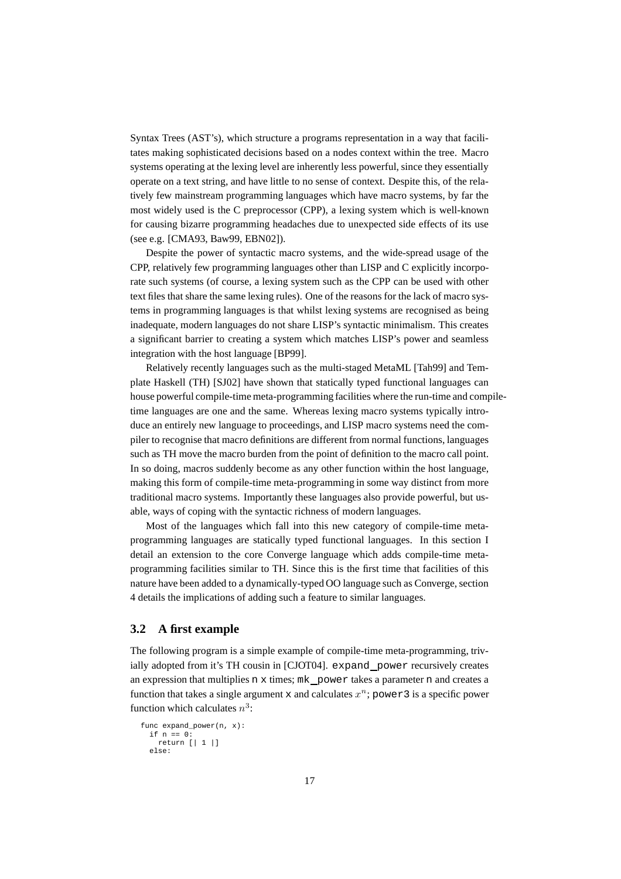Syntax Trees (AST's), which structure a programs representation in a way that facilitates making sophisticated decisions based on a nodes context within the tree. Macro systems operating at the lexing level are inherently less powerful, since they essentially operate on a text string, and have little to no sense of context. Despite this, of the relatively few mainstream programming languages which have macro systems, by far the most widely used is the C preprocessor (CPP), a lexing system which is well-known for causing bizarre programming headaches due to unexpected side effects of its use (see e.g. [CMA93, Baw99, EBN02]).

Despite the power of syntactic macro systems, and the wide-spread usage of the CPP, relatively few programming languages other than LISP and C explicitly incorporate such systems (of course, a lexing system such as the CPP can be used with other text files that share the same lexing rules). One of the reasons for the lack of macro systems in programming languages is that whilst lexing systems are recognised as being inadequate, modern languages do not share LISP's syntactic minimalism. This creates a significant barrier to creating a system which matches LISP's power and seamless integration with the host language [BP99].

Relatively recently languages such as the multi-staged MetaML [Tah99] and Template Haskell (TH) [SJ02] have shown that statically typed functional languages can house powerful compile-time meta-programming facilities where the run-time and compile-time languages are one and the same. Whereas lexing macro systems typically introduce an entirely new language to proceedings, and LISP macro systems need the compiler to recognise that macro definitions are different from normal functions, languages such as TH move the macro burden from the point of definition to the macro call point. In so doing, macros suddenly become as any other function within the host language, making this form of compile-time meta-programming in some way distinct from more traditional macro systems. Importantly these languages also provide powerful, but usable, ways of coping with the syntactic richness of modern languages.

Most of the languages which fall into this new category of compile-time meta-programming languages are statically typed functional languages. In this section I detail an extension to the core Converge language which adds compile-time meta-programming facilities similar to TH. Since this is the first time that facilities of this nature have been added to a dynamically-typed OO language such as Converge, section 4 details the implications of adding such a feature to similar languages.

## 3.2 A first example

The following program is a simple example of compile-time meta-programming, trivially adopted from it's TH cousin in [CJOT04]. `expand_power` recursively creates an expression that multiplies `n` `x` times; `mk_power` takes a parameter `n` and creates a function that takes a single argument `x` and calculates $x^n$; `power3` is a specific power function which calculates $n^3$:

```
func expand_power(n, x):
  if n == 0:
    return [| 1 |]
  else:
```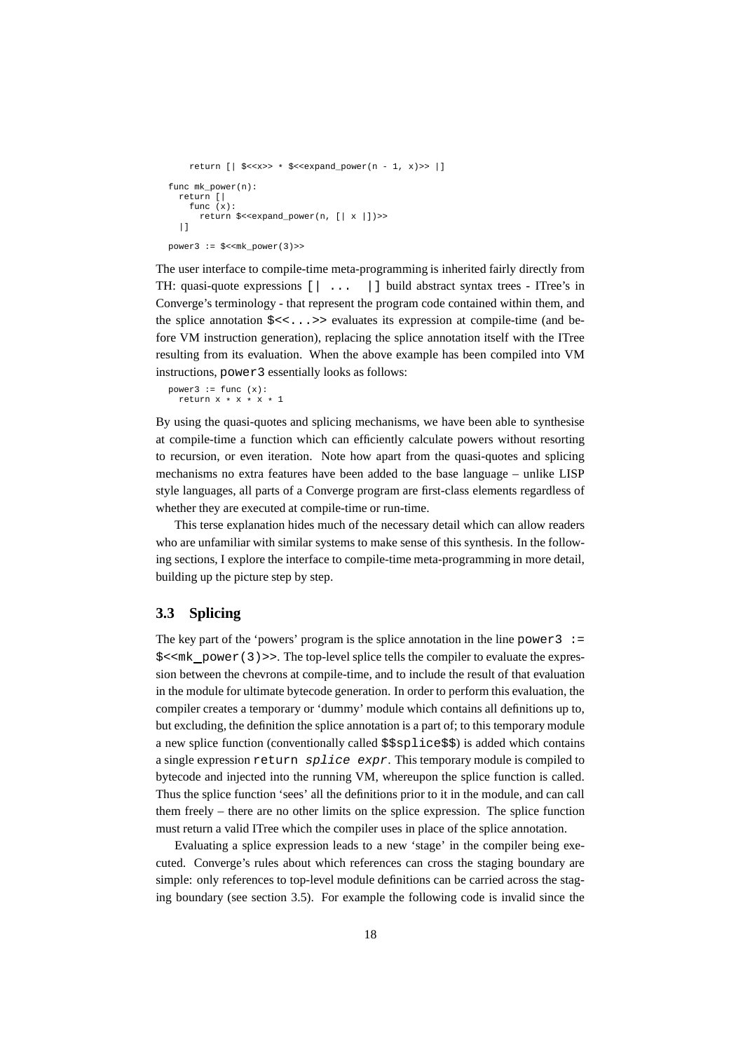```
    return [| $<<x>> * $<<expand_power(n - 1, x)>> |]

func mk_power(n):
  return [|
    func (x):
      return $<<expand_power(n, [| x |])>>
  |]

power3 := $<<mk_power(3)>>
```

The user interface to compile-time meta-programming is inherited fairly directly from TH: quasi-quote expressions `[| ... |]` build abstract syntax trees - ITree's in Converge's terminology - that represent the program code contained within them, and the splice annotation `$<<...>>` evaluates its expression at compile-time (and before VM instruction generation), replacing the splice annotation itself with the ITree resulting from its evaluation. When the above example has been compiled into VM instructions, `power3` essentially looks as follows:

```
power3 := func (x):
  return x * x * x * 1
```

By using the quasi-quotes and splicing mechanisms, we have been able to synthesise at compile-time a function which can efficiently calculate powers without resorting to recursion, or even iteration. Note how apart from the quasi-quotes and splicing mechanisms no extra features have been added to the base language – unlike LISP style languages, all parts of a Converge program are first-class elements regardless of whether they are executed at compile-time or run-time.

This terse explanation hides much of the necessary detail which can allow readers who are unfamiliar with similar systems to make sense of this synthesis. In the following sections, I explore the interface to compile-time meta-programming in more detail, building up the picture step by step.

## 3.3 Splicing

The key part of the 'powers' program is the splice annotation in the line `power3 := $<<mk_power(3)>>`. The top-level splice tells the compiler to evaluate the expression between the chevrons at compile-time, and to include the result of that evaluation in the module for ultimate bytecode generation. In order to perform this evaluation, the compiler creates a temporary or 'dummy' module which contains all definitions up to, but excluding, the definition the splice annotation is a part of; to this temporary module a new splice function (conventionally called `$$splice$$`) is added which contains a single expression `return` *`splice expr`*. This temporary module is compiled to bytecode and injected into the running VM, whereupon the splice function is called. Thus the splice function 'sees' all the definitions prior to it in the module, and can call them freely – there are no other limits on the splice expression. The splice function must return a valid ITree which the compiler uses in place of the splice annotation.

Evaluating a splice expression leads to a new 'stage' in the compiler being executed. Converge's rules about which references can cross the staging boundary are simple: only references to top-level module definitions can be carried across the staging boundary (see section 3.5). For example the following code is invalid since the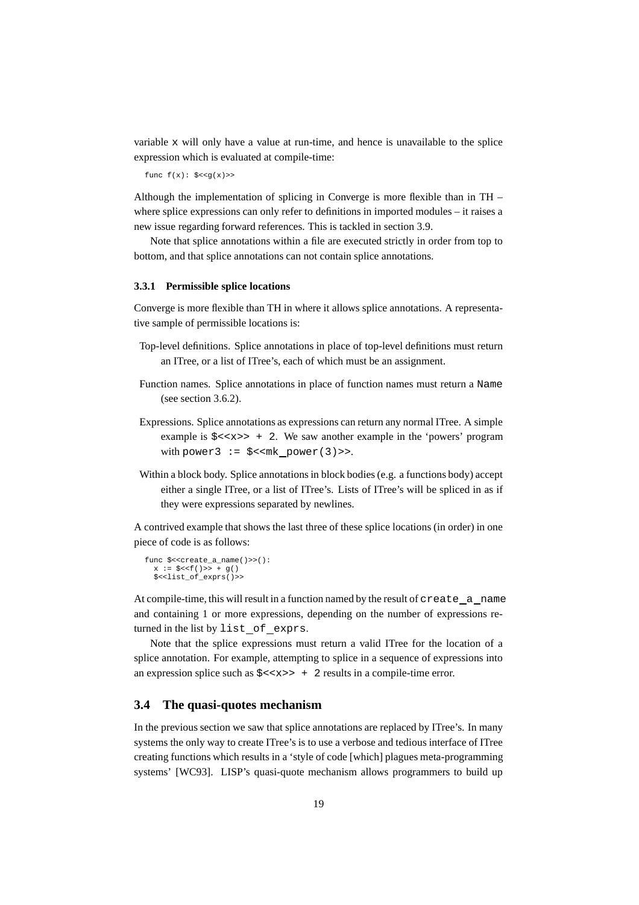variable `x` will only have a value at run-time, and hence is unavailable to the splice expression which is evaluated at compile-time:

```
func f(x): $<<g(x)>>
```

Although the implementation of splicing in Converge is more flexible than in TH – where splice expressions can only refer to definitions in imported modules – it raises a new issue regarding forward references. This is tackled in section 3.9.

Note that splice annotations within a file are executed strictly in order from top to bottom, and that splice annotations can not contain splice annotations.

### 3.3.1 Permissible splice locations

Converge is more flexible than TH in where it allows splice annotations. A representative sample of permissible locations is:

Top-level definitions. Splice annotations in place of top-level definitions must return an ITree, or a list of ITree's, each of which must be an assignment.

Function names. Splice annotations in place of function names must return a `Name` (see section 3.6.2).

Expressions. Splice annotations as expressions can return any normal ITree. A simple example is `$<<x>> + 2`. We saw another example in the 'powers' program with `power3 := $<<mk_power(3)>>`.

Within a block body. Splice annotations in block bodies (e.g. a functions body) accept either a single ITree, or a list of ITree's. Lists of ITree's will be spliced in as if they were expressions separated by newlines.

A contrived example that shows the last three of these splice locations (in order) in one piece of code is as follows:

```
func $<<create_a_name()>>():
  x := $<<f()>> + g()
  $<<list_of_exprs()>>
```

At compile-time, this will result in a function named by the result of `create_a_name` and containing 1 or more expressions, depending on the number of expressions returned in the list by `list_of_exprs`.

Note that the splice expressions must return a valid ITree for the location of a splice annotation. For example, attempting to splice in a sequence of expressions into an expression splice such as `$<<x>> + 2` results in a compile-time error.

## 3.4 The quasi-quotes mechanism

In the previous section we saw that splice annotations are replaced by ITree's. In many systems the only way to create ITree's is to use a verbose and tedious interface of ITree creating functions which results in a 'style of code [which] plagues meta-programming systems' [WC93]. LISP's quasi-quote mechanism allows programmers to build up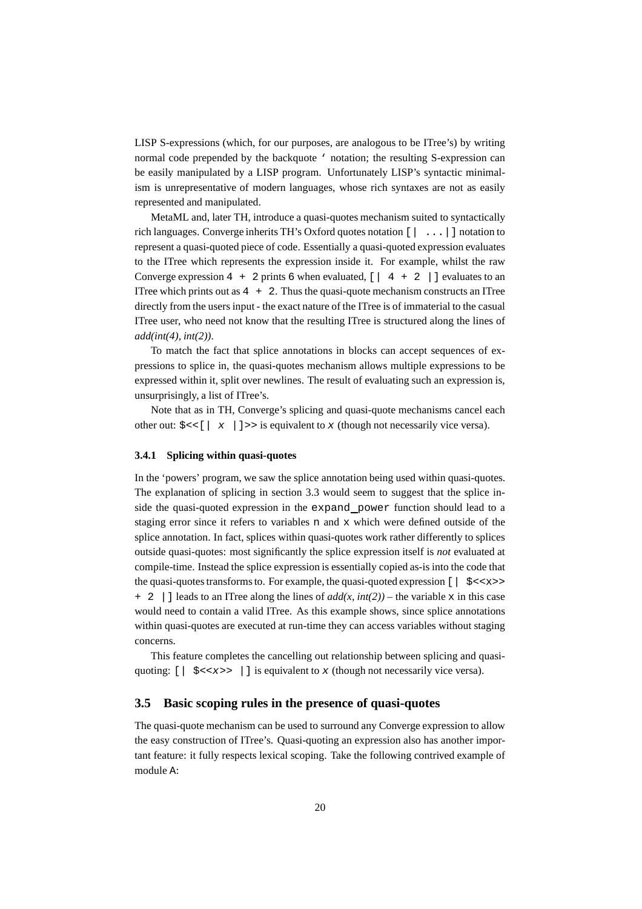LISP S-expressions (which, for our purposes, are analogous to be ITree's) by writing normal code prepended by the backquote ‘ notation; the resulting S-expression can be easily manipulated by a LISP program. Unfortunately LISP's syntactic minimalism is unrepresentative of modern languages, whose rich syntaxes are not as easily represented and manipulated.

MetaML and, later TH, introduce a quasi-quotes mechanism suited to syntactically rich languages. Converge inherits TH's Oxford quotes notation `[| ...|]` notation to represent a quasi-quoted piece of code. Essentially a quasi-quoted expression evaluates to the ITree which represents the expression inside it. For example, whilst the raw Converge expression `4 + 2` prints `6` when evaluated, `[| 4 + 2 |]` evaluates to an ITree which prints out as `4 + 2`. Thus the quasi-quote mechanism constructs an ITree directly from the users input - the exact nature of the ITree is of immaterial to the casual ITree user, who need not know that the resulting ITree is structured along the lines of *add(int(4), int(2))*.

To match the fact that splice annotations in blocks can accept sequences of expressions to splice in, the quasi-quotes mechanism allows multiple expressions to be expressed within it, split over newlines. The result of evaluating such an expression is, unsurprisingly, a list of ITree's.

Note that as in TH, Converge's splicing and quasi-quote mechanisms cancel each other out: `$<<[| x |]>>` is equivalent to `x` (though not necessarily vice versa).

### 3.4.1 Splicing within quasi-quotes

In the 'powers' program, we saw the splice annotation being used within quasi-quotes. The explanation of splicing in section 3.3 would seem to suggest that the splice inside the quasi-quoted expression in the `expand_power` function should lead to a staging error since it refers to variables `n` and `x` which were defined outside of the splice annotation. In fact, splices within quasi-quotes work rather differently to splices outside quasi-quotes: most significantly the splice expression itself is *not* evaluated at compile-time. Instead the splice expression is essentially copied as-is into the code that the quasi-quotes transforms to. For example, the quasi-quoted expression `[| $<<x>> + 2 |]` leads to an ITree along the lines of *add(x, int(2))* – the variable `x` in this case would need to contain a valid ITree. As this example shows, since splice annotations within quasi-quotes are executed at run-time they can access variables without staging concerns.

This feature completes the cancelling out relationship between splicing and quasi-quoting: `[| $<<x>> |]` is equivalent to `x` (though not necessarily vice versa).

## 3.5 Basic scoping rules in the presence of quasi-quotes

The quasi-quote mechanism can be used to surround any Converge expression to allow the easy construction of ITree's. Quasi-quoting an expression also has another important feature: it fully respects lexical scoping. Take the following contrived example of module `A`: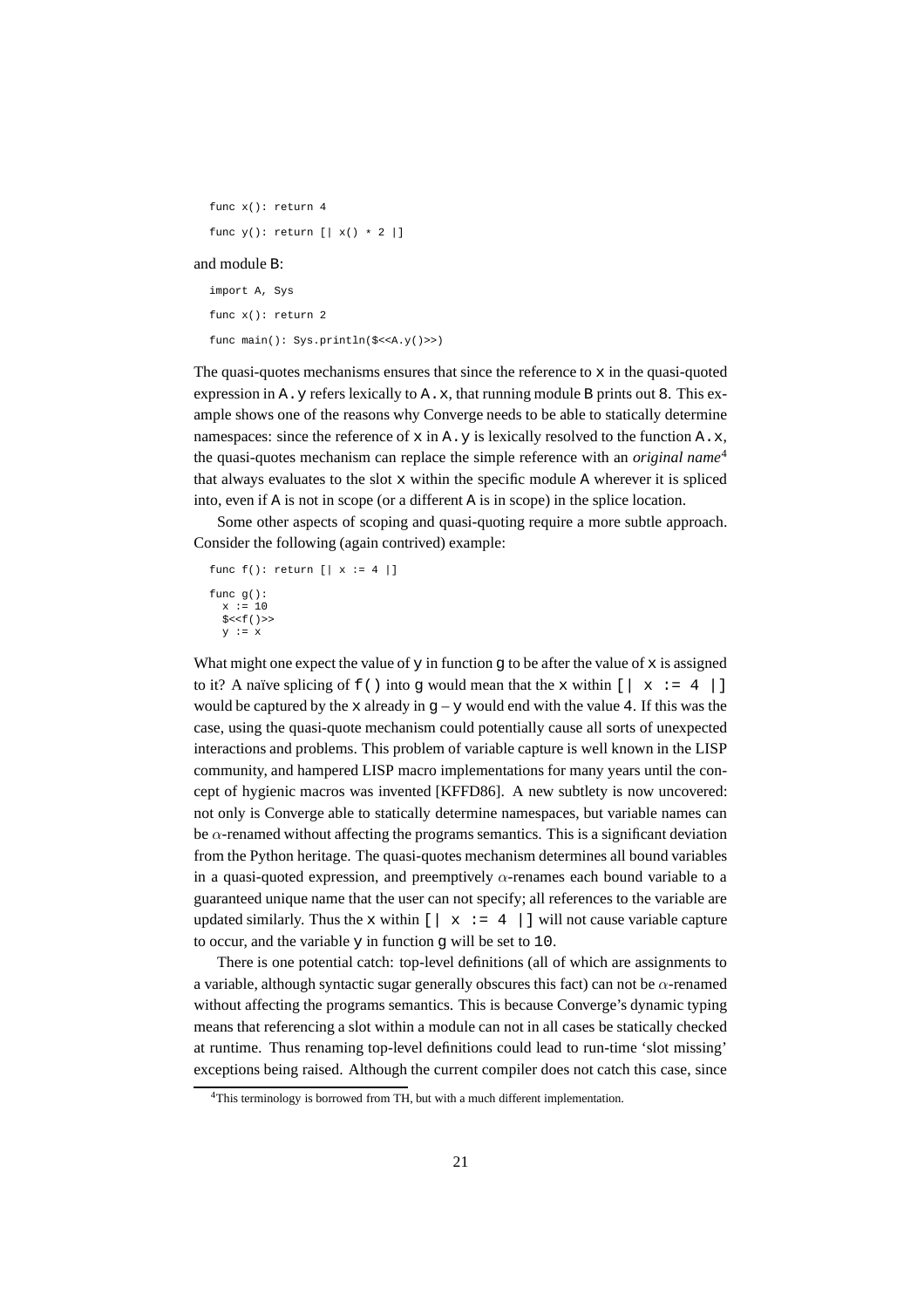```
func x(): return 4

func y(): return [| x() * 2 |]
```

and module `B`:

```
import A, Sys

func x(): return 2

func main(): Sys.println($<<A.y()>>)
```

The quasi-quotes mechanisms ensures that since the reference to `x` in the quasi-quoted expression in `A.y` refers lexically to `A.x`, that running module `B` prints out `8`. This example shows one of the reasons why Converge needs to be able to statically determine namespaces: since the reference of `x` in `A.y` is lexically resolved to the function `A.x`, the quasi-quotes mechanism can replace the simple reference with an *original name*[4] that always evaluates to the slot `x` within the specific module `A` wherever it is spliced into, even if `A` is not in scope (or a different `A` is in scope) in the splice location.

Some other aspects of scoping and quasi-quoting require a more subtle approach. Consider the following (again contrived) example:

```
func f(): return [| x := 4 |]

func g():
  x := 10
  $<<f()>>
  y := x
```

What might one expect the value of `y` in function `g` to be after the value of `x` is assigned to it? A naïve splicing of `f()` into `g` would mean that the `x` within `[| x := 4 |]` would be captured by the `x` already in `g` – `y` would end with the value `4`. If this was the case, using the quasi-quote mechanism could potentially cause all sorts of unexpected interactions and problems. This problem of variable capture is well known in the LISP community, and hampered LISP macro implementations for many years until the concept of hygienic macros was invented [KFFD86]. A new subtlety is now uncovered: not only is Converge able to statically determine namespaces, but variable names can be $\alpha$-renamed without affecting the programs semantics. This is a significant deviation from the Python heritage. The quasi-quotes mechanism determines all bound variables in a quasi-quoted expression, and preemptively $\alpha$-renames each bound variable to a guaranteed unique name that the user can not specify; all references to the variable are updated similarly. Thus the `x` within `[| x := 4 |]` will not cause variable capture to occur, and the variable `y` in function `g` will be set to `10`.

There is one potential catch: top-level definitions (all of which are assignments to a variable, although syntactic sugar generally obscures this fact) can not be $\alpha$-renamed without affecting the programs semantics. This is because Converge's dynamic typing means that referencing a slot within a module can not in all cases be statically checked at runtime. Thus renaming top-level definitions could lead to run-time 'slot missing' exceptions being raised. Although the current compiler does not catch this case, since

[4] This terminology is borrowed from TH, but with a much different implementation.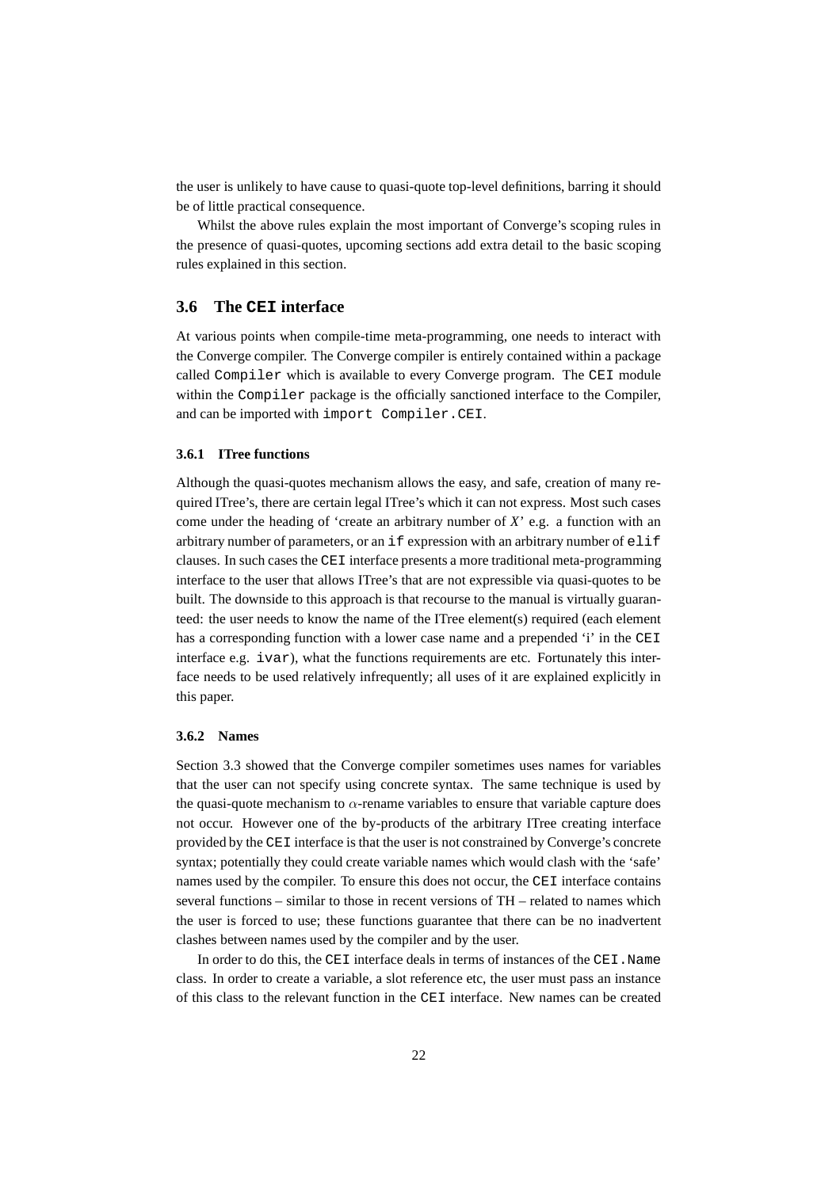the user is unlikely to have cause to quasi-quote top-level definitions, barring it should be of little practical consequence.

Whilst the above rules explain the most important of Converge's scoping rules in the presence of quasi-quotes, upcoming sections add extra detail to the basic scoping rules explained in this section.

## 3.6 The `CEI` interface

At various points when compile-time meta-programming, one needs to interact with the Converge compiler. The Converge compiler is entirely contained within a package called `Compiler` which is available to every Converge program. The `CEI` module within the `Compiler` package is the officially sanctioned interface to the Compiler, and can be imported with `import Compiler.CEI`.

### 3.6.1 ITree functions

Although the quasi-quotes mechanism allows the easy, and safe, creation of many required ITree's, there are certain legal ITree's which it can not express. Most such cases come under the heading of 'create an arbitrary number of *X*' e.g. a function with an arbitrary number of parameters, or an `if` expression with an arbitrary number of `elif` clauses. In such cases the `CEI` interface presents a more traditional meta-programming interface to the user that allows ITree's that are not expressible via quasi-quotes to be built. The downside to this approach is that recourse to the manual is virtually guaranteed: the user needs to know the name of the ITree element(s) required (each element has a corresponding function with a lower case name and a prepended 'i' in the `CEI` interface e.g. `ivar`), what the functions requirements are etc. Fortunately this interface needs to be used relatively infrequently; all uses of it are explained explicitly in this paper.

### 3.6.2 Names

Section 3.3 showed that the Converge compiler sometimes uses names for variables that the user can not specify using concrete syntax. The same technique is used by the quasi-quote mechanism to $\alpha$-rename variables to ensure that variable capture does not occur. However one of the by-products of the arbitrary ITree creating interface provided by the `CEI` interface is that the user is not constrained by Converge's concrete syntax; potentially they could create variable names which would clash with the 'safe' names used by the compiler. To ensure this does not occur, the `CEI` interface contains several functions – similar to those in recent versions of TH – related to names which the user is forced to use; these functions guarantee that there can be no inadvertent clashes between names used by the compiler and by the user.

In order to do this, the `CEI` interface deals in terms of instances of the `CEI.Name` class. In order to create a variable, a slot reference etc, the user must pass an instance of this class to the relevant function in the `CEI` interface. New names can be created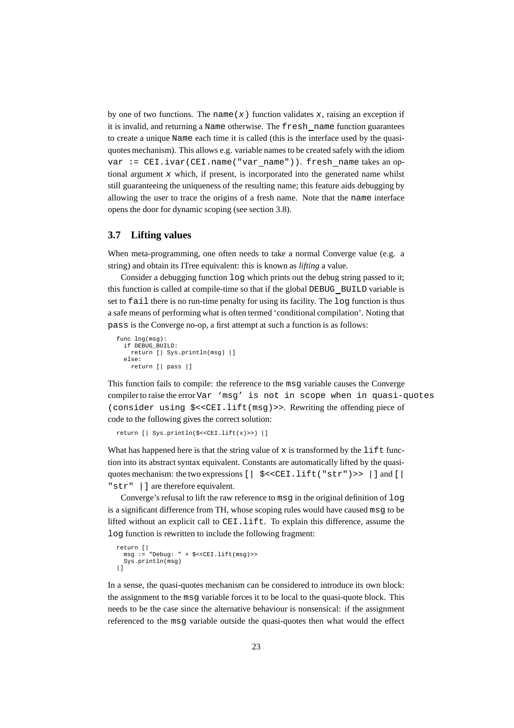by one of two functions. The `name(x)` function validates `x`, raising an exception if it is invalid, and returning a `Name` otherwise. The `fresh_name` function guarantees to create a unique `Name` each time it is called (this is the interface used by the quasi-quotes mechanism). This allows e.g. variable names to be created safely with the idiom `var := CEI.ivar(CEI.name("var_name"))`. `fresh_name` takes an optional argument `x` which, if present, is incorporated into the generated name whilst still guaranteeing the uniqueness of the resulting name; this feature aids debugging by allowing the user to trace the origins of a fresh name. Note that the `name` interface opens the door for dynamic scoping (see section 3.8).

### 3.7 Lifting values

When meta-programming, one often needs to take a normal Converge value (e.g. a string) and obtain its ITree equivalent: this is known as *lifting* a value.

Consider a debugging function `log` which prints out the debug string passed to it; this function is called at compile-time so that if the global `DEBUG_BUILD` variable is set to `fail` there is no run-time penalty for using its facility. The `log` function is thus a safe means of performing what is often termed 'conditional compilation'. Noting that `pass` is the Converge no-op, a first attempt at such a function is as follows:

```
func log(msg):
  if DEBUG_BUILD:
    return [| Sys.println(msg) |]
  else:
    return [| pass |]
```

This function fails to compile: the reference to the `msg` variable causes the Converge compiler to raise the error `Var 'msg' is not in scope when in quasi-quotes (consider using $<<CEI.lift(msg)>>`. Rewriting the offending piece of code to the following gives the correct solution:

```
return [| Sys.println($<<CEI.lift(x)>>) |]
```

What has happened here is that the string value of `x` is transformed by the `lift` function into its abstract syntax equivalent. Constants are automatically lifted by the quasi-quotes mechanism: the two expressions `[| $<<CEI.lift("str")>> |]` and `[| "str" |]` are therefore equivalent.

Converge's refusal to lift the raw reference to `msg` in the original definition of `log` is a significant difference from TH, whose scoping rules would have caused `msg` to be lifted without an explicit call to `CEI.lift`. To explain this difference, assume the `log` function is rewritten to include the following fragment:

```
return [|
  msg := "Debug: " + $<<CEI.lift(msg)>>
  Sys.println(msg)
|]
```

In a sense, the quasi-quotes mechanism can be considered to introduce its own block: the assignment to the `msg` variable forces it to be local to the quasi-quote block. This needs to be the case since the alternative behaviour is nonsensical: if the assignment referenced to the `msg` variable outside the quasi-quotes then what would the effect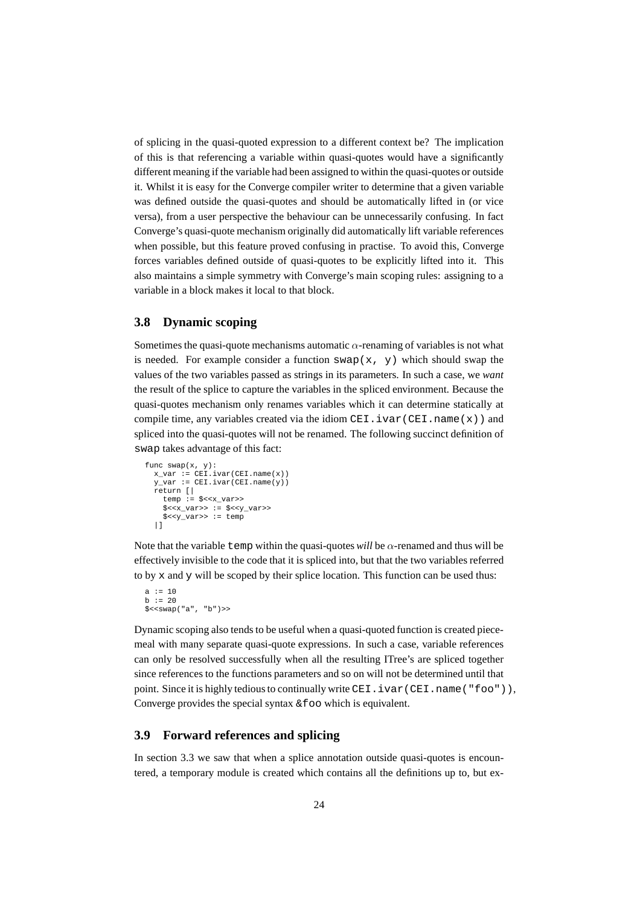of splicing in the quasi-quoted expression to a different context be? The implication of this is that referencing a variable within quasi-quotes would have a significantly different meaning if the variable had been assigned to within the quasi-quotes or outside it. Whilst it is easy for the Converge compiler writer to determine that a given variable was defined outside the quasi-quotes and should be automatically lifted in (or vice versa), from a user perspective the behaviour can be unnecessarily confusing. In fact Converge's quasi-quote mechanism originally did automatically lift variable references when possible, but this feature proved confusing in practise. To avoid this, Converge forces variables defined outside of quasi-quotes to be explicitly lifted into it. This also maintains a simple symmetry with Converge's main scoping rules: assigning to a variable in a block makes it local to that block.

### 3.8 Dynamic scoping

Sometimes the quasi-quote mechanisms automatic $\alpha$-renaming of variables is not what is needed. For example consider a function `swap(x, y)` which should swap the values of the two variables passed as strings in its parameters. In such a case, we *want* the result of the splice to capture the variables in the spliced environment. Because the quasi-quotes mechanism only renames variables which it can determine statically at compile time, any variables created via the idiom `CEI.ivar(CEI.name(x))` and spliced into the quasi-quotes will not be renamed. The following succinct definition of `swap` takes advantage of this fact:

```
func swap(x, y):
  x_var := CEI.ivar(CEI.name(x))
  y_var := CEI.ivar(CEI.name(y))
  return [|
    temp := $<<x_var>>
    $<<x_var>> := $<<y_var>>
    $<<y_var>> := temp
  |]
```

Note that the variable `temp` within the quasi-quotes *will* be $\alpha$-renamed and thus will be effectively invisible to the code that it is spliced into, but that the two variables referred to by `x` and `y` will be scoped by their splice location. This function can be used thus:

```
a := 10
b := 20
$<<swap("a", "b")>>
```

Dynamic scoping also tends to be useful when a quasi-quoted function is created piecemeal with many separate quasi-quote expressions. In such a case, variable references can only be resolved successfully when all the resulting ITree's are spliced together since references to the functions parameters and so on will not be determined until that point. Since it is highly tedious to continually write `CEI.ivar(CEI.name("foo"))`, Converge provides the special syntax `&foo` which is equivalent.

### 3.9 Forward references and splicing

In section 3.3 we saw that when a splice annotation outside quasi-quotes is encountered, a temporary module is created which contains all the definitions up to, but ex-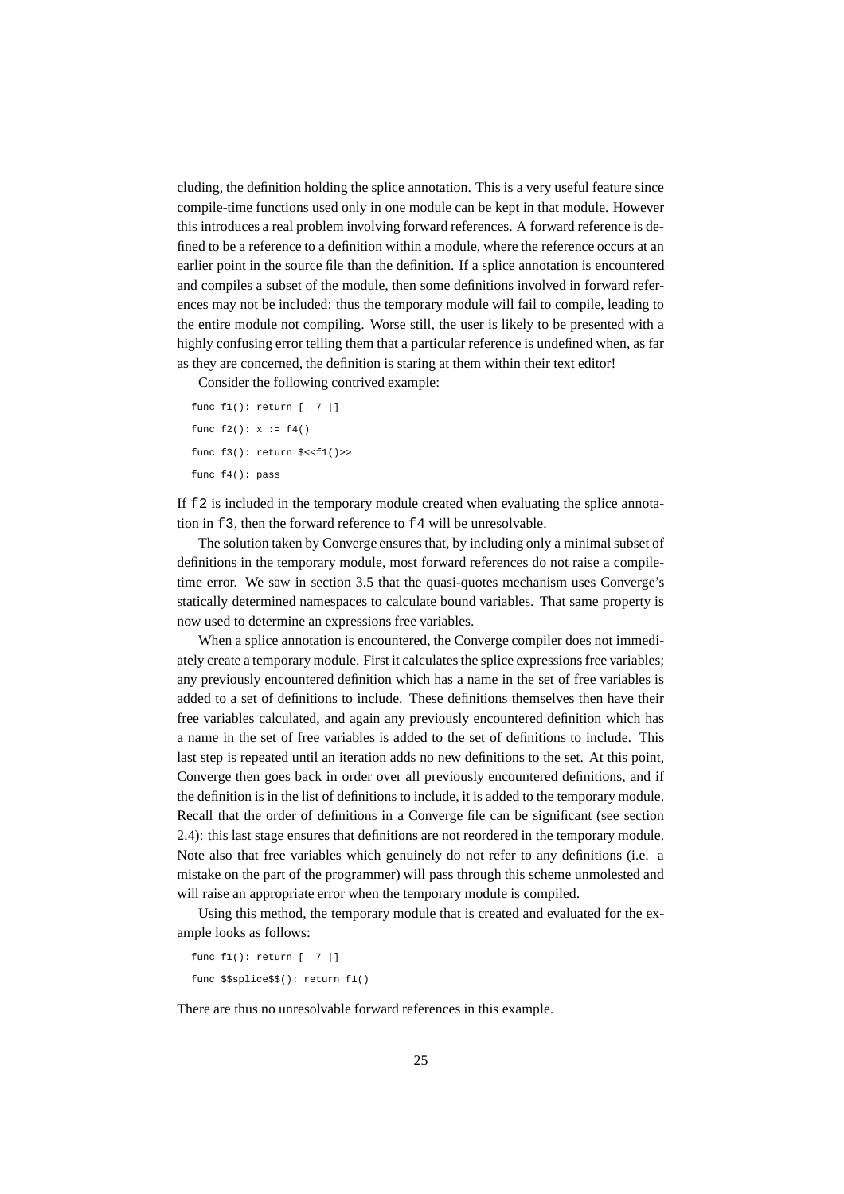cluding, the definition holding the splice annotation. This is a very useful feature since compile-time functions used only in one module can be kept in that module. However this introduces a real problem involving forward references. A forward reference is defined to be a reference to a definition within a module, where the reference occurs at an earlier point in the source file than the definition. If a splice annotation is encountered and compiles a subset of the module, then some definitions involved in forward references may not be included: thus the temporary module will fail to compile, leading to the entire module not compiling. Worse still, the user is likely to be presented with a highly confusing error telling them that a particular reference is undefined when, as far as they are concerned, the definition is staring at them within their text editor!

Consider the following contrived example:

```
func f1(): return [| 7 |]

func f2(): x := f4()

func f3(): return $<<f1()>>

func f4(): pass
```

If `f2` is included in the temporary module created when evaluating the splice annotation in `f3`, then the forward reference to `f4` will be unresolvable.

The solution taken by Converge ensures that, by including only a minimal subset of definitions in the temporary module, most forward references do not raise a compile-time error. We saw in section 3.5 that the quasi-quotes mechanism uses Converge's statically determined namespaces to calculate bound variables. That same property is now used to determine an expressions free variables.

When a splice annotation is encountered, the Converge compiler does not immediately create a temporary module. First it calculates the splice expressions free variables; any previously encountered definition which has a name in the set of free variables is added to a set of definitions to include. These definitions themselves then have their free variables calculated, and again any previously encountered definition which has a name in the set of free variables is added to the set of definitions to include. This last step is repeated until an iteration adds no new definitions to the set. At this point, Converge then goes back in order over all previously encountered definitions, and if the definition is in the list of definitions to include, it is added to the temporary module. Recall that the order of definitions in a Converge file can be significant (see section 2.4): this last stage ensures that definitions are not reordered in the temporary module. Note also that free variables which genuinely do not refer to any definitions (i.e. a mistake on the part of the programmer) will pass through this scheme unmolested and will raise an appropriate error when the temporary module is compiled.

Using this method, the temporary module that is created and evaluated for the example looks as follows:

```
func f1(): return [| 7 |]

func $$splice$$(): return f1()
```

There are thus no unresolvable forward references in this example.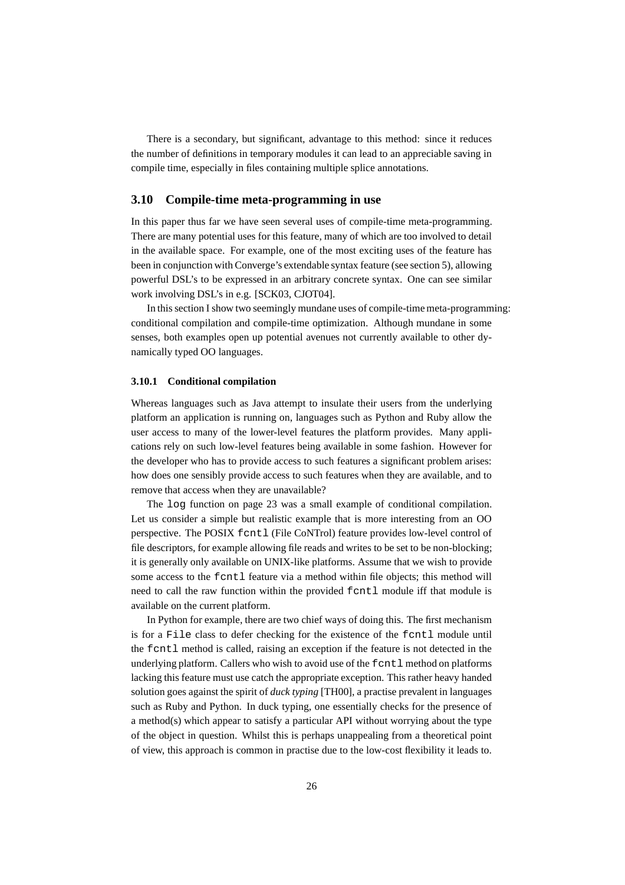There is a secondary, but significant, advantage to this method: since it reduces the number of definitions in temporary modules it can lead to an appreciable saving in compile time, especially in files containing multiple splice annotations.

## 3.10 Compile-time meta-programming in use

In this paper thus far we have seen several uses of compile-time meta-programming. There are many potential uses for this feature, many of which are too involved to detail in the available space. For example, one of the most exciting uses of the feature has been in conjunction with Converge's extendable syntax feature (see section 5), allowing powerful DSL's to be expressed in an arbitrary concrete syntax. One can see similar work involving DSL's in e.g. [SCK03, CJOT04].

In this section I show two seemingly mundane uses of compile-time meta-programming: conditional compilation and compile-time optimization. Although mundane in some senses, both examples open up potential avenues not currently available to other dynamically typed OO languages.

### 3.10.1 Conditional compilation

Whereas languages such as Java attempt to insulate their users from the underlying platform an application is running on, languages such as Python and Ruby allow the user access to many of the lower-level features the platform provides. Many applications rely on such low-level features being available in some fashion. However for the developer who has to provide access to such features a significant problem arises: how does one sensibly provide access to such features when they are available, and to remove that access when they are unavailable?

The `log` function on page 23 was a small example of conditional compilation. Let us consider a simple but realistic example that is more interesting from an OO perspective. The POSIX `fcntl` (File CoNTrol) feature provides low-level control of file descriptors, for example allowing file reads and writes to be set to be non-blocking; it is generally only available on UNIX-like platforms. Assume that we wish to provide some access to the `fcntl` feature via a method within file objects; this method will need to call the raw function within the provided `fcntl` module iff that module is available on the current platform.

In Python for example, there are two chief ways of doing this. The first mechanism is for a `File` class to defer checking for the existence of the `fcntl` module until the `fcntl` method is called, raising an exception if the feature is not detected in the underlying platform. Callers who wish to avoid use of the `fcntl` method on platforms lacking this feature must use catch the appropriate exception. This rather heavy handed solution goes against the spirit of *duck typing* [TH00], a practise prevalent in languages such as Ruby and Python. In duck typing, one essentially checks for the presence of a method(s) which appear to satisfy a particular API without worrying about the type of the object in question. Whilst this is perhaps unappealing from a theoretical point of view, this approach is common in practise due to the low-cost flexibility it leads to.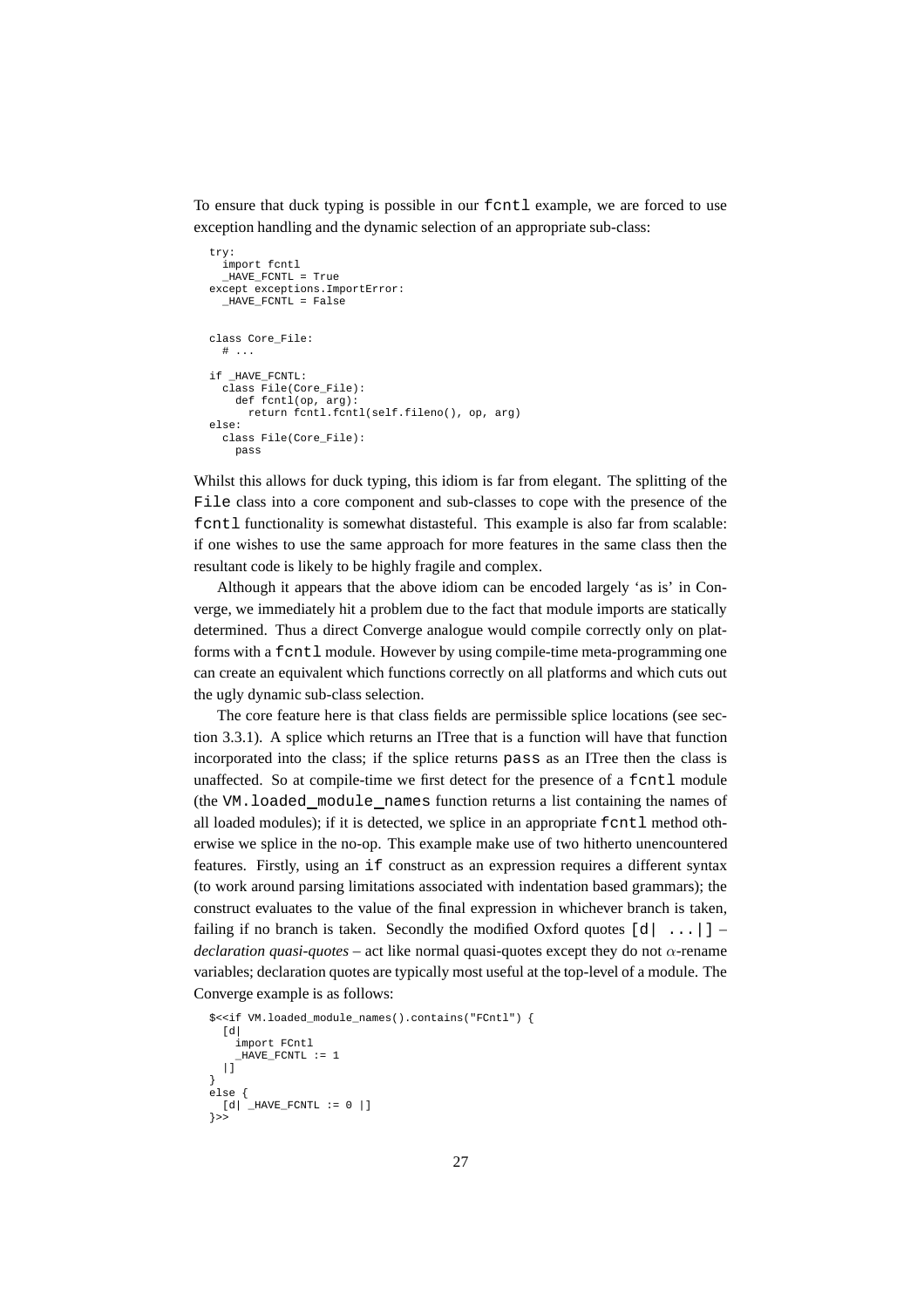To ensure that duck typing is possible in our `fcntl` example, we are forced to use exception handling and the dynamic selection of an appropriate sub-class:

```
try:
  import fcntl
  _HAVE_FCNTL = True
except exceptions.ImportError:
  _HAVE_FCNTL = False


class Core_File:
  # ...

if _HAVE_FCNTL:
  class File(Core_File):
    def fcntl(op, arg):
      return fcntl.fcntl(self.fileno(), op, arg)
else:
  class File(Core_File):
    pass
```

Whilst this allows for duck typing, this idiom is far from elegant. The splitting of the `File` class into a core component and sub-classes to cope with the presence of the `fcntl` functionality is somewhat distasteful. This example is also far from scalable: if one wishes to use the same approach for more features in the same class then the resultant code is likely to be highly fragile and complex.

Although it appears that the above idiom can be encoded largely 'as is' in Converge, we immediately hit a problem due to the fact that module imports are statically determined. Thus a direct Converge analogue would compile correctly only on platforms with a `fcntl` module. However by using compile-time meta-programming one can create an equivalent which functions correctly on all platforms and which cuts out the ugly dynamic sub-class selection.

The core feature here is that class fields are permissible splice locations (see section 3.3.1). A splice which returns an ITree that is a function will have that function incorporated into the class; if the splice returns `pass` as an ITree then the class is unaffected. So at compile-time we first detect for the presence of a `fcntl` module (the `VM.loaded_module_names` function returns a list containing the names of all loaded modules); if it is detected, we splice in an appropriate `fcntl` method otherwise we splice in the no-op. This example make use of two hitherto unencountered features. Firstly, using an `if` construct as an expression requires a different syntax (to work around parsing limitations associated with indentation based grammars); the construct evaluates to the value of the final expression in whichever branch is taken, failing if no branch is taken. Secondly the modified Oxford quotes `[d| ...|]` – *declaration quasi-quotes* – act like normal quasi-quotes except they do not $\alpha$-rename variables; declaration quotes are typically most useful at the top-level of a module. The Converge example is as follows:

```
$<<if VM.loaded_module_names().contains("FCntl") {
  [d|
    import FCntl
    _HAVE_FCNTL := 1
  |]
}
else {
  [d| _HAVE_FCNTL := 0 |]
}>>
```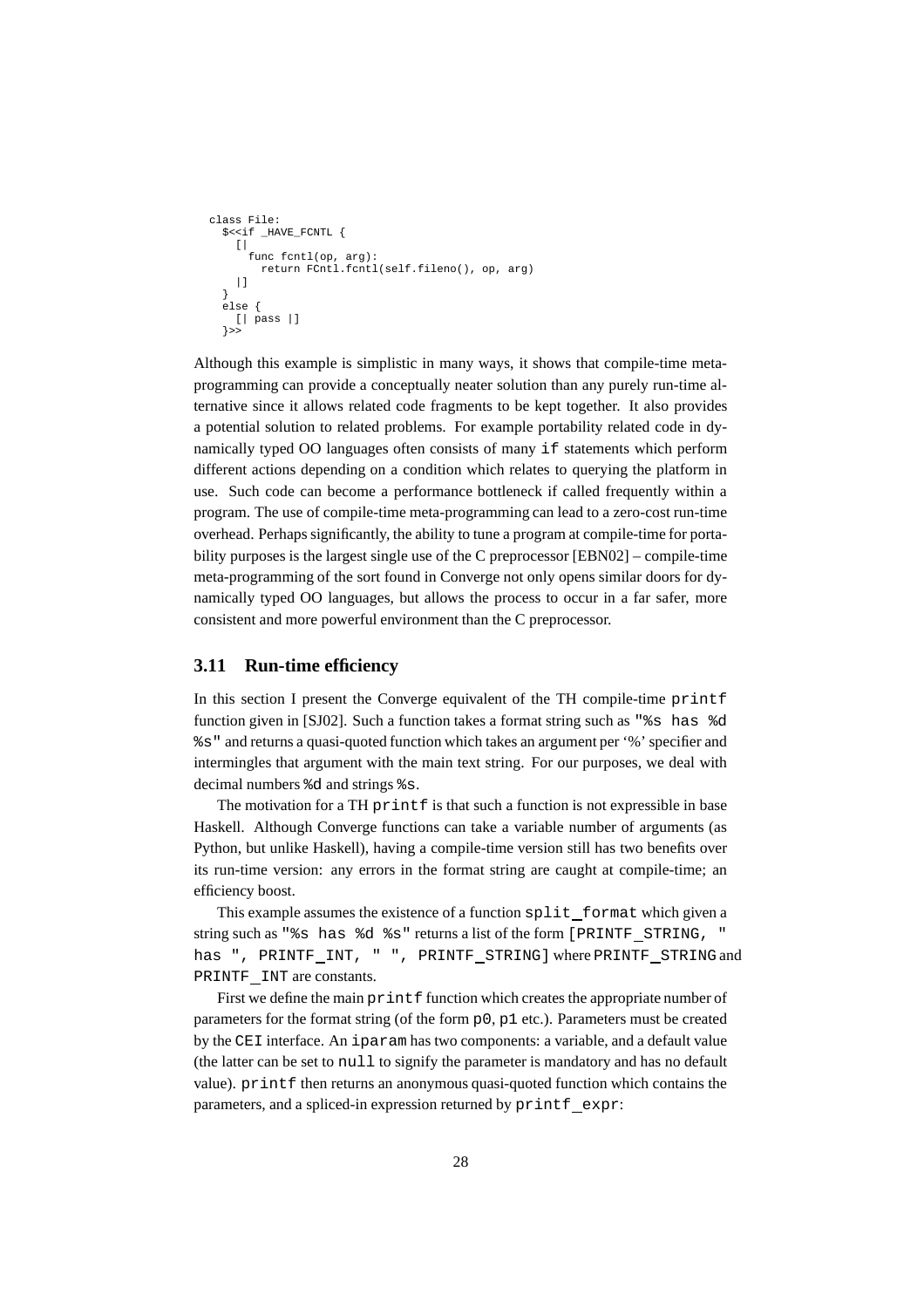```
class File:
  $<<if _HAVE_FCNTL {
    [|
      func fcntl(op, arg):
        return FCntl.fcntl(self.fileno(), op, arg)
    |]
  }
  else {
    [| pass |]
  }>>
```

Although this example is simplistic in many ways, it shows that compile-time meta-programming can provide a conceptually neater solution than any purely run-time alternative since it allows related code fragments to be kept together. It also provides a potential solution to related problems. For example portability related code in dynamically typed OO languages often consists of many `if` statements which perform different actions depending on a condition which relates to querying the platform in use. Such code can become a performance bottleneck if called frequently within a program. The use of compile-time meta-programming can lead to a zero-cost run-time overhead. Perhaps significantly, the ability to tune a program at compile-time for portability purposes is the largest single use of the C preprocessor [EBN02] – compile-time meta-programming of the sort found in Converge not only opens similar doors for dynamically typed OO languages, but allows the process to occur in a far safer, more consistent and more powerful environment than the C preprocessor.

### 3.11 Run-time efficiency

In this section I present the Converge equivalent of the TH compile-time `printf` function given in [SJ02]. Such a function takes a format string such as `"%s has %d %s"` and returns a quasi-quoted function which takes an argument per '%' specifier and intermingles that argument with the main text string. For our purposes, we deal with decimal numbers `%d` and strings `%s`.

The motivation for a TH `printf` is that such a function is not expressible in base Haskell. Although Converge functions can take a variable number of arguments (as Python, but unlike Haskell), having a compile-time version still has two benefits over its run-time version: any errors in the format string are caught at compile-time; an efficiency boost.

This example assumes the existence of a function `split_format` which given a string such as `"%s has %d %s"` returns a list of the form `[PRINTF_STRING, " has ", PRINTF_INT, " ", PRINTF_STRING]` where `PRINTF_STRING` and `PRINTF_INT` are constants.

First we define the main `printf` function which creates the appropriate number of parameters for the format string (of the form `p0`, `p1` etc.). Parameters must be created by the `CEI` interface. An `iparam` has two components: a variable, and a default value (the latter can be set to `null` to signify the parameter is mandatory and has no default value). `printf` then returns an anonymous quasi-quoted function which contains the parameters, and a spliced-in expression returned by `printf_expr`: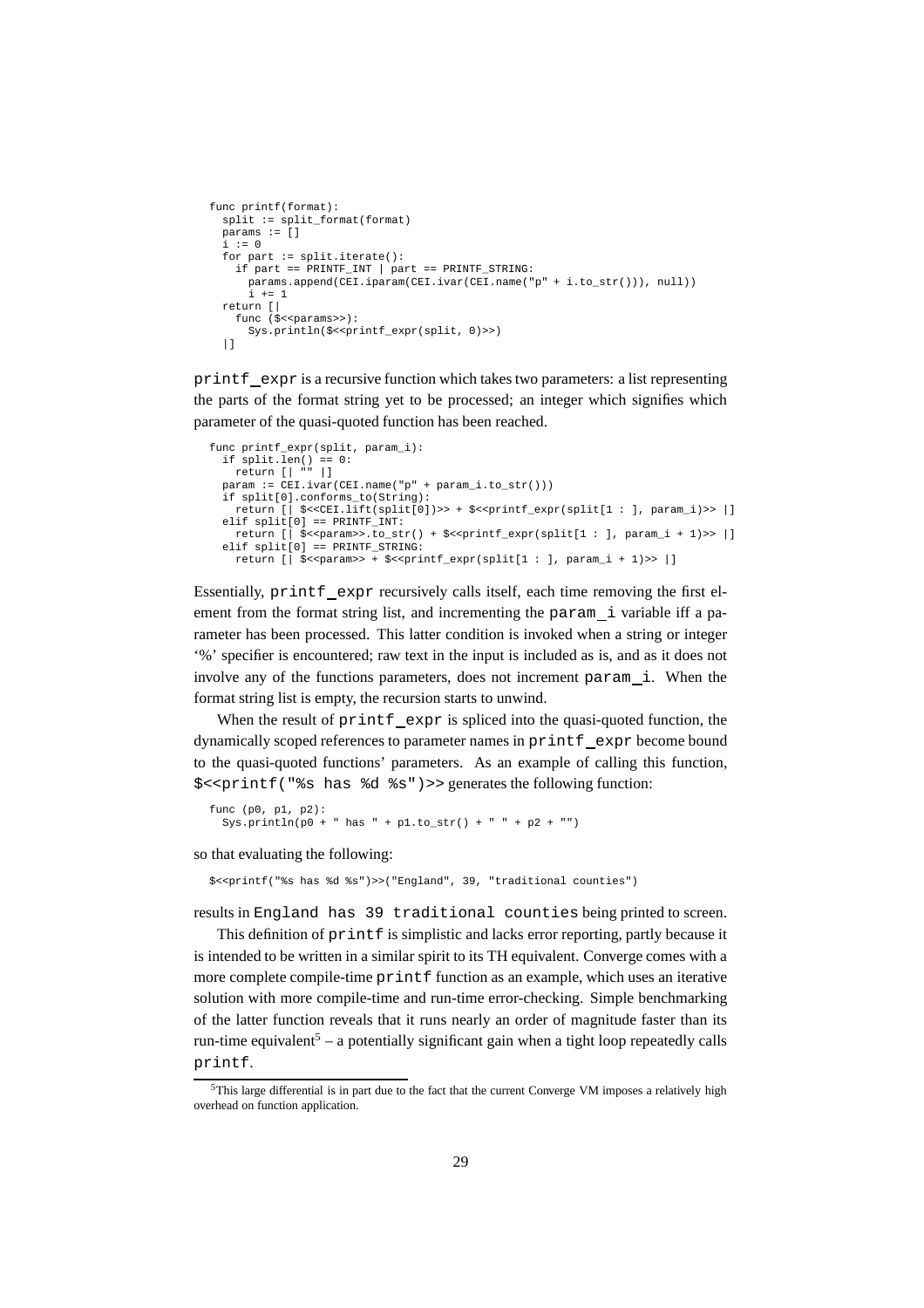```
func printf(format):
  split := split_format(format)
  params := []
  i := 0
  for part := split.iterate():
    if part == PRINTF_INT | part == PRINTF_STRING:
      params.append(CEI.iparam(CEI.ivar(CEI.name("p" + i.to_str())), null))
      i += 1
  return [|
    func ($<<params>>):
      Sys.println($<<printf_expr(split, 0)>>)
  |]
```

`printf_expr` is a recursive function which takes two parameters: a list representing the parts of the format string yet to be processed; an integer which signifies which parameter of the quasi-quoted function has been reached.

```
func printf_expr(split, param_i):
  if split.len() == 0:
    return [| "" |]
  param := CEI.ivar(CEI.name("p" + param_i.to_str()))
  if split[0].conforms_to(String):
    return [| $<<CEI.lift(split[0])>> + $<<printf_expr(split[1 : ], param_i)>> |]
  elif split[0] == PRINTF_INT:
    return [| $<<param>>.to_str() + $<<printf_expr(split[1 : ], param_i + 1)>> |]
  elif split[0] == PRINTF_STRING:
    return [| $<<param>> + $<<printf_expr(split[1 : ], param_i + 1)>> |]
```

Essentially, `printf_expr` recursively calls itself, each time removing the first element from the format string list, and incrementing the `param_i` variable iff a parameter has been processed. This latter condition is invoked when a string or integer '%' specifier is encountered; raw text in the input is included as is, and as it does not involve any of the functions parameters, does not increment `param_i`. When the format string list is empty, the recursion starts to unwind.

When the result of `printf_expr` is spliced into the quasi-quoted function, the dynamically scoped references to parameter names in `printf_expr` become bound to the quasi-quoted functions' parameters. As an example of calling this function, `$<<printf("%s has %d %s")>>` generates the following function:

```
func (p0, p1, p2):
  Sys.println(p0 + " has " + p1.to_str() + " " + p2 + "")
```

so that evaluating the following:

```
$<<printf("%s has %d %s")>>("England", 39, "traditional counties")
```

results in `England has 39 traditional counties` being printed to screen.

This definition of `printf` is simplistic and lacks error reporting, partly because it is intended to be written in a similar spirit to its TH equivalent. Converge comes with a more complete compile-time `printf` function as an example, which uses an iterative solution with more compile-time and run-time error-checking. Simple benchmarking of the latter function reveals that it runs nearly an order of magnitude faster than its run-time equivalent[5] – a potentially significant gain when a tight loop repeatedly calls `printf`.

[5] This large differential is in part due to the fact that the current Converge VM imposes a relatively high overhead on function application.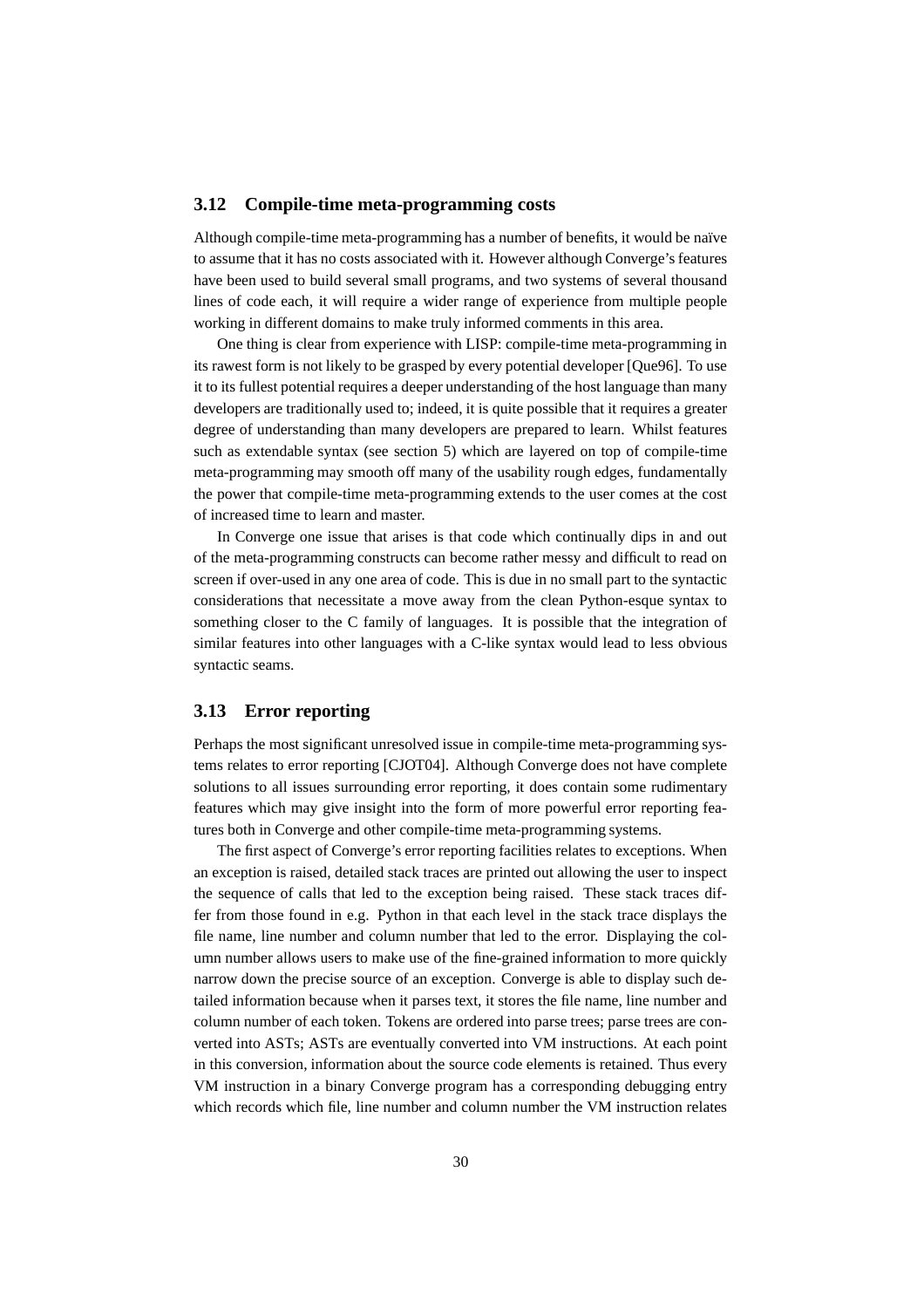## 3.12 Compile-time meta-programming costs

Although compile-time meta-programming has a number of benefits, it would be naïve to assume that it has no costs associated with it. However although Converge's features have been used to build several small programs, and two systems of several thousand lines of code each, it will require a wider range of experience from multiple people working in different domains to make truly informed comments in this area.

One thing is clear from experience with LISP: compile-time meta-programming in its rawest form is not likely to be grasped by every potential developer [Que96]. To use it to its fullest potential requires a deeper understanding of the host language than many developers are traditionally used to; indeed, it is quite possible that it requires a greater degree of understanding than many developers are prepared to learn. Whilst features such as extendable syntax (see section 5) which are layered on top of compile-time meta-programming may smooth off many of the usability rough edges, fundamentally the power that compile-time meta-programming extends to the user comes at the cost of increased time to learn and master.

In Converge one issue that arises is that code which continually dips in and out of the meta-programming constructs can become rather messy and difficult to read on screen if over-used in any one area of code. This is due in no small part to the syntactic considerations that necessitate a move away from the clean Python-esque syntax to something closer to the C family of languages. It is possible that the integration of similar features into other languages with a C-like syntax would lead to less obvious syntactic seams.

## 3.13 Error reporting

Perhaps the most significant unresolved issue in compile-time meta-programming systems relates to error reporting [CJOT04]. Although Converge does not have complete solutions to all issues surrounding error reporting, it does contain some rudimentary features which may give insight into the form of more powerful error reporting features both in Converge and other compile-time meta-programming systems.

The first aspect of Converge's error reporting facilities relates to exceptions. When an exception is raised, detailed stack traces are printed out allowing the user to inspect the sequence of calls that led to the exception being raised. These stack traces differ from those found in e.g. Python in that each level in the stack trace displays the file name, line number and column number that led to the error. Displaying the column number allows users to make use of the fine-grained information to more quickly narrow down the precise source of an exception. Converge is able to display such detailed information because when it parses text, it stores the file name, line number and column number of each token. Tokens are ordered into parse trees; parse trees are converted into ASTs; ASTs are eventually converted into VM instructions. At each point in this conversion, information about the source code elements is retained. Thus every VM instruction in a binary Converge program has a corresponding debugging entry which records which file, line number and column number the VM instruction relates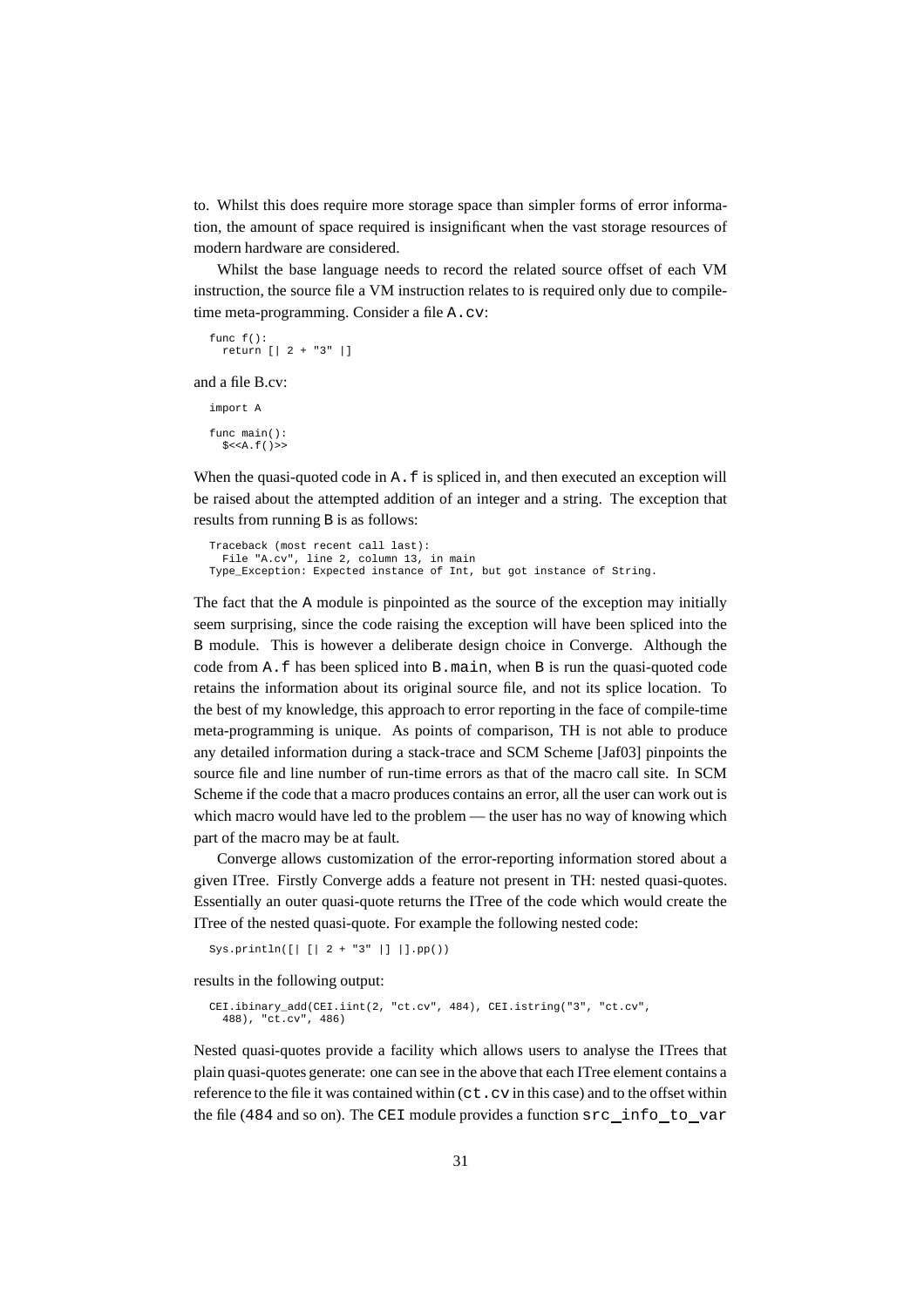to. Whilst this does require more storage space than simpler forms of error information, the amount of space required is insignificant when the vast storage resources of modern hardware are considered.

Whilst the base language needs to record the related source offset of each VM instruction, the source file a VM instruction relates to is required only due to compile-time meta-programming. Consider a file `A.cv`:

```
func f():
  return [| 2 + "3" |]
```

and a file B.cv:

```
import A

func main():
  $<<A.f()>>
```

When the quasi-quoted code in `A.f` is spliced in, and then executed an exception will be raised about the attempted addition of an integer and a string. The exception that results from running `B` is as follows:

```
Traceback (most recent call last):
  File "A.cv", line 2, column 13, in main
Type_Exception: Expected instance of Int, but got instance of String.
```

The fact that the `A` module is pinpointed as the source of the exception may initially seem surprising, since the code raising the exception will have been spliced into the `B` module. This is however a deliberate design choice in Converge. Although the code from `A.f` has been spliced into `B.main`, when `B` is run the quasi-quoted code retains the information about its original source file, and not its splice location. To the best of my knowledge, this approach to error reporting in the face of compile-time meta-programming is unique. As points of comparison, TH is not able to produce any detailed information during a stack-trace and SCM Scheme [Jaf03] pinpoints the source file and line number of run-time errors as that of the macro call site. In SCM Scheme if the code that a macro produces contains an error, all the user can work out is which macro would have led to the problem — the user has no way of knowing which part of the macro may be at fault.

Converge allows customization of the error-reporting information stored about a given ITree. Firstly Converge adds a feature not present in TH: nested quasi-quotes. Essentially an outer quasi-quote returns the ITree of the code which would create the ITree of the nested quasi-quote. For example the following nested code:

```
Sys.println([| [| 2 + "3" |] |].pp())
```

results in the following output:

```
CEI.ibinary_add(CEI.iint(2, "ct.cv", 484), CEI.istring("3", "ct.cv",
  488), "ct.cv", 486)
```

Nested quasi-quotes provide a facility which allows users to analyse the ITrees that plain quasi-quotes generate: one can see in the above that each ITree element contains a reference to the file it was contained within (`ct.cv` in this case) and to the offset within the file (`484` and so on). The `CEI` module provides a function `src_info_to_var`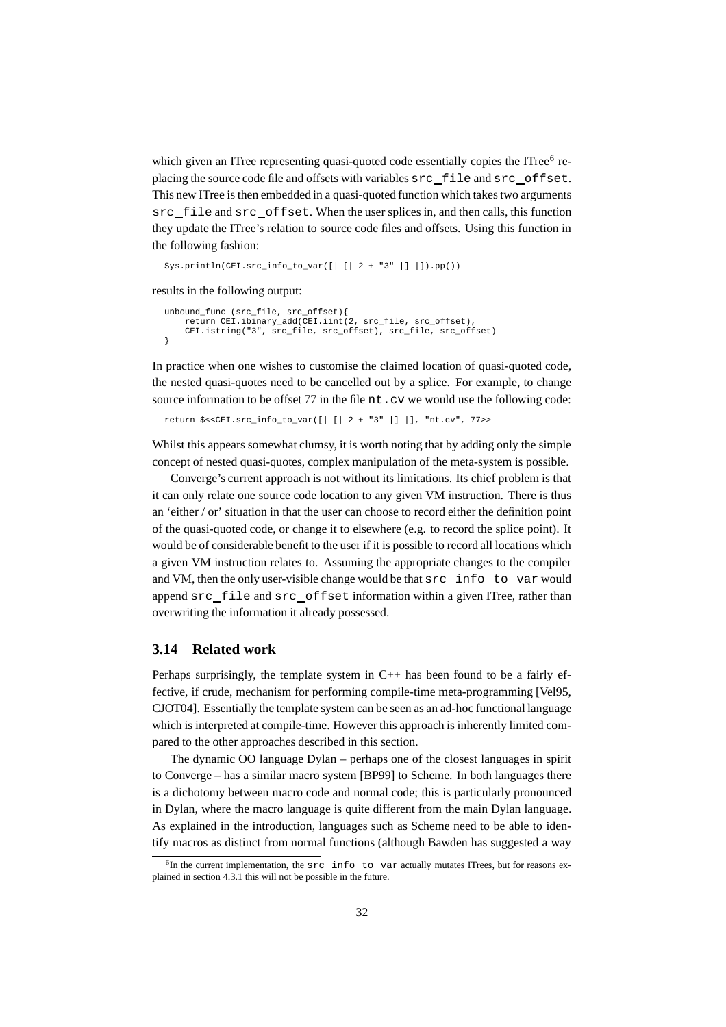which given an ITree representing quasi-quoted code essentially copies the ITree[6] replacing the source code file and offsets with variables src_file and src_offset. This new ITree is then embedded in a quasi-quoted function which takes two arguments src_file and src_offset. When the user splices in, and then calls, this function they update the ITree's relation to source code files and offsets. Using this function in the following fashion:

```
Sys.println(CEI.src_info_to_var([| [| 2 + "3" |] |]).pp())
```

results in the following output:

```
unbound_func (src_file, src_offset){
    return CEI.ibinary_add(CEI.iint(2, src_file, src_offset),
    CEI.istring("3", src_file, src_offset), src_file, src_offset)
}
```

In practice when one wishes to customise the claimed location of quasi-quoted code, the nested quasi-quotes need to be cancelled out by a splice. For example, to change source information to be offset 77 in the file nt.cv we would use the following code:

```
return $<<CEI.src_info_to_var([| [| 2 + "3" |] |], "nt.cv", 77>>
```

Whilst this appears somewhat clumsy, it is worth noting that by adding only the simple concept of nested quasi-quotes, complex manipulation of the meta-system is possible.

Converge's current approach is not without its limitations. Its chief problem is that it can only relate one source code location to any given VM instruction. There is thus an 'either / or' situation in that the user can choose to record either the definition point of the quasi-quoted code, or change it to elsewhere (e.g. to record the splice point). It would be of considerable benefit to the user if it is possible to record all locations which a given VM instruction relates to. Assuming the appropriate changes to the compiler and VM, then the only user-visible change would be that src_info_to_var would append src_file and src_offset information within a given ITree, rather than overwriting the information it already possessed.

## 3.14 Related work

Perhaps surprisingly, the template system in C++ has been found to be a fairly effective, if crude, mechanism for performing compile-time meta-programming [Vel95, CJOT04]. Essentially the template system can be seen as an ad-hoc functional language which is interpreted at compile-time. However this approach is inherently limited compared to the other approaches described in this section.

The dynamic OO language Dylan – perhaps one of the closest languages in spirit to Converge – has a similar macro system [BP99] to Scheme. In both languages there is a dichotomy between macro code and normal code; this is particularly pronounced in Dylan, where the macro language is quite different from the main Dylan language. As explained in the introduction, languages such as Scheme need to be able to identify macros as distinct from normal functions (although Bawden has suggested a way

[6] In the current implementation, the src_info_to_var actually mutates ITrees, but for reasons explained in section 4.3.1 this will not be possible in the future.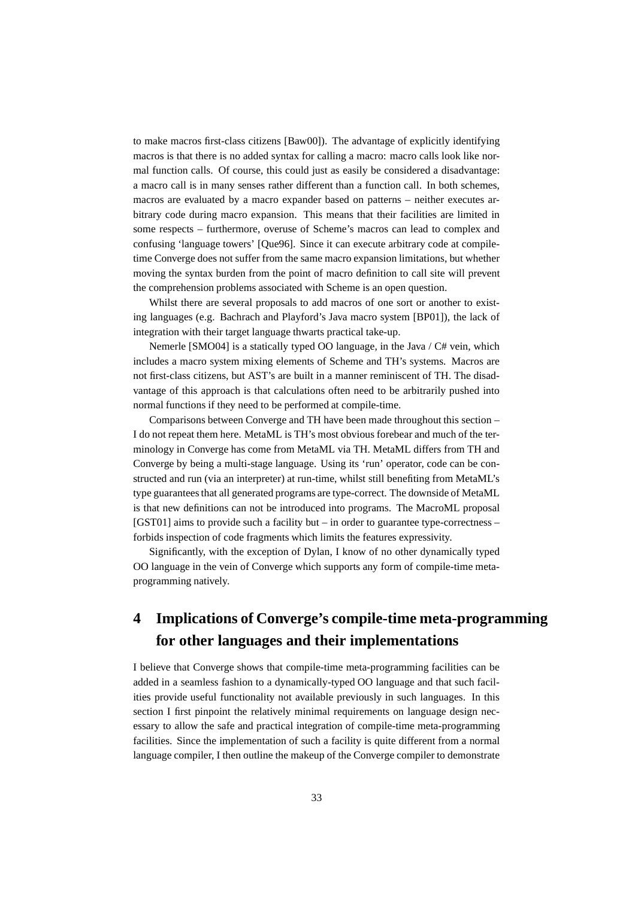to make macros first-class citizens [Baw00]). The advantage of explicitly identifying macros is that there is no added syntax for calling a macro: macro calls look like normal function calls. Of course, this could just as easily be considered a disadvantage: a macro call is in many senses rather different than a function call. In both schemes, macros are evaluated by a macro expander based on patterns – neither executes arbitrary code during macro expansion. This means that their facilities are limited in some respects – furthermore, overuse of Scheme's macros can lead to complex and confusing 'language towers' [Que96]. Since it can execute arbitrary code at compile-time Converge does not suffer from the same macro expansion limitations, but whether moving the syntax burden from the point of macro definition to call site will prevent the comprehension problems associated with Scheme is an open question.

Whilst there are several proposals to add macros of one sort or another to existing languages (e.g. Bachrach and Playford's Java macro system [BP01]), the lack of integration with their target language thwarts practical take-up.

Nemerle [SMO04] is a statically typed OO language, in the Java / C# vein, which includes a macro system mixing elements of Scheme and TH's systems. Macros are not first-class citizens, but AST's are built in a manner reminiscent of TH. The disadvantage of this approach is that calculations often need to be arbitrarily pushed into normal functions if they need to be performed at compile-time.

Comparisons between Converge and TH have been made throughout this section – I do not repeat them here. MetaML is TH's most obvious forebear and much of the terminology in Converge has come from MetaML via TH. MetaML differs from TH and Converge by being a multi-stage language. Using its 'run' operator, code can be constructed and run (via an interpreter) at run-time, whilst still benefiting from MetaML's type guarantees that all generated programs are type-correct. The downside of MetaML is that new definitions can not be introduced into programs. The MacroML proposal [GST01] aims to provide such a facility but – in order to guarantee type-correctness – forbids inspection of code fragments which limits the features expressivity.

Significantly, with the exception of Dylan, I know of no other dynamically typed OO language in the vein of Converge which supports any form of compile-time meta-programming natively.

# 4 Implications of Converge's compile-time meta-programming for other languages and their implementations

I believe that Converge shows that compile-time meta-programming facilities can be added in a seamless fashion to a dynamically-typed OO language and that such facilities provide useful functionality not available previously in such languages. In this section I first pinpoint the relatively minimal requirements on language design necessary to allow the safe and practical integration of compile-time meta-programming facilities. Since the implementation of such a facility is quite different from a normal language compiler, I then outline the makeup of the Converge compiler to demonstrate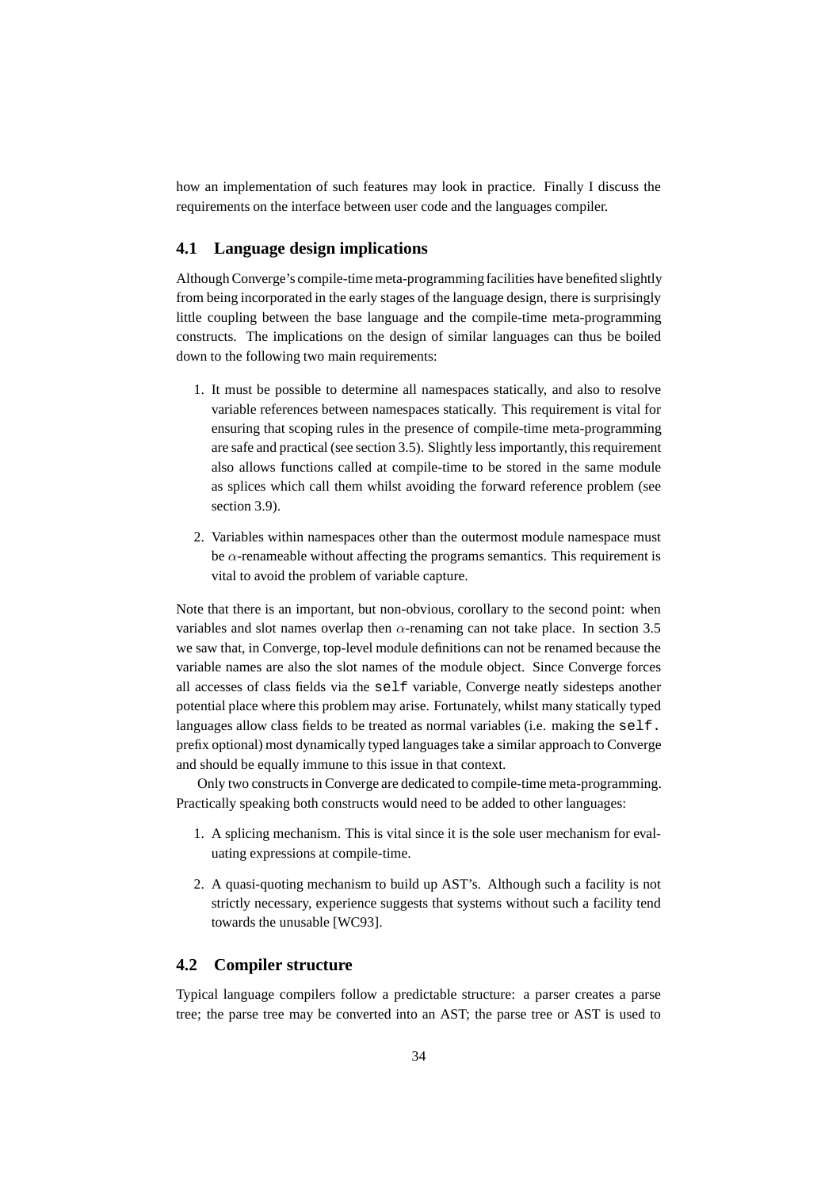how an implementation of such features may look in practice. Finally I discuss the requirements on the interface between user code and the languages compiler.

## 4.1 Language design implications

Although Converge's compile-time meta-programming facilities have benefited slightly from being incorporated in the early stages of the language design, there is surprisingly little coupling between the base language and the compile-time meta-programming constructs. The implications on the design of similar languages can thus be boiled down to the following two main requirements:

1. It must be possible to determine all namespaces statically, and also to resolve variable references between namespaces statically. This requirement is vital for ensuring that scoping rules in the presence of compile-time meta-programming are safe and practical (see section 3.5). Slightly less importantly, this requirement also allows functions called at compile-time to be stored in the same module as splices which call them whilst avoiding the forward reference problem (see section 3.9).

2. Variables within namespaces other than the outermost module namespace must be $\alpha$-renameable without affecting the programs semantics. This requirement is vital to avoid the problem of variable capture.

Note that there is an important, but non-obvious, corollary to the second point: when variables and slot names overlap then $\alpha$-renaming can not take place. In section 3.5 we saw that, in Converge, top-level module definitions can not be renamed because the variable names are also the slot names of the module object. Since Converge forces all accesses of class fields via the `self` variable, Converge neatly sidesteps another potential place where this problem may arise. Fortunately, whilst many statically typed languages allow class fields to be treated as normal variables (i.e. making the `self.` prefix optional) most dynamically typed languages take a similar approach to Converge and should be equally immune to this issue in that context.

Only two constructs in Converge are dedicated to compile-time meta-programming. Practically speaking both constructs would need to be added to other languages:

1. A splicing mechanism. This is vital since it is the sole user mechanism for evaluating expressions at compile-time.

2. A quasi-quoting mechanism to build up AST's. Although such a facility is not strictly necessary, experience suggests that systems without such a facility tend towards the unusable [WC93].

## 4.2 Compiler structure

Typical language compilers follow a predictable structure: a parser creates a parse tree; the parse tree may be converted into an AST; the parse tree or AST is used to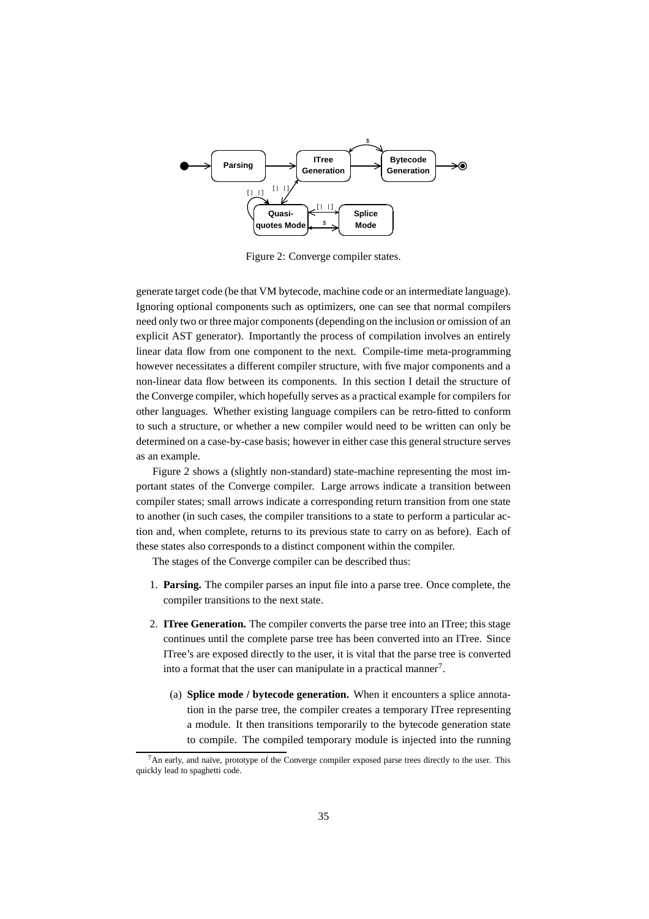Figure 2: Converge compiler states.

generate target code (be that VM bytecode, machine code or an intermediate language). Ignoring optional components such as optimizers, one can see that normal compilers need only two or three major components (depending on the inclusion or omission of an explicit AST generator). Importantly the process of compilation involves an entirely linear data flow from one component to the next. Compile-time meta-programming however necessitates a different compiler structure, with five major components and a non-linear data flow between its components. In this section I detail the structure of the Converge compiler, which hopefully serves as a practical example for compilers for other languages. Whether existing language compilers can be retro-fitted to conform to such a structure, or whether a new compiler would need to be written can only be determined on a case-by-case basis; however in either case this general structure serves as an example.

Figure 2 shows a (slightly non-standard) state-machine representing the most important states of the Converge compiler. Large arrows indicate a transition between compiler states; small arrows indicate a corresponding return transition from one state to another (in such cases, the compiler transitions to a state to perform a particular action and, when complete, returns to its previous state to carry on as before). Each of these states also corresponds to a distinct component within the compiler.

The stages of the Converge compiler can be described thus:

1. **Parsing.** The compiler parses an input file into a parse tree. Once complete, the compiler transitions to the next state.

2. **ITree Generation.** The compiler converts the parse tree into an ITree; this stage continues until the complete parse tree has been converted into an ITree. Since ITree's are exposed directly to the user, it is vital that the parse tree is converted into a format that the user can manipulate in a practical manner[7].

   (a) **Splice mode / bytecode generation.** When it encounters a splice annotation in the parse tree, the compiler creates a temporary ITree representing a module. It then transitions temporarily to the bytecode generation state to compile. The compiled temporary module is injected into the running

[7] An early, and naïve, prototype of the Converge compiler exposed parse trees directly to the user. This quickly lead to spaghetti code.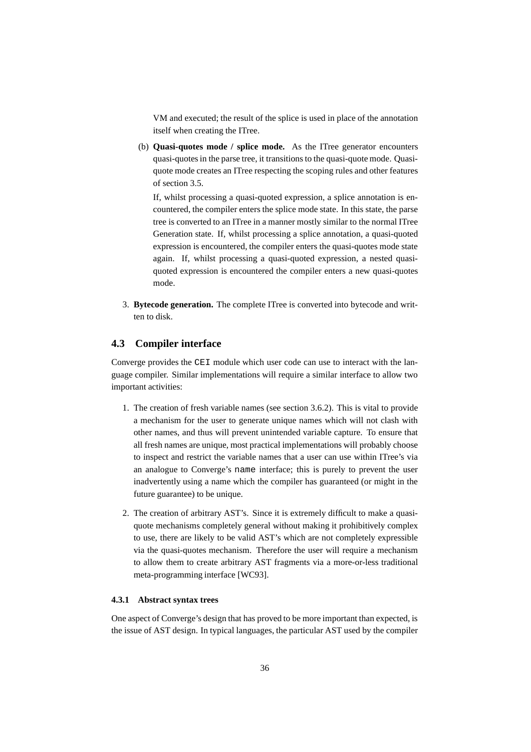VM and executed; the result of the splice is used in place of the annotation itself when creating the ITree.

(b) **Quasi-quotes mode / splice mode.** As the ITree generator encounters quasi-quotes in the parse tree, it transitions to the quasi-quote mode. Quasi-quote mode creates an ITree respecting the scoping rules and other features of section 3.5.

If, whilst processing a quasi-quoted expression, a splice annotation is encountered, the compiler enters the splice mode state. In this state, the parse tree is converted to an ITree in a manner mostly similar to the normal ITree Generation state. If, whilst processing a splice annotation, a quasi-quoted expression is encountered, the compiler enters the quasi-quotes mode state again. If, whilst processing a quasi-quoted expression, a nested quasi-quoted expression is encountered the compiler enters a new quasi-quotes mode.

3. **Bytecode generation.** The complete ITree is converted into bytecode and written to disk.

## 4.3 Compiler interface

Converge provides the `CEI` module which user code can use to interact with the language compiler. Similar implementations will require a similar interface to allow two important activities:

1. The creation of fresh variable names (see section 3.6.2). This is vital to provide a mechanism for the user to generate unique names which will not clash with other names, and thus will prevent unintended variable capture. To ensure that all fresh names are unique, most practical implementations will probably choose to inspect and restrict the variable names that a user can use within ITree's via an analogue to Converge's `name` interface; this is purely to prevent the user inadvertently using a name which the compiler has guaranteed (or might in the future guarantee) to be unique.

2. The creation of arbitrary AST's. Since it is extremely difficult to make a quasi-quote mechanisms completely general without making it prohibitively complex to use, there are likely to be valid AST's which are not completely expressible via the quasi-quotes mechanism. Therefore the user will require a mechanism to allow them to create arbitrary AST fragments via a more-or-less traditional meta-programming interface [WC93].

### 4.3.1 Abstract syntax trees

One aspect of Converge's design that has proved to be more important than expected, is the issue of AST design. In typical languages, the particular AST used by the compiler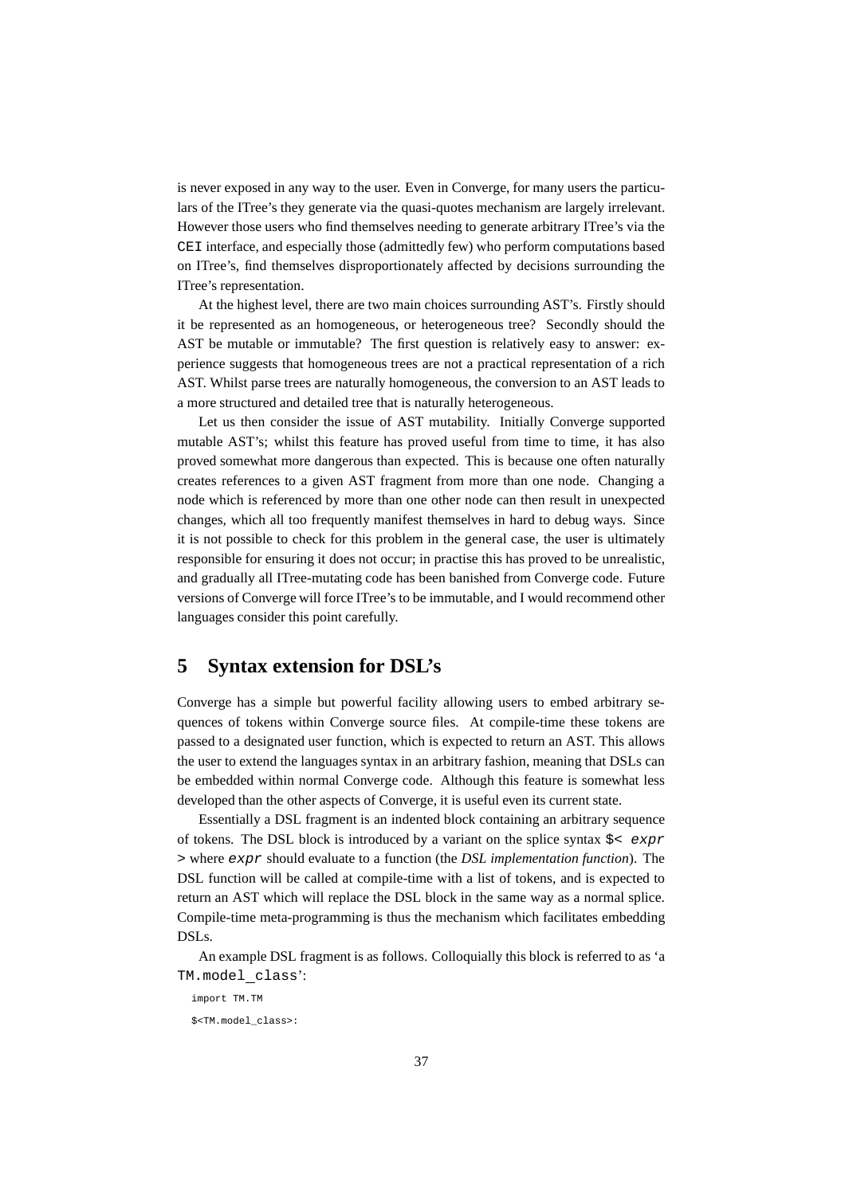is never exposed in any way to the user. Even in Converge, for many users the particulars of the ITree's they generate via the quasi-quotes mechanism are largely irrelevant. However those users who find themselves needing to generate arbitrary ITree's via the `CEI` interface, and especially those (admittedly few) who perform computations based on ITree's, find themselves disproportionately affected by decisions surrounding the ITree's representation.

At the highest level, there are two main choices surrounding AST's. Firstly should it be represented as an homogeneous, or heterogeneous tree? Secondly should the AST be mutable or immutable? The first question is relatively easy to answer: experience suggests that homogeneous trees are not a practical representation of a rich AST. Whilst parse trees are naturally homogeneous, the conversion to an AST leads to a more structured and detailed tree that is naturally heterogeneous.

Let us then consider the issue of AST mutability. Initially Converge supported mutable AST's; whilst this feature has proved useful from time to time, it has also proved somewhat more dangerous than expected. This is because one often naturally creates references to a given AST fragment from more than one node. Changing a node which is referenced by more than one other node can then result in unexpected changes, which all too frequently manifest themselves in hard to debug ways. Since it is not possible to check for this problem in the general case, the user is ultimately responsible for ensuring it does not occur; in practise this has proved to be unrealistic, and gradually all ITree-mutating code has been banished from Converge code. Future versions of Converge will force ITree's to be immutable, and I would recommend other languages consider this point carefully.

# 5 Syntax extension for DSL's

Converge has a simple but powerful facility allowing users to embed arbitrary sequences of tokens within Converge source files. At compile-time these tokens are passed to a designated user function, which is expected to return an AST. This allows the user to extend the languages syntax in an arbitrary fashion, meaning that DSLs can be embedded within normal Converge code. Although this feature is somewhat less developed than the other aspects of Converge, it is useful even its current state.

Essentially a DSL fragment is an indented block containing an arbitrary sequence of tokens. The DSL block is introduced by a variant on the splice syntax `$<` *`expr`* `>` where *`expr`* should evaluate to a function (the *DSL implementation function*). The DSL function will be called at compile-time with a list of tokens, and is expected to return an AST which will replace the DSL block in the same way as a normal splice. Compile-time meta-programming is thus the mechanism which facilitates embedding DSLs.

An example DSL fragment is as follows. Colloquially this block is referred to as 'a `TM.model_class`':

```
import TM.TM

$<TM.model_class>:
```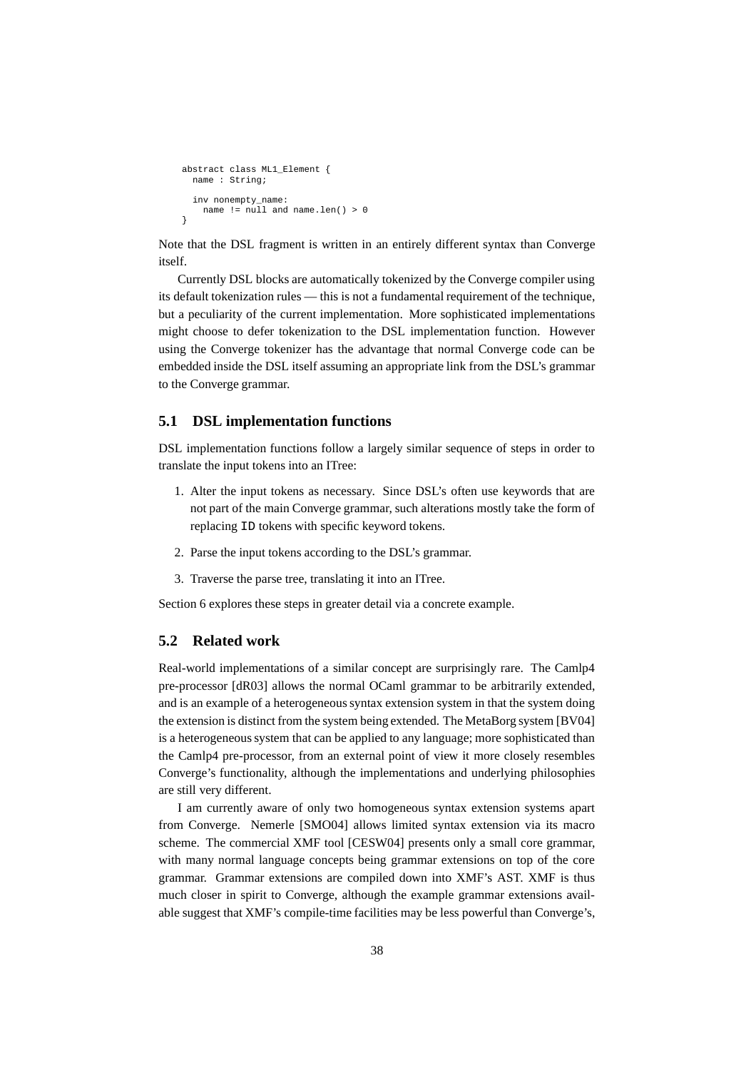```
abstract class ML1_Element {
  name : String;

  inv nonempty_name:
    name != null and name.len() > 0
}
```

Note that the DSL fragment is written in an entirely different syntax than Converge itself.

Currently DSL blocks are automatically tokenized by the Converge compiler using its default tokenization rules — this is not a fundamental requirement of the technique, but a peculiarity of the current implementation. More sophisticated implementations might choose to defer tokenization to the DSL implementation function. However using the Converge tokenizer has the advantage that normal Converge code can be embedded inside the DSL itself assuming an appropriate link from the DSL's grammar to the Converge grammar.

## 5.1 DSL implementation functions

DSL implementation functions follow a largely similar sequence of steps in order to translate the input tokens into an ITree:

1. Alter the input tokens as necessary. Since DSL's often use keywords that are not part of the main Converge grammar, such alterations mostly take the form of replacing `ID` tokens with specific keyword tokens.
2. Parse the input tokens according to the DSL's grammar.
3. Traverse the parse tree, translating it into an ITree.

Section 6 explores these steps in greater detail via a concrete example.

## 5.2 Related work

Real-world implementations of a similar concept are surprisingly rare. The Camlp4 pre-processor [dR03] allows the normal OCaml grammar to be arbitrarily extended, and is an example of a heterogeneous syntax extension system in that the system doing the extension is distinct from the system being extended. The MetaBorg system [BV04] is a heterogeneous system that can be applied to any language; more sophisticated than the Camlp4 pre-processor, from an external point of view it more closely resembles Converge's functionality, although the implementations and underlying philosophies are still very different.

I am currently aware of only two homogeneous syntax extension systems apart from Converge. Nemerle [SMO04] allows limited syntax extension via its macro scheme. The commercial XMF tool [CESW04] presents only a small core grammar, with many normal language concepts being grammar extensions on top of the core grammar. Grammar extensions are compiled down into XMF's AST. XMF is thus much closer in spirit to Converge, although the example grammar extensions available suggest that XMF's compile-time facilities may be less powerful than Converge's,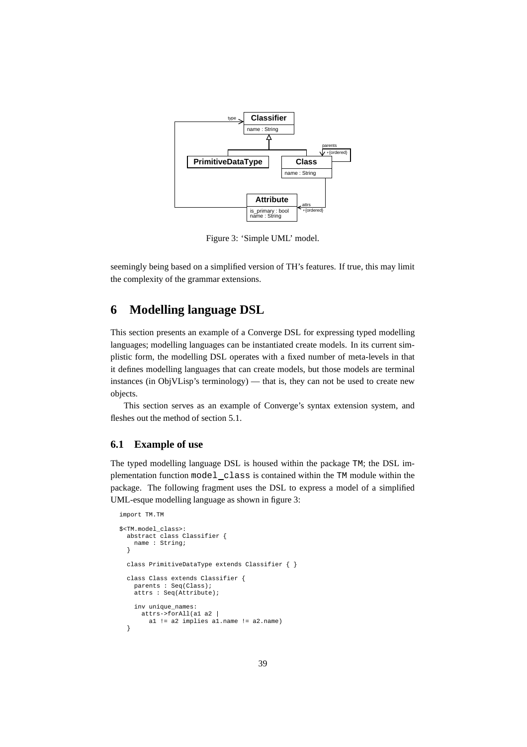Figure 3: 'Simple UML' model.

seemingly being based on a simplified version of TH's features. If true, this may limit the complexity of the grammar extensions.

# 6 Modelling language DSL

This section presents an example of a Converge DSL for expressing typed modelling languages; modelling languages can be instantiated create models. In its current simplistic form, the modelling DSL operates with a fixed number of meta-levels in that it defines modelling languages that can create models, but those models are terminal instances (in ObjVLisp's terminology) — that is, they can not be used to create new objects.

This section serves as an example of Converge's syntax extension system, and fleshes out the method of section 5.1.

## 6.1 Example of use

The typed modelling language DSL is housed within the package TM; the DSL implementation function model_class is contained within the TM module within the package. The following fragment uses the DSL to express a model of a simplified UML-esque modelling language as shown in figure 3:

```
import TM.TM

$<TM.model_class>:
  abstract class Classifier {
    name : String;
  }

  class PrimitiveDataType extends Classifier { }

  class Class extends Classifier {
    parents : Seq(Class);
    attrs : Seq(Attribute);

    inv unique_names:
      attrs->forAll(a1 a2 |
        a1 != a2 implies a1.name != a2.name)
  }
```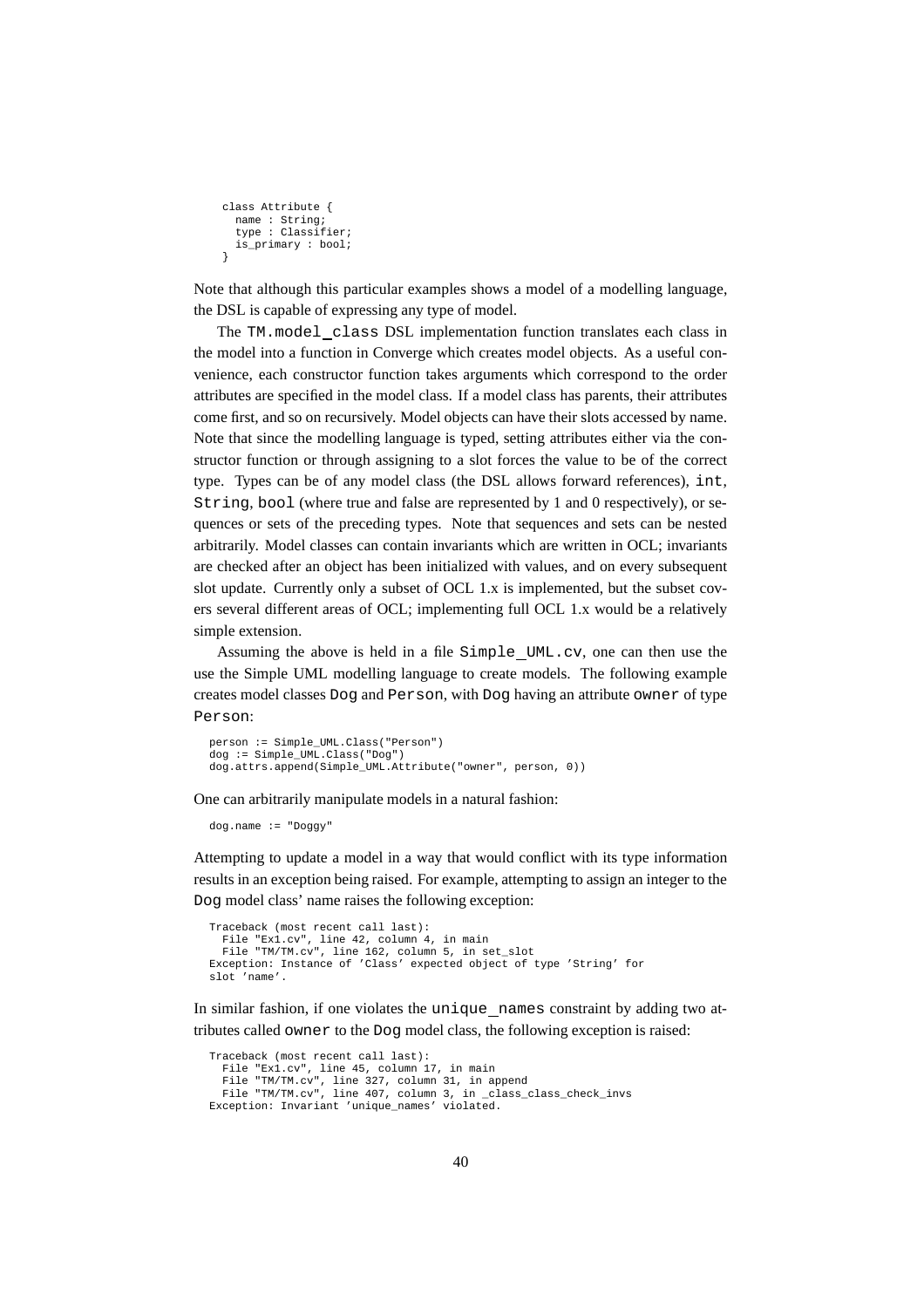```
class Attribute {
  name : String;
  type : Classifier;
  is_primary : bool;
}
```

Note that although this particular examples shows a model of a modelling language, the DSL is capable of expressing any type of model.

The `TM.model_class` DSL implementation function translates each class in the model into a function in Converge which creates model objects. As a useful convenience, each constructor function takes arguments which correspond to the order attributes are specified in the model class. If a model class has parents, their attributes come first, and so on recursively. Model objects can have their slots accessed by name. Note that since the modelling language is typed, setting attributes either via the constructor function or through assigning to a slot forces the value to be of the correct type. Types can be of any model class (the DSL allows forward references), `int`, `String`, `bool` (where true and false are represented by 1 and 0 respectively), or sequences or sets of the preceding types. Note that sequences and sets can be nested arbitrarily. Model classes can contain invariants which are written in OCL; invariants are checked after an object has been initialized with values, and on every subsequent slot update. Currently only a subset of OCL 1.x is implemented, but the subset covers several different areas of OCL; implementing full OCL 1.x would be a relatively simple extension.

Assuming the above is held in a file `Simple_UML.cv`, one can then use the use the Simple UML modelling language to create models. The following example creates model classes `Dog` and `Person`, with `Dog` having an attribute `owner` of type `Person`:

```
person := Simple_UML.Class("Person")
dog := Simple_UML.Class("Dog")
dog.attrs.append(Simple_UML.Attribute("owner", person, 0))
```

One can arbitrarily manipulate models in a natural fashion:

```
dog.name := "Doggy"
```

Attempting to update a model in a way that would conflict with its type information results in an exception being raised. For example, attempting to assign an integer to the `Dog` model class' name raises the following exception:

```
Traceback (most recent call last):
  File "Ex1.cv", line 42, column 4, in main
  File "TM/TM.cv", line 162, column 5, in set_slot
Exception: Instance of 'Class' expected object of type 'String' for
slot 'name'.
```

In similar fashion, if one violates the `unique_names` constraint by adding two attributes called `owner` to the `Dog` model class, the following exception is raised:

```
Traceback (most recent call last):
  File "Ex1.cv", line 45, column 17, in main
  File "TM/TM.cv", line 327, column 31, in append
  File "TM/TM.cv", line 407, column 3, in _class_class_check_invs
Exception: Invariant 'unique_names' violated.
```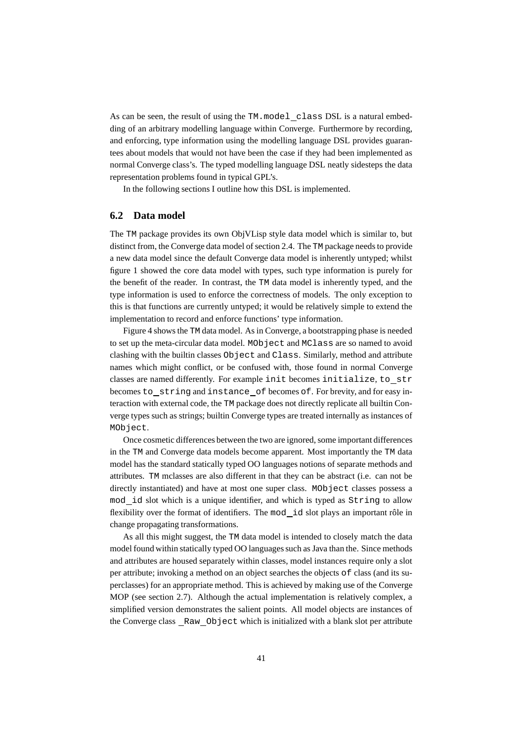As can be seen, the result of using the `TM.model_class` DSL is a natural embedding of an arbitrary modelling language within Converge. Furthermore by recording, and enforcing, type information using the modelling language DSL provides guarantees about models that would not have been the case if they had been implemented as normal Converge class's. The typed modelling language DSL neatly sidesteps the data representation problems found in typical GPL's.

In the following sections I outline how this DSL is implemented.

## 6.2 Data model

The TM package provides its own ObjVLisp style data model which is similar to, but distinct from, the Converge data model of section 2.4. The TM package needs to provide a new data model since the default Converge data model is inherently untyped; whilst figure 1 showed the core data model with types, such type information is purely for the benefit of the reader. In contrast, the TM data model is inherently typed, and the type information is used to enforce the correctness of models. The only exception to this is that functions are currently untyped; it would be relatively simple to extend the implementation to record and enforce functions' type information.

Figure 4 shows the TM data model. As in Converge, a bootstrapping phase is needed to set up the meta-circular data model. `MObject` and `MClass` are so named to avoid clashing with the builtin classes `Object` and `Class`. Similarly, method and attribute names which might conflict, or be confused with, those found in normal Converge classes are named differently. For example `init` becomes `initialize`, `to_str` becomes `to_string` and `instance_of` becomes `of`. For brevity, and for easy interaction with external code, the TM package does not directly replicate all builtin Converge types such as strings; builtin Converge types are treated internally as instances of `MObject`.

Once cosmetic differences between the two are ignored, some important differences in the TM and Converge data models become apparent. Most importantly the TM data model has the standard statically typed OO languages notions of separate methods and attributes. TM mclasses are also different in that they can be abstract (i.e. can not be directly instantiated) and have at most one super class. `MObject` classes possess a `mod_id` slot which is a unique identifier, and which is typed as `String` to allow flexibility over the format of identifiers. The `mod_id` slot plays an important rôle in change propagating transformations.

As all this might suggest, the TM data model is intended to closely match the data model found within statically typed OO languages such as Java than the. Since methods and attributes are housed separately within classes, model instances require only a slot per attribute; invoking a method on an object searches the objects `of` class (and its superclasses) for an appropriate method. This is achieved by making use of the Converge MOP (see section 2.7). Although the actual implementation is relatively complex, a simplified version demonstrates the salient points. All model objects are instances of the Converge class `_Raw_Object` which is initialized with a blank slot per attribute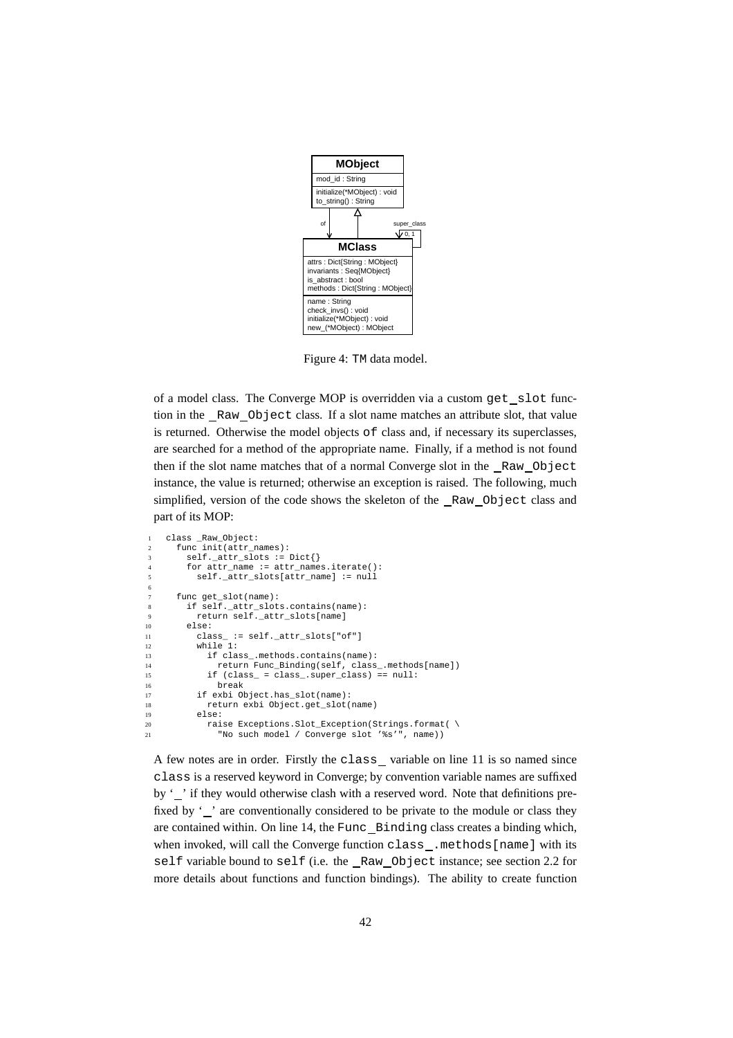Figure 4: TM data model.

of a model class. The Converge MOP is overridden via a custom `get_slot` function in the `_Raw_Object` class. If a slot name matches an attribute slot, that value is returned. Otherwise the model objects `of` class and, if necessary its superclasses, are searched for a method of the appropriate name. Finally, if a method is not found then if the slot name matches that of a normal Converge slot in the `_Raw_Object` instance, the value is returned; otherwise an exception is raised. The following, much simplified, version of the code shows the skeleton of the `_Raw_Object` class and part of its MOP:

```
1   class _Raw_Object:
2     func init(attr_names):
3       self._attr_slots := Dict{}
4       for attr_name := attr_names.iterate():
5         self._attr_slots[attr_name] := null
6
7     func get_slot(name):
8       if self._attr_slots.contains(name):
9         return self._attr_slots[name]
10      else:
11        class_ := self._attr_slots["of"]
12        while 1:
13          if class_.methods.contains(name):
14            return Func_Binding(self, class_.methods[name])
15          if (class_ = class_.super_class) == null:
16            break
17        if exbi Object.has_slot(name):
18          return exbi Object.get_slot(name)
19        else:
20          raise Exceptions.Slot_Exception(Strings.format( \
21            "No such model / Converge slot '%s'", name))
```

A few notes are in order. Firstly the `class_` variable on line 11 is so named since `class` is a reserved keyword in Converge; by convention variable names are suffixed by '`_`' if they would otherwise clash with a reserved word. Note that definitions prefixed by '`_`' are conventionally considered to be private to the module or class they are contained within. On line 14, the `Func_Binding` class creates a binding which, when invoked, will call the Converge function `class_.methods[name]` with its `self` variable bound to `self` (i.e. the `_Raw_Object` instance; see section 2.2 for more details about functions and function bindings). The ability to create function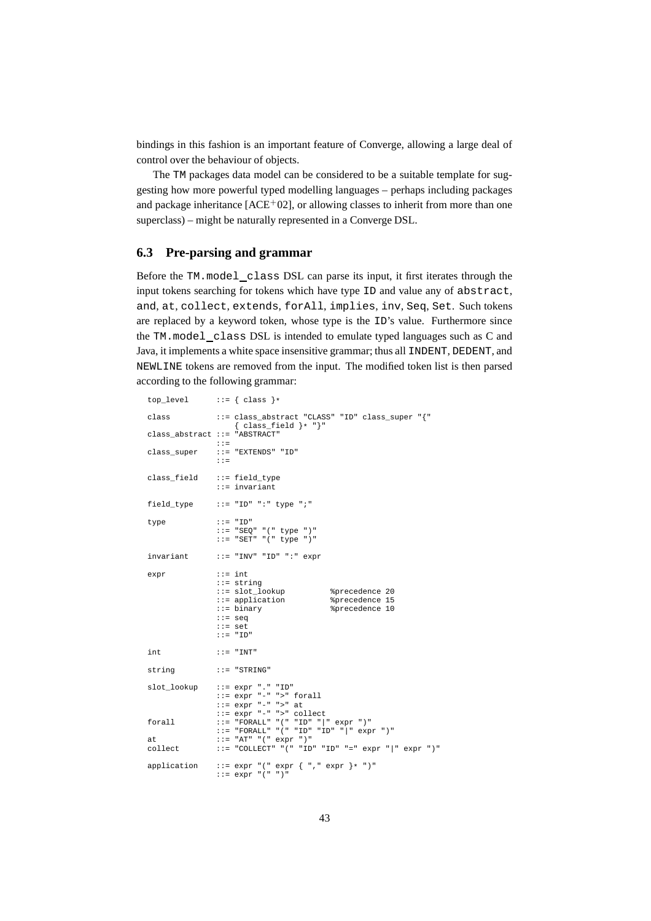bindings in this fashion is an important feature of Converge, allowing a large deal of control over the behaviour of objects.

The `TM` packages data model can be considered to be a suitable template for suggesting how more powerful typed modelling languages – perhaps including packages and package inheritance [ACE+02], or allowing classes to inherit from more than one superclass) – might be naturally represented in a Converge DSL.

## 6.3 Pre-parsing and grammar

Before the `TM.model_class` DSL can parse its input, it first iterates through the input tokens searching for tokens which have type `ID` and value any of `abstract`, `and`, `at`, `collect`, `extends`, `forAll`, `implies`, `inv`, `Seq`, `Set`. Such tokens are replaced by a keyword token, whose type is the `ID`'s value. Furthermore since the `TM.model_class` DSL is intended to emulate typed languages such as C and Java, it implements a white space insensitive grammar; thus all `INDENT`, `DEDENT`, and `NEWLINE` tokens are removed from the input. The modified token list is then parsed according to the following grammar:

```
top_level      ::= { class }*

class          ::= class_abstract "CLASS" "ID" class_super "{"
                   { class_field }* "}"
class_abstract ::= "ABSTRACT"
               ::=
class_super    ::= "EXTENDS" "ID"
               ::=

class_field    ::= field_type
               ::= invariant

field_type     ::= "ID" ":" type ";"

type           ::= "ID"
               ::= "SEQ" "(" type ")"
               ::= "SET" "(" type ")"

invariant      ::= "INV" "ID" ":" expr

expr           ::= int
               ::= string
               ::= slot_lookup          %precedence 20
               ::= application          %precedence 15
               ::= binary               %precedence 10
               ::= seq
               ::= set
               ::= "ID"

int            ::= "INT"

string         ::= "STRING"

slot_lookup    ::= expr "." "ID"
               ::= expr "-" ">" forall
               ::= expr "-" ">" at
               ::= expr "-" ">" collect
forall         ::= "FORALL" "(" "ID" "|" expr ")"
               ::= "FORALL" "(" "ID" "ID" "|" expr ")"
at             ::= "AT" "(" expr ")"
collect        ::= "COLLECT" "(" "ID" "ID" "=" expr "|" expr ")"

application    ::= expr "(" expr { "," expr }* ")"
               ::= expr "(" ")"
```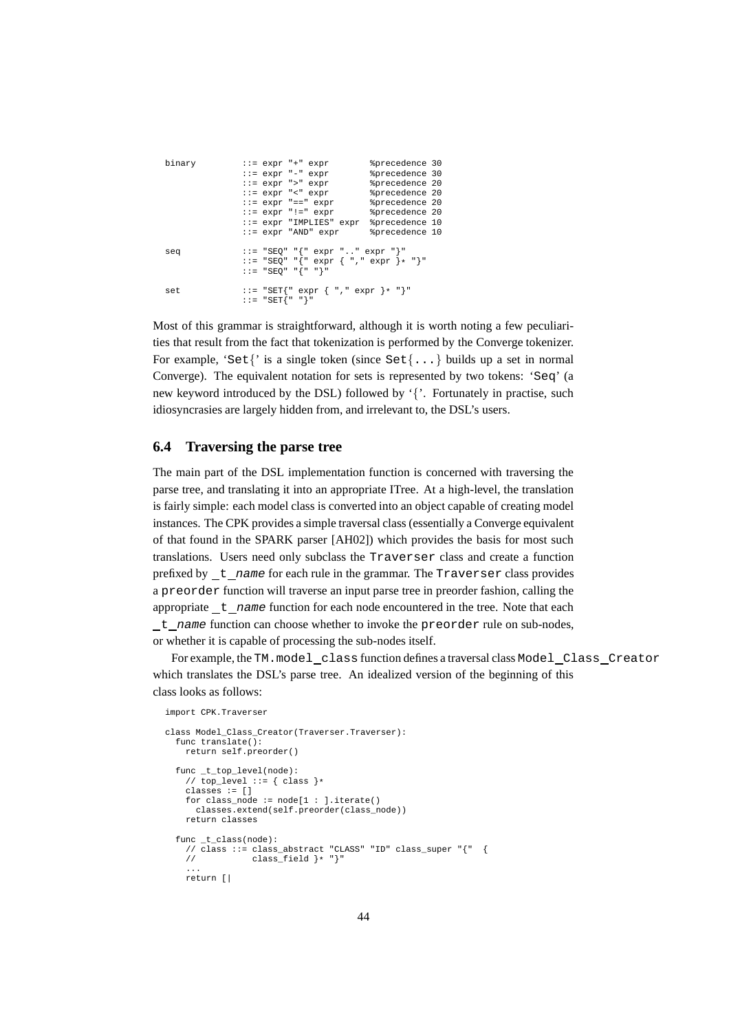```
binary        ::= expr "+" expr        %precedence 30
              ::= expr "-" expr        %precedence 30
              ::= expr ">" expr        %precedence 20
              ::= expr "<" expr        %precedence 20
              ::= expr "==" expr       %precedence 20
              ::= expr "!=" expr       %precedence 20
              ::= expr "IMPLIES" expr  %precedence 10
              ::= expr "AND" expr      %precedence 10

seq           ::= "SEQ" "{" expr ".." expr "}"
              ::= "SEQ" "{" expr { "," expr }* "}"
              ::= "SEQ" "{" "}"

set           ::= "SET{" expr { "," expr }* "}"
              ::= "SET{" "}"
```

Most of this grammar is straightforward, although it is worth noting a few peculiarities that result from the fact that tokenization is performed by the Converge tokenizer. For example, '`Set{`' is a single token (since `Set{...}` builds up a set in normal Converge). The equivalent notation for sets is represented by two tokens: '`Seq`' (a new keyword introduced by the DSL) followed by '`{`'. Fortunately in practise, such idiosyncrasies are largely hidden from, and irrelevant to, the DSL's users.

## 6.4 Traversing the parse tree

The main part of the DSL implementation function is concerned with traversing the parse tree, and translating it into an appropriate ITree. At a high-level, the translation is fairly simple: each model class is converted into an object capable of creating model instances. The CPK provides a simple traversal class (essentially a Converge equivalent of that found in the SPARK parser [AH02]) which provides the basis for most such translations. Users need only subclass the `Traverser` class and create a function prefixed by `_t_`*`name`* for each rule in the grammar. The `Traverser` class provides a `preorder` function will traverse an input parse tree in preorder fashion, calling the appropriate `_t_`*`name`* function for each node encountered in the tree. Note that each `_t_`*`name`* function can choose whether to invoke the `preorder` rule on sub-nodes, or whether it is capable of processing the sub-nodes itself.

For example, the `TM.model_class` function defines a traversal class `Model_Class_Creator` which translates the DSL's parse tree. An idealized version of the beginning of this class looks as follows:

```
import CPK.Traverser

class Model_Class_Creator(Traverser.Traverser):
  func translate():
    return self.preorder()

  func _t_top_level(node):
    // top_level ::= { class }*
    classes := []
    for class_node := node[1 : ].iterate()
      classes.extend(self.preorder(class_node))
    return classes

  func _t_class(node):
    // class ::= class_abstract "CLASS" "ID" class_super "{"  {
    //           class_field }* "}"
    ...
    return [|
```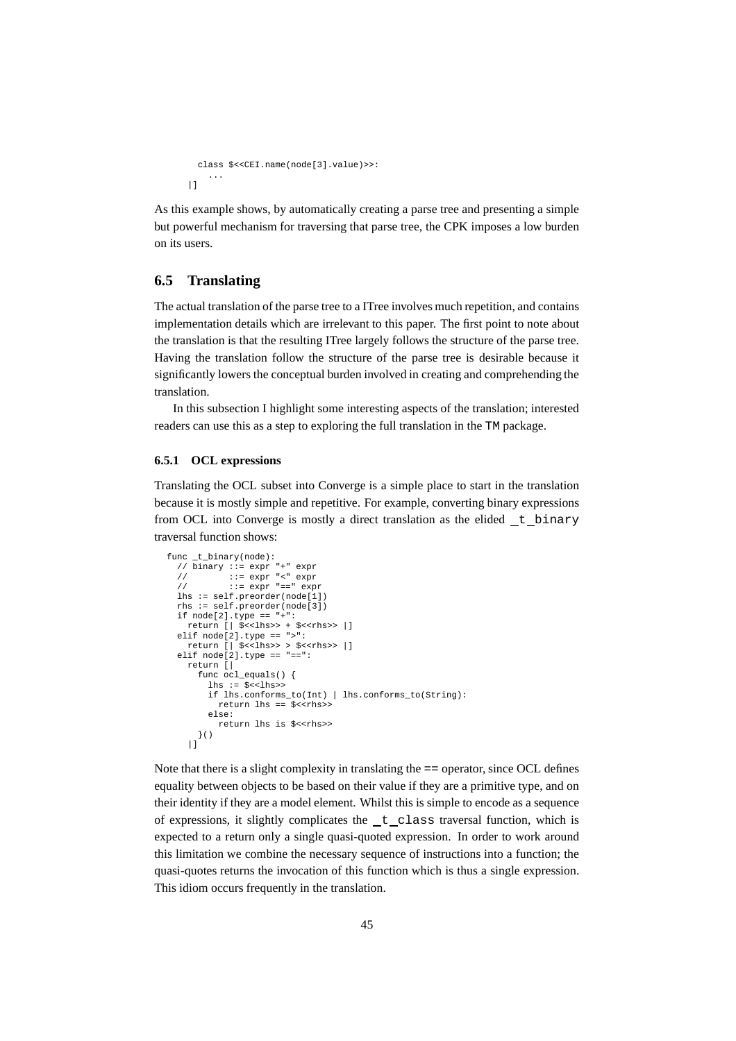```
    class $<<CEI.name(node[3].value)>>:
      ...
  |]
```

As this example shows, by automatically creating a parse tree and presenting a simple but powerful mechanism for traversing that parse tree, the CPK imposes a low burden on its users.

## 6.5 Translating

The actual translation of the parse tree to a ITree involves much repetition, and contains implementation details which are irrelevant to this paper. The first point to note about the translation is that the resulting ITree largely follows the structure of the parse tree. Having the translation follow the structure of the parse tree is desirable because it significantly lowers the conceptual burden involved in creating and comprehending the translation.

In this subsection I highlight some interesting aspects of the translation; interested readers can use this as a step to exploring the full translation in the `TM` package.

### 6.5.1 OCL expressions

Translating the OCL subset into Converge is a simple place to start in the translation because it is mostly simple and repetitive. For example, converting binary expressions from OCL into Converge is mostly a direct translation as the elided `_t_binary` traversal function shows:

```
func _t_binary(node):
  // binary ::= expr "+" expr
  //        ::= expr "<" expr
  //        ::= expr "==" expr
  lhs := self.preorder(node[1])
  rhs := self.preorder(node[3])
  if node[2].type == "+":
    return [| $<<lhs>> + $<<rhs>> |]
  elif node[2].type == ">":
    return [| $<<lhs>> > $<<rhs>> |]
  elif node[2].type == "==":
    return [|
      func ocl_equals() {
        lhs := $<<lhs>>
        if lhs.conforms_to(Int) | lhs.conforms_to(String):
          return lhs == $<<rhs>>
        else:
          return lhs is $<<rhs>>
      }()
    |]
```

Note that there is a slight complexity in translating the `==` operator, since OCL defines equality between objects to be based on their value if they are a primitive type, and on their identity if they are a model element. Whilst this is simple to encode as a sequence of expressions, it slightly complicates the `_t_class` traversal function, which is expected to a return only a single quasi-quoted expression. In order to work around this limitation we combine the necessary sequence of instructions into a function; the quasi-quotes returns the invocation of this function which is thus a single expression. This idiom occurs frequently in the translation.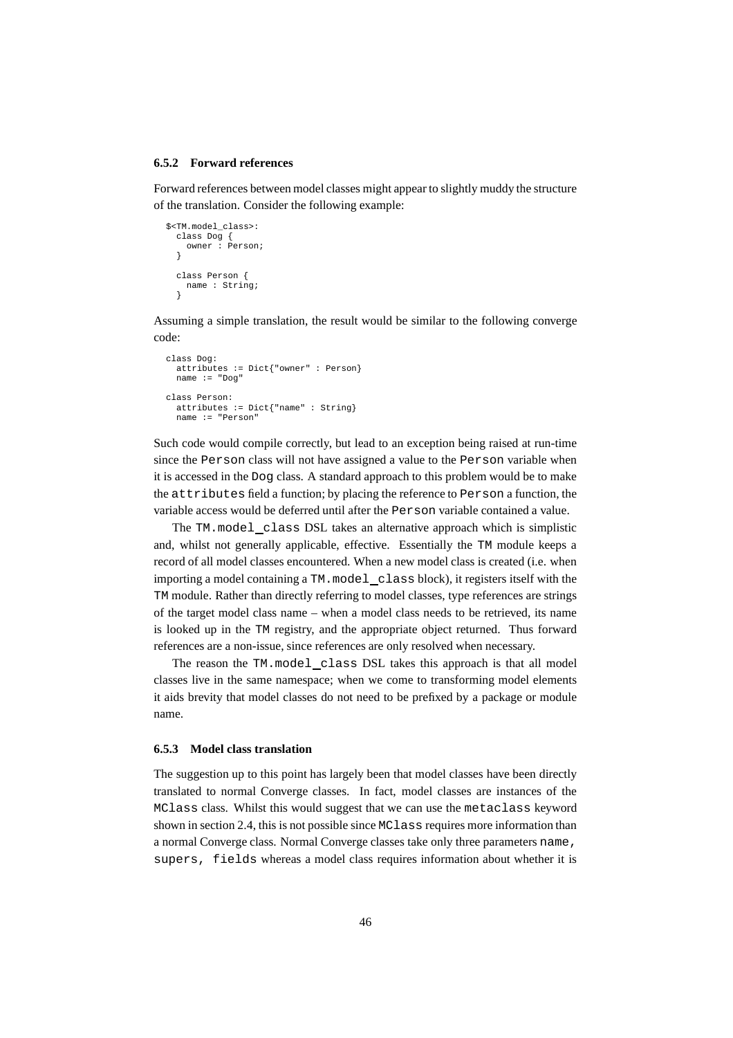### 6.5.2 Forward references

Forward references between model classes might appear to slightly muddy the structure of the translation. Consider the following example:

```
$<TM.model_class>:
  class Dog {
    owner : Person;
  }

  class Person {
    name : String;
  }
```

Assuming a simple translation, the result would be similar to the following converge code:

```
class Dog:
  attributes := Dict{"owner" : Person}
  name := "Dog"

class Person:
  attributes := Dict{"name" : String}
  name := "Person"
```

Such code would compile correctly, but lead to an exception being raised at run-time since the `Person` class will not have assigned a value to the `Person` variable when it is accessed in the `Dog` class. A standard approach to this problem would be to make the `attributes` field a function; by placing the reference to `Person` a function, the variable access would be deferred until after the `Person` variable contained a value.

The `TM.model_class` DSL takes an alternative approach which is simplistic and, whilst not generally applicable, effective. Essentially the `TM` module keeps a record of all model classes encountered. When a new model class is created (i.e. when importing a model containing a `TM.model_class` block), it registers itself with the `TM` module. Rather than directly referring to model classes, type references are strings of the target model class name – when a model class needs to be retrieved, its name is looked up in the `TM` registry, and the appropriate object returned. Thus forward references are a non-issue, since references are only resolved when necessary.

The reason the `TM.model_class` DSL takes this approach is that all model classes live in the same namespace; when we come to transforming model elements it aids brevity that model classes do not need to be prefixed by a package or module name.

### 6.5.3 Model class translation

The suggestion up to this point has largely been that model classes have been directly translated to normal Converge classes. In fact, model classes are instances of the `MClass` class. Whilst this would suggest that we can use the `metaclass` keyword shown in section 2.4, this is not possible since `MClass` requires more information than a normal Converge class. Normal Converge classes take only three parameters `name, supers, fields` whereas a model class requires information about whether it is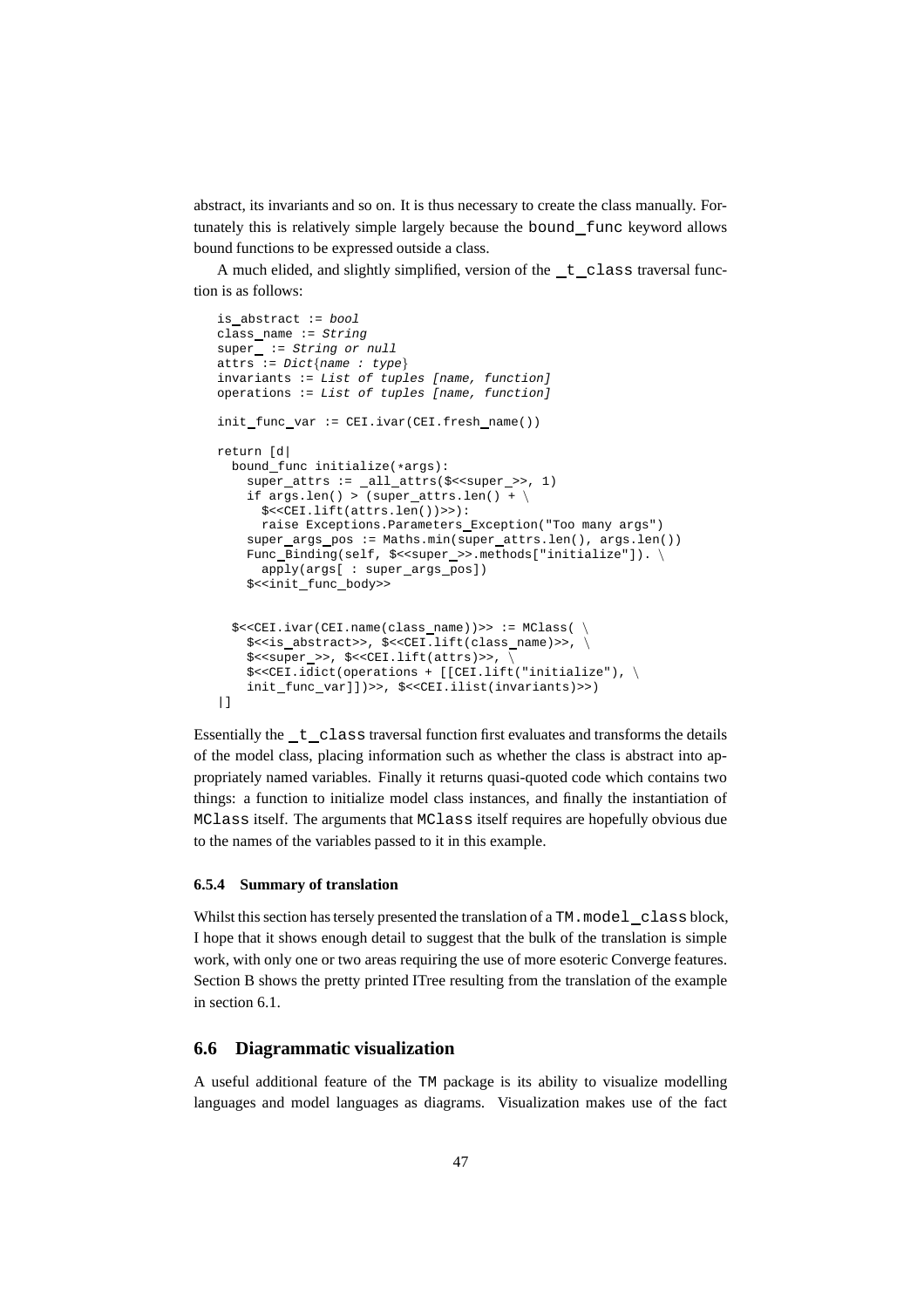abstract, its invariants and so on. It is thus necessary to create the class manually. Fortunately this is relatively simple largely because the `bound_func` keyword allows bound functions to be expressed outside a class.

A much elided, and slightly simplified, version of the `_t_class` traversal function is as follows:

```
is_abstract := bool
class_name := String
super_ := String or null
attrs := Dict{name : type}
invariants := List of tuples [name, function]
operations := List of tuples [name, function]

init_func_var := CEI.ivar(CEI.fresh_name())

return [d|
  bound_func initialize(*args):
    super_attrs := _all_attrs($<<super_>>, 1)
    if args.len() > (super_attrs.len() + \
      $<<CEI.lift(attrs.len())>>):
      raise Exceptions.Parameters_Exception("Too many args")
    super_args_pos := Maths.min(super_attrs.len(), args.len())
    Func_Binding(self, $<<super_>>.methods["initialize"]). \
      apply(args[ : super_args_pos])
    $<<init_func_body>>


  $<<CEI.ivar(CEI.name(class_name))>> := MClass( \
    $<<is_abstract>>, $<<CEI.lift(class_name)>>, \
    $<<super_>>, $<<CEI.lift(attrs)>>, \
    $<<CEI.idict(operations + [[CEI.lift("initialize"), \
    init_func_var]])>>, $<<CEI.ilist(invariants)>>)
|]
```

Essentially the `_t_class` traversal function first evaluates and transforms the details of the model class, placing information such as whether the class is abstract into appropriately named variables. Finally it returns quasi-quoted code which contains two things: a function to initialize model class instances, and finally the instantiation of `MClass` itself. The arguments that `MClass` itself requires are hopefully obvious due to the names of the variables passed to it in this example.

#### 6.5.4 Summary of translation

Whilst this section has tersely presented the translation of a `TM.model_class` block, I hope that it shows enough detail to suggest that the bulk of the translation is simple work, with only one or two areas requiring the use of more esoteric Converge features. Section B shows the pretty printed ITree resulting from the translation of the example in section 6.1.

### 6.6 Diagrammatic visualization

A useful additional feature of the `TM` package is its ability to visualize modelling languages and model languages as diagrams. Visualization makes use of the fact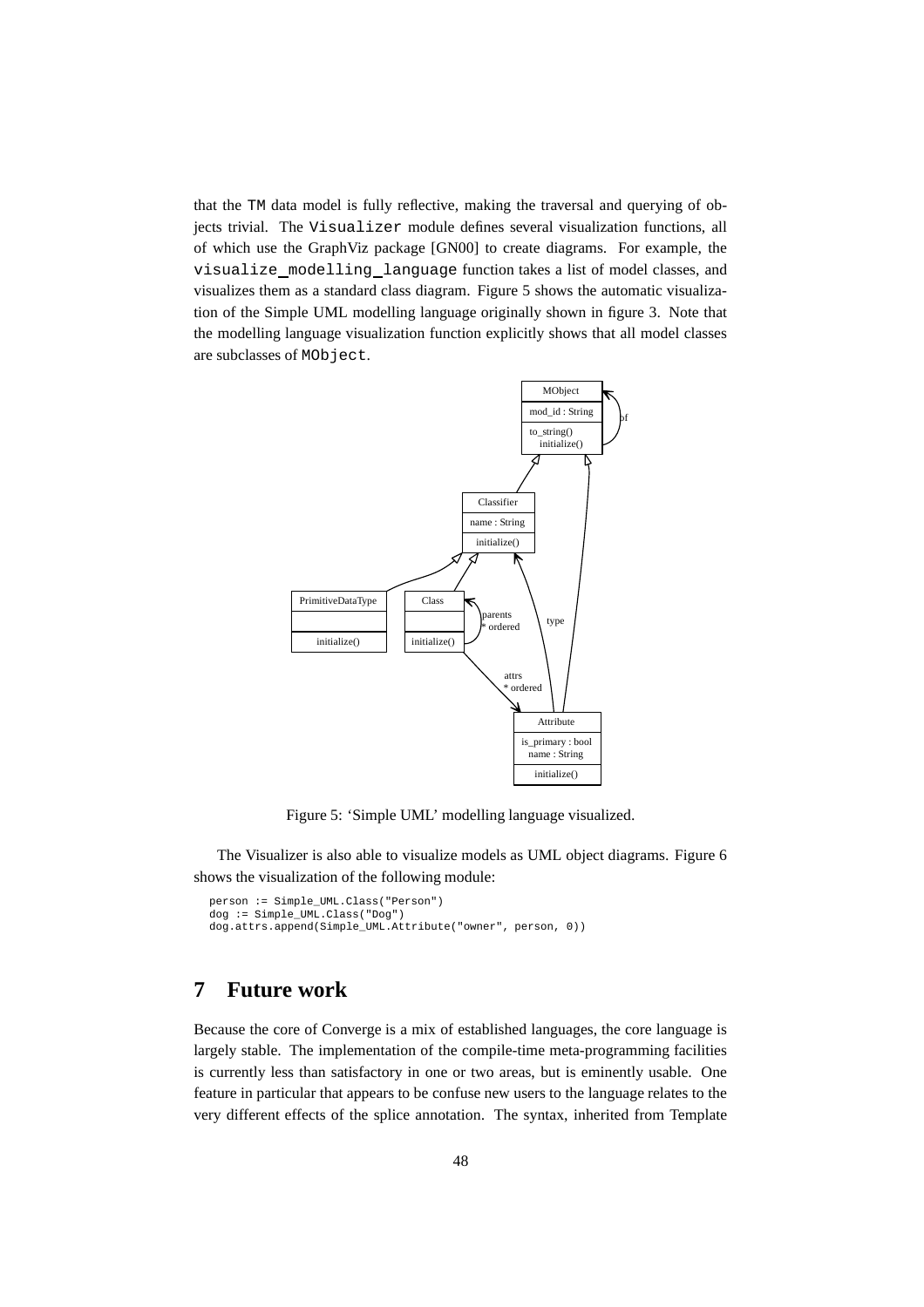that the TM data model is fully reflective, making the traversal and querying of objects trivial. The Visualizer module defines several visualization functions, all of which use the GraphViz package [GN00] to create diagrams. For example, the visualize_modelling_language function takes a list of model classes, and visualizes them as a standard class diagram. Figure 5 shows the automatic visualization of the Simple UML modelling language originally shown in figure 3. Note that the modelling language visualization function explicitly shows that all model classes are subclasses of MObject.

Figure 5: 'Simple UML' modelling language visualized.

The Visualizer is also able to visualize models as UML object diagrams. Figure 6 shows the visualization of the following module:

```
person := Simple_UML.Class("Person")
dog := Simple_UML.Class("Dog")
dog.attrs.append(Simple_UML.Attribute("owner", person, 0))
```

# 7 Future work

Because the core of Converge is a mix of established languages, the core language is largely stable. The implementation of the compile-time meta-programming facilities is currently less than satisfactory in one or two areas, but is eminently usable. One feature in particular that appears to be confuse new users to the language relates to the very different effects of the splice annotation. The syntax, inherited from Template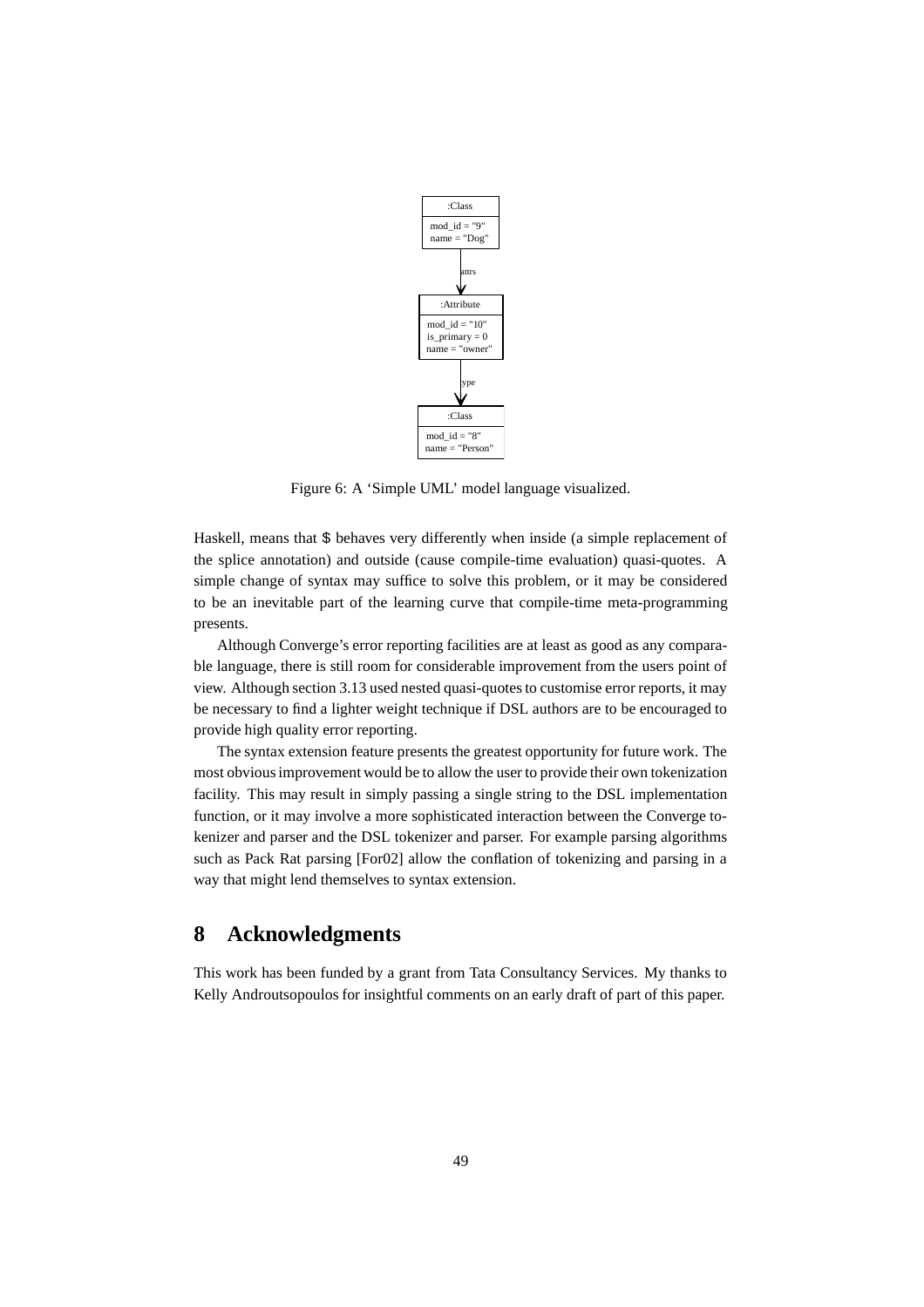Figure 6: A 'Simple UML' model language visualized.

Haskell, means that $ behaves very differently when inside (a simple replacement of the splice annotation) and outside (cause compile-time evaluation) quasi-quotes. A simple change of syntax may suffice to solve this problem, or it may be considered to be an inevitable part of the learning curve that compile-time meta-programming presents.

Although Converge's error reporting facilities are at least as good as any comparable language, there is still room for considerable improvement from the users point of view. Although section 3.13 used nested quasi-quotes to customise error reports, it may be necessary to find a lighter weight technique if DSL authors are to be encouraged to provide high quality error reporting.

The syntax extension feature presents the greatest opportunity for future work. The most obvious improvement would be to allow the user to provide their own tokenization facility. This may result in simply passing a single string to the DSL implementation function, or it may involve a more sophisticated interaction between the Converge tokenizer and parser and the DSL tokenizer and parser. For example parsing algorithms such as Pack Rat parsing [For02] allow the conflation of tokenizing and parsing in a way that might lend themselves to syntax extension.

## 8 Acknowledgments

This work has been funded by a grant from Tata Consultancy Services. My thanks to Kelly Androutsopoulos for insightful comments on an early draft of part of this paper.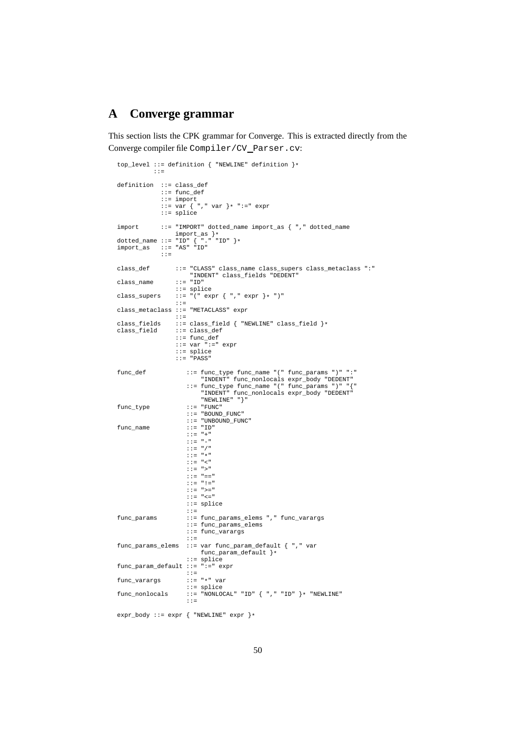# A Converge grammar

This section lists the CPK grammar for Converge. This is extracted directly from the Converge compiler file `Compiler/CV_Parser.cv`:

```
top_level ::= definition { "NEWLINE" definition }*
          ::=

definition  ::= class_def
            ::= func_def
            ::= import
            ::= var { "," var }* ":=" expr
            ::= splice

import      ::= "IMPORT" dotted_name import_as { "," dotted_name
                import_as }*
dotted_name ::= "ID" { "." "ID" }*
import_as   ::= "AS" "ID"
            ::=

class_def       ::= "CLASS" class_name class_supers class_metaclass ":"
                    "INDENT" class_fields "DEDENT"
class_name      ::= "ID"
                ::= splice
class_supers    ::= "(" expr { "," expr }* ")"
                ::=
class_metaclass ::= "METACLASS" expr
                ::=
class_fields    ::= class_field { "NEWLINE" class_field }*
class_field     ::= class_def
                ::= func_def
                ::= var ":=" expr
                ::= splice
                ::= "PASS"

func_def           ::= func_type func_name "(" func_params ")" ":"
                       "INDENT" func_nonlocals expr_body "DEDENT"
                   ::= func_type func_name "(" func_params ")" "{"
                       "INDENT" func_nonlocals expr_body "DEDENT"
                       "NEWLINE" "}"
func_type          ::= "FUNC"
                   ::= "BOUND_FUNC"
                   ::= "UNBOUND_FUNC"
func_name          ::= "ID"
                   ::= "+"
                   ::= "-"
                   ::= "/"
                   ::= "*"
                   ::= "<"
                   ::= ">"
                   ::= "=="
                   ::= "!="
                   ::= ">="
                   ::= "<="
                   ::= splice
                   ::=
func_params        ::= func_params_elems "," func_varargs
                   ::= func_params_elems
                   ::= func_varargs
                   ::=
func_params_elems  ::= var func_param_default { "," var
                       func_param_default }*
                   ::= splice
func_param_default ::= ":=" expr
                   ::=
func_varargs       ::= "*" var
                   ::= splice
func_nonlocals     ::= "NONLOCAL" "ID" { "," "ID" }* "NEWLINE"
                   ::=

expr_body ::= expr { "NEWLINE" expr }*
```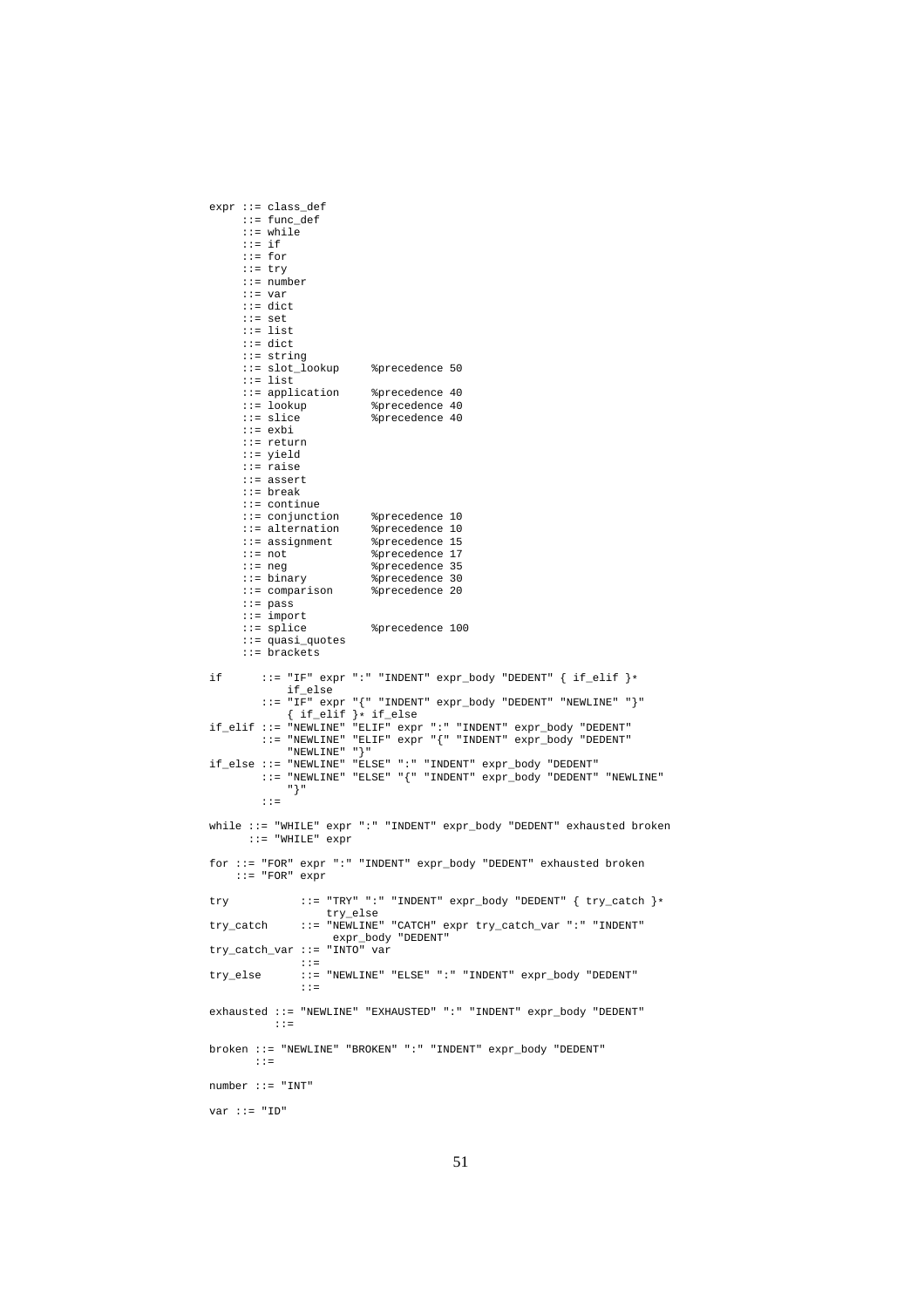```
expr ::= class_def
     ::= func_def
     ::= while
     ::= if
     ::= for
     ::= try
     ::= number
     ::= var
     ::= dict
     ::= set
     ::= list
     ::= dict
     ::= string
     ::= slot_lookup     %precedence 50
     ::= list
     ::= application     %precedence 40
     ::= lookup          %precedence 40
     ::= slice           %precedence 40
     ::= exbi
     ::= return
     ::= yield
     ::= raise
     ::= assert
     ::= break
     ::= continue
     ::= conjunction     %precedence 10
     ::= alternation     %precedence 10
     ::= assignment      %precedence 15
     ::= not             %precedence 17
     ::= neg             %precedence 35
     ::= binary          %precedence 30
     ::= comparison      %precedence 20
     ::= pass
     ::= import
     ::= splice          %precedence 100
     ::= quasi_quotes
     ::= brackets

if      ::= "IF" expr ":" "INDENT" expr_body "DEDENT" { if_elif }*
            if_else
        ::= "IF" expr "{" "INDENT" expr_body "DEDENT" "NEWLINE" "}"
            { if_elif }* if_else
if_elif ::= "NEWLINE" "ELIF" expr ":" "INDENT" expr_body "DEDENT"
        ::= "NEWLINE" "ELIF" expr "{" "INDENT" expr_body "DEDENT"
            "NEWLINE" "}"
if_else ::= "NEWLINE" "ELSE" ":" "INDENT" expr_body "DEDENT"
        ::= "NEWLINE" "ELSE" "{" "INDENT" expr_body "DEDENT" "NEWLINE"
            "}"
        ::=

while ::= "WHILE" expr ":" "INDENT" expr_body "DEDENT" exhausted broken
      ::= "WHILE" expr

for ::= "FOR" expr ":" "INDENT" expr_body "DEDENT" exhausted broken
    ::= "FOR" expr

try           ::= "TRY" ":" "INDENT" expr_body "DEDENT" { try_catch }*
                  try_else
try_catch     ::= "NEWLINE" "CATCH" expr try_catch_var ":" "INDENT"
                  expr_body "DEDENT"
try_catch_var ::= "INTO" var
              ::=
try_else      ::= "NEWLINE" "ELSE" ":" "INDENT" expr_body "DEDENT"
              ::=

exhausted ::= "NEWLINE" "EXHAUSTED" ":" "INDENT" expr_body "DEDENT"
          ::=

broken ::= "NEWLINE" "BROKEN" ":" "INDENT" expr_body "DEDENT"
       ::=

number ::= "INT"

var ::= "ID"
```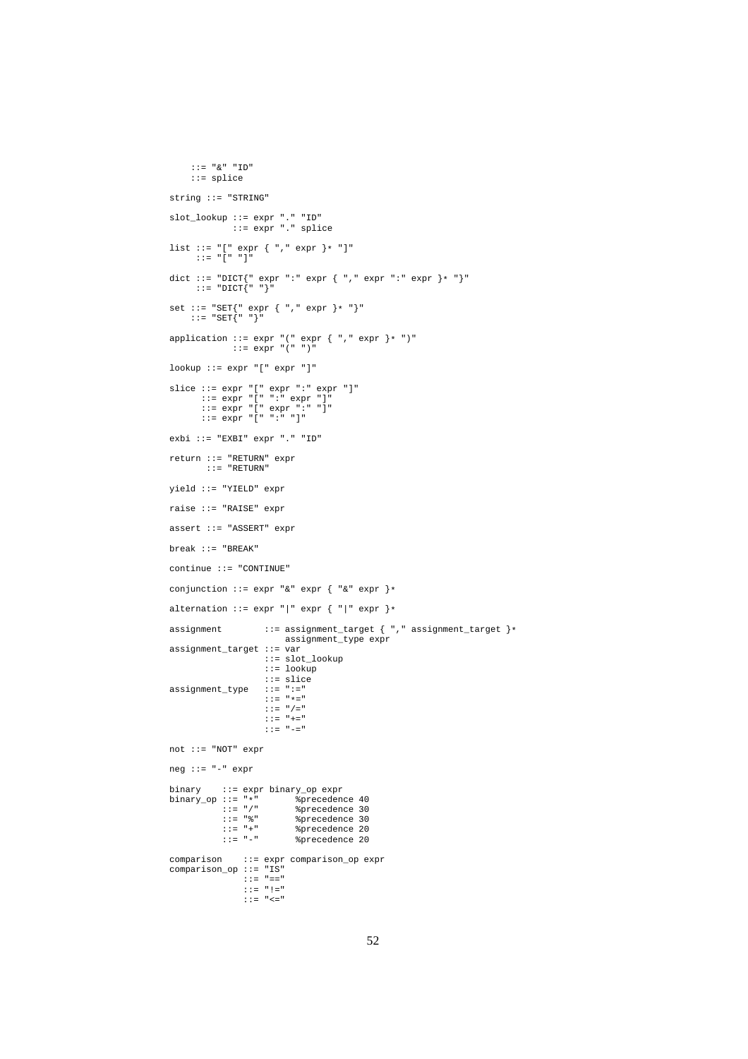```
    ::= "&" "ID"
    ::= splice

string ::= "STRING"

slot_lookup ::= expr "." "ID"
            ::= expr "." splice

list ::= "[" expr { "," expr }* "]"
     ::= "[" "]"

dict ::= "DICT{" expr ":" expr { "," expr ":" expr }* "}"
     ::= "DICT{" "}"

set ::= "SET{" expr { "," expr }* "}"
    ::= "SET{" "}"

application ::= expr "(" expr { "," expr }* ")"
            ::= expr "(" ")"

lookup ::= expr "[" expr "]"

slice ::= expr "[" expr ":" expr "]"
      ::= expr "[" ":" expr "]"
      ::= expr "[" expr ":" "]"
      ::= expr "[" ":" "]"

exbi ::= "EXBI" expr "." "ID"

return ::= "RETURN" expr
       ::= "RETURN"

yield ::= "YIELD" expr

raise ::= "RAISE" expr

assert ::= "ASSERT" expr

break ::= "BREAK"

continue ::= "CONTINUE"

conjunction ::= expr "&" expr { "&" expr }*

alternation ::= expr "|" expr { "|" expr }*

assignment        ::= assignment_target { "," assignment_target }*
                      assignment_type expr
assignment_target ::= var
                  ::= slot_lookup
                  ::= lookup
                  ::= slice
assignment_type   ::= ":="
                  ::= "*="
                  ::= "/="
                  ::= "+="
                  ::= "-="

not ::= "NOT" expr

neg ::= "-" expr

binary    ::= expr binary_op expr
binary_op ::= "*"       %precedence 40
          ::= "/"       %precedence 30
          ::= "%"       %precedence 30
          ::= "+"       %precedence 20
          ::= "-"       %precedence 20

comparison    ::= expr comparison_op expr
comparison_op ::= "IS"
              ::= "=="
              ::= "!="
              ::= "<="
```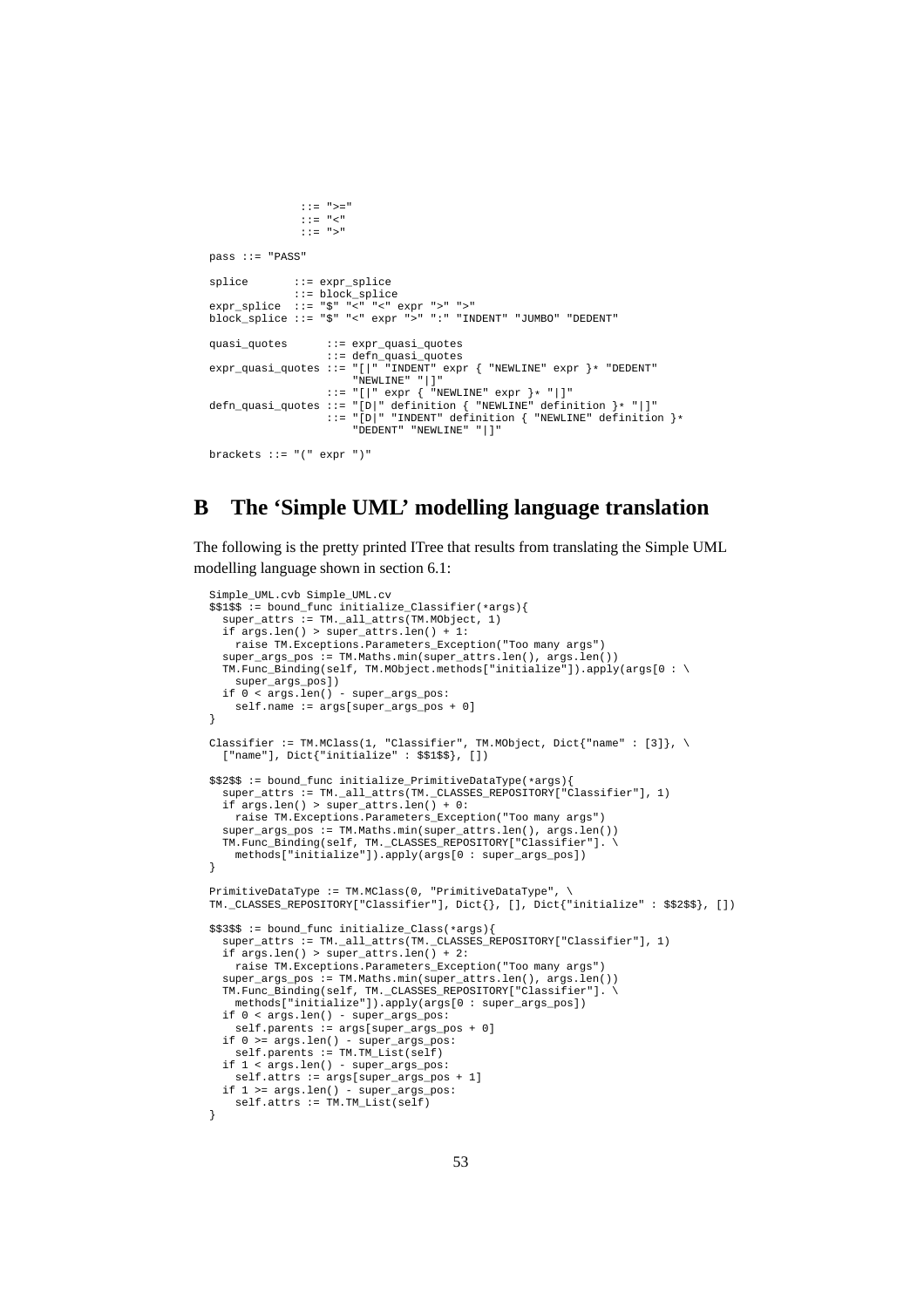```
             ::= ">="
             ::= "<"
             ::= ">"

pass ::= "PASS"

splice       ::= expr_splice
             ::= block_splice
expr_splice  ::= "$" "<" "<" expr ">" ">"
block_splice ::= "$" "<" expr ">" ":" "INDENT" "JUMBO" "DEDENT"

quasi_quotes      ::= expr_quasi_quotes
                  ::= defn_quasi_quotes
expr_quasi_quotes ::= "[|" "INDENT" expr { "NEWLINE" expr }* "DEDENT"
                      "NEWLINE" "|]"
                  ::= "[|" expr { "NEWLINE" expr }* "|]"
defn_quasi_quotes ::= "[D|" definition { "NEWLINE" definition }* "|]"
                  ::= "[D|" "INDENT" definition { "NEWLINE" definition }*
                      "DEDENT" "NEWLINE" "|]"

brackets ::= "(" expr ")"
```

## B The 'Simple UML' modelling language translation

The following is the pretty printed ITree that results from translating the Simple UML modelling language shown in section 6.1:

```
Simple_UML.cvb Simple_UML.cv
$$1$$ := bound_func initialize_Classifier(*args){
  super_attrs := TM._all_attrs(TM.MObject, 1)
  if args.len() > super_attrs.len() + 1:
    raise TM.Exceptions.Parameters_Exception("Too many args")
  super_args_pos := TM.Maths.min(super_attrs.len(), args.len())
  TM.Func_Binding(self, TM.MObject.methods["initialize"]).apply(args[0 : \
    super_args_pos])
  if 0 < args.len() - super_args_pos:
    self.name := args[super_args_pos + 0]
}

Classifier := TM.MClass(1, "Classifier", TM.MObject, Dict{"name" : [3]}, \
  ["name"], Dict{"initialize" : $$1$$}, [])

$$2$$ := bound_func initialize_PrimitiveDataType(*args){
  super_attrs := TM._all_attrs(TM._CLASSES_REPOSITORY["Classifier"], 1)
  if args.len() > super_attrs.len() + 0:
    raise TM.Exceptions.Parameters_Exception("Too many args")
  super_args_pos := TM.Maths.min(super_attrs.len(), args.len())
  TM.Func_Binding(self, TM._CLASSES_REPOSITORY["Classifier"]. \
    methods["initialize"]).apply(args[0 : super_args_pos])
}

PrimitiveDataType := TM.MClass(0, "PrimitiveDataType", \
TM._CLASSES_REPOSITORY["Classifier"], Dict{}, [], Dict{"initialize" : $$2$$}, [])

$$3$$ := bound_func initialize_Class(*args){
  super_attrs := TM._all_attrs(TM._CLASSES_REPOSITORY["Classifier"], 1)
  if args.len() > super_attrs.len() + 2:
    raise TM.Exceptions.Parameters_Exception("Too many args")
  super_args_pos := TM.Maths.min(super_attrs.len(), args.len())
  TM.Func_Binding(self, TM._CLASSES_REPOSITORY["Classifier"]. \
    methods["initialize"]).apply(args[0 : super_args_pos])
  if 0 < args.len() - super_args_pos:
    self.parents := args[super_args_pos + 0]
  if 0 >= args.len() - super_args_pos:
    self.parents := TM.TM_List(self)
  if 1 < args.len() - super_args_pos:
    self.attrs := args[super_args_pos + 1]
  if 1 >= args.len() - super_args_pos:
    self.attrs := TM.TM_List(self)
}
```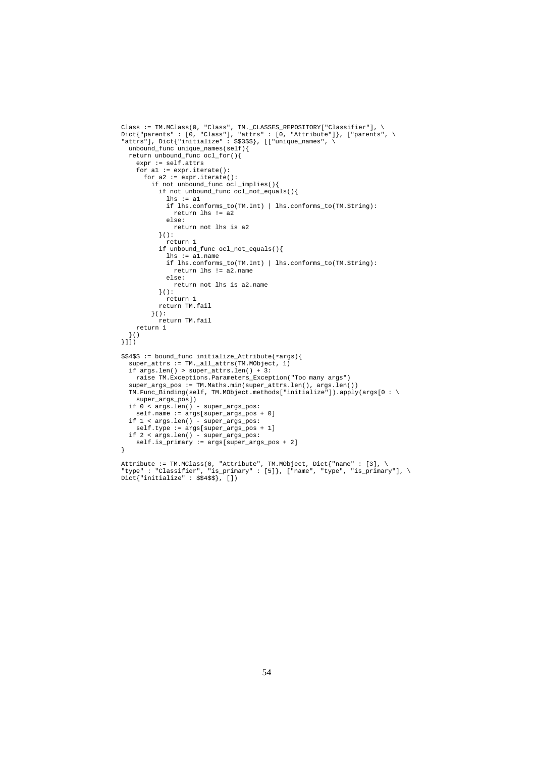```
Class := TM.MClass(0, "Class", TM._CLASSES_REPOSITORY["Classifier"], \
Dict{"parents" : [0, "Class"], "attrs" : [0, "Attribute"]}, ["parents", \
"attrs"], Dict{"initialize" : $$3$$}, [["unique_names", \
  unbound_func unique_names(self){
  return unbound_func ocl_for(){
    expr := self.attrs
    for a1 := expr.iterate():
      for a2 := expr.iterate():
        if not unbound_func ocl_implies(){
          if not unbound_func ocl_not_equals(){
            lhs := a1
            if lhs.conforms_to(TM.Int) | lhs.conforms_to(TM.String):
              return lhs != a2
            else:
              return not lhs is a2
          }():
            return 1
          if unbound_func ocl_not_equals(){
            lhs := a1.name
            if lhs.conforms_to(TM.Int) | lhs.conforms_to(TM.String):
              return lhs != a2.name
            else:
              return not lhs is a2.name
          }():
            return 1
          return TM.fail
        }():
          return TM.fail
    return 1
  }()
}]])

$$4$$ := bound_func initialize_Attribute(*args){
  super_attrs := TM._all_attrs(TM.MObject, 1)
  if args.len() > super_attrs.len() + 3:
    raise TM.Exceptions.Parameters_Exception("Too many args")
  super_args_pos := TM.Maths.min(super_attrs.len(), args.len())
  TM.Func_Binding(self, TM.MObject.methods["initialize"]).apply(args[0 : \
    super_args_pos])
  if 0 < args.len() - super_args_pos:
    self.name := args[super_args_pos + 0]
  if 1 < args.len() - super_args_pos:
    self.type := args[super_args_pos + 1]
  if 2 < args.len() - super_args_pos:
    self.is_primary := args[super_args_pos + 2]
}

Attribute := TM.MClass(0, "Attribute", TM.MObject, Dict{"name" : [3], \
"type" : "Classifier", "is_primary" : [5]}, ["name", "type", "is_primary"], \
Dict{"initialize" : $$4$$}, [])
```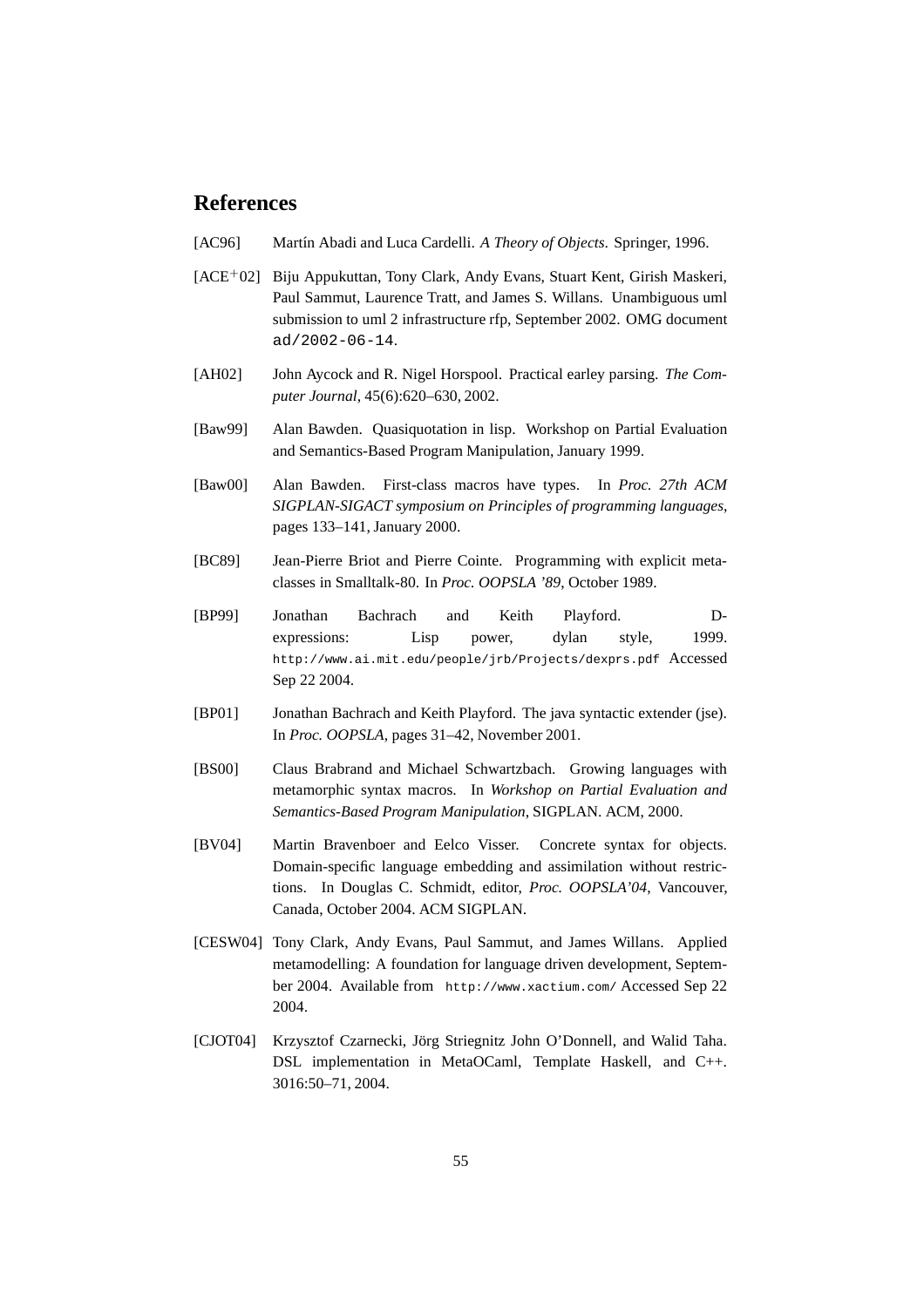## References

[AC96] Martín Abadi and Luca Cardelli. *A Theory of Objects*. Springer, 1996.

[ACE+02] Biju Appukuttan, Tony Clark, Andy Evans, Stuart Kent, Girish Maskeri, Paul Sammut, Laurence Tratt, and James S. Willans. Unambiguous uml submission to uml 2 infrastructure rfp, September 2002. OMG document `ad/2002-06-14`.

[AH02] John Aycock and R. Nigel Horspool. Practical earley parsing. *The Computer Journal*, 45(6):620–630, 2002.

[Baw99] Alan Bawden. Quasiquotation in lisp. Workshop on Partial Evaluation and Semantics-Based Program Manipulation, January 1999.

[Baw00] Alan Bawden. First-class macros have types. In *Proc. 27th ACM SIGPLAN-SIGACT symposium on Principles of programming languages*, pages 133–141, January 2000.

[BC89] Jean-Pierre Briot and Pierre Cointe. Programming with explicit metaclasses in Smalltalk-80. In *Proc. OOPSLA '89*, October 1989.

[BP99] Jonathan Bachrach and Keith Playford. D-expressions: Lisp power, dylan style, 1999. `http://www.ai.mit.edu/people/jrb/Projects/dexprs.pdf` Accessed Sep 22 2004.

[BP01] Jonathan Bachrach and Keith Playford. The java syntactic extender (jse). In *Proc. OOPSLA*, pages 31–42, November 2001.

[BS00] Claus Brabrand and Michael Schwartzbach. Growing languages with metamorphic syntax macros. In *Workshop on Partial Evaluation and Semantics-Based Program Manipulation*, SIGPLAN. ACM, 2000.

[BV04] Martin Bravenboer and Eelco Visser. Concrete syntax for objects. Domain-specific language embedding and assimilation without restrictions. In Douglas C. Schmidt, editor, *Proc. OOPSLA'04*, Vancouver, Canada, October 2004. ACM SIGPLAN.

[CESW04] Tony Clark, Andy Evans, Paul Sammut, and James Willans. Applied metamodelling: A foundation for language driven development, September 2004. Available from `http://www.xactium.com/` Accessed Sep 22 2004.

[CJOT04] Krzysztof Czarnecki, Jörg Striegnitz John O'Donnell, and Walid Taha. DSL implementation in MetaOCaml, Template Haskell, and C++. 3016:50–71, 2004.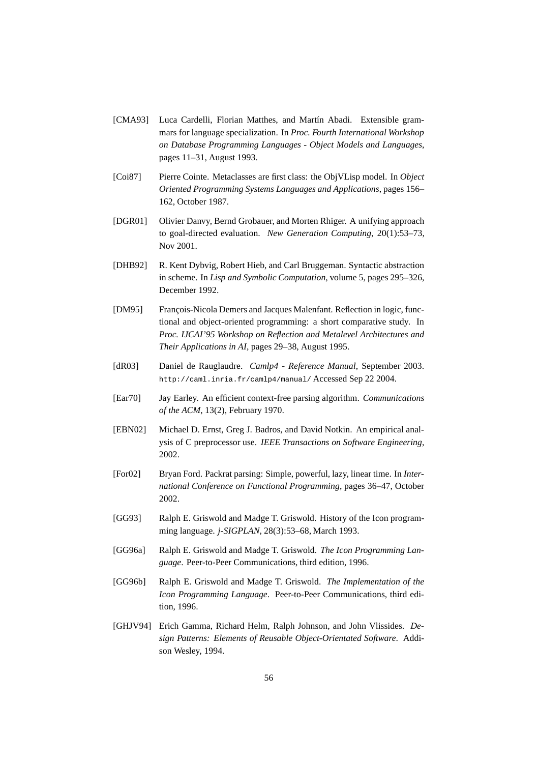[CMA93] Luca Cardelli, Florian Matthes, and Martín Abadi. Extensible grammars for language specialization. In *Proc. Fourth International Workshop on Database Programming Languages - Object Models and Languages*, pages 11–31, August 1993.

[Coi87] Pierre Cointe. Metaclasses are first class: the ObjVLisp model. In *Object Oriented Programming Systems Languages and Applications*, pages 156–162, October 1987.

[DGR01] Olivier Danvy, Bernd Grobauer, and Morten Rhiger. A unifying approach to goal-directed evaluation. *New Generation Computing*, 20(1):53–73, Nov 2001.

[DHB92] R. Kent Dybvig, Robert Hieb, and Carl Bruggeman. Syntactic abstraction in scheme. In *Lisp and Symbolic Computation*, volume 5, pages 295–326, December 1992.

[DM95] François-Nicola Demers and Jacques Malenfant. Reflection in logic, functional and object-oriented programming: a short comparative study. In *Proc. IJCAI'95 Workshop on Reflection and Metalevel Architectures and Their Applications in AI*, pages 29–38, August 1995.

[dR03] Daniel de Rauglaudre. *Camlp4 - Reference Manual*, September 2003. `http://caml.inria.fr/camlp4/manual/` Accessed Sep 22 2004.

[Ear70] Jay Earley. An efficient context-free parsing algorithm. *Communications of the ACM*, 13(2), February 1970.

[EBN02] Michael D. Ernst, Greg J. Badros, and David Notkin. An empirical analysis of C preprocessor use. *IEEE Transactions on Software Engineering*, 2002.

[For02] Bryan Ford. Packrat parsing: Simple, powerful, lazy, linear time. In *International Conference on Functional Programming*, pages 36–47, October 2002.

[GG93] Ralph E. Griswold and Madge T. Griswold. History of the Icon programming language. *j-SIGPLAN*, 28(3):53–68, March 1993.

[GG96a] Ralph E. Griswold and Madge T. Griswold. *The Icon Programming Language*. Peer-to-Peer Communications, third edition, 1996.

[GG96b] Ralph E. Griswold and Madge T. Griswold. *The Implementation of the Icon Programming Language*. Peer-to-Peer Communications, third edition, 1996.

[GHJV94] Erich Gamma, Richard Helm, Ralph Johnson, and John Vlissides. *Design Patterns: Elements of Reusable Object-Orientated Software*. Addison Wesley, 1994.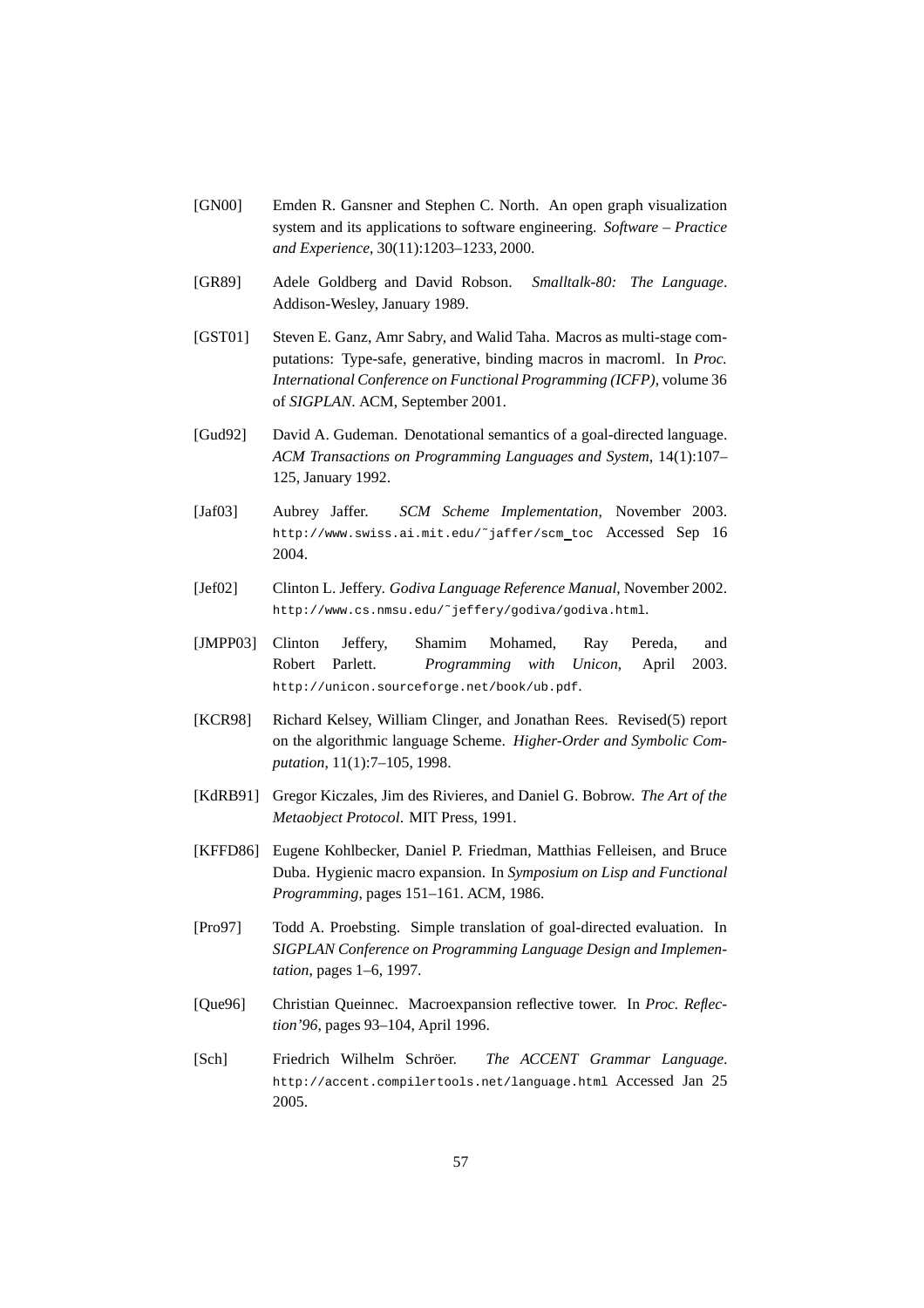[GN00] Emden R. Gansner and Stephen C. North. An open graph visualization system and its applications to software engineering. *Software – Practice and Experience*, 30(11):1203–1233, 2000.

[GR89] Adele Goldberg and David Robson. *Smalltalk-80: The Language*. Addison-Wesley, January 1989.

[GST01] Steven E. Ganz, Amr Sabry, and Walid Taha. Macros as multi-stage computations: Type-safe, generative, binding macros in macroml. In *Proc. International Conference on Functional Programming (ICFP)*, volume 36 of *SIGPLAN*. ACM, September 2001.

[Gud92] David A. Gudeman. Denotational semantics of a goal-directed language. *ACM Transactions on Programming Languages and System*, 14(1):107–125, January 1992.

[Jaf03] Aubrey Jaffer. *SCM Scheme Implementation*, November 2003. `http://www.swiss.ai.mit.edu/~jaffer/scm_toc` Accessed Sep 16 2004.

[Jef02] Clinton L. Jeffery. *Godiva Language Reference Manual*, November 2002. `http://www.cs.nmsu.edu/~jeffery/godiva/godiva.html`.

[JMPP03] Clinton Jeffery, Shamim Mohamed, Ray Pereda, and Robert Parlett. *Programming with Unicon*, April 2003. `http://unicon.sourceforge.net/book/ub.pdf`.

[KCR98] Richard Kelsey, William Clinger, and Jonathan Rees. Revised(5) report on the algorithmic language Scheme. *Higher-Order and Symbolic Computation*, 11(1):7–105, 1998.

[KdRB91] Gregor Kiczales, Jim des Rivieres, and Daniel G. Bobrow. *The Art of the Metaobject Protocol*. MIT Press, 1991.

[KFFD86] Eugene Kohlbecker, Daniel P. Friedman, Matthias Felleisen, and Bruce Duba. Hygienic macro expansion. In *Symposium on Lisp and Functional Programming*, pages 151–161. ACM, 1986.

[Pro97] Todd A. Proebsting. Simple translation of goal-directed evaluation. In *SIGPLAN Conference on Programming Language Design and Implementation*, pages 1–6, 1997.

[Que96] Christian Queinnec. Macroexpansion reflective tower. In *Proc. Reflection'96*, pages 93–104, April 1996.

[Sch] Friedrich Wilhelm Schröer. *The ACCENT Grammar Language*. `http://accent.compilertools.net/language.html` Accessed Jan 25 2005.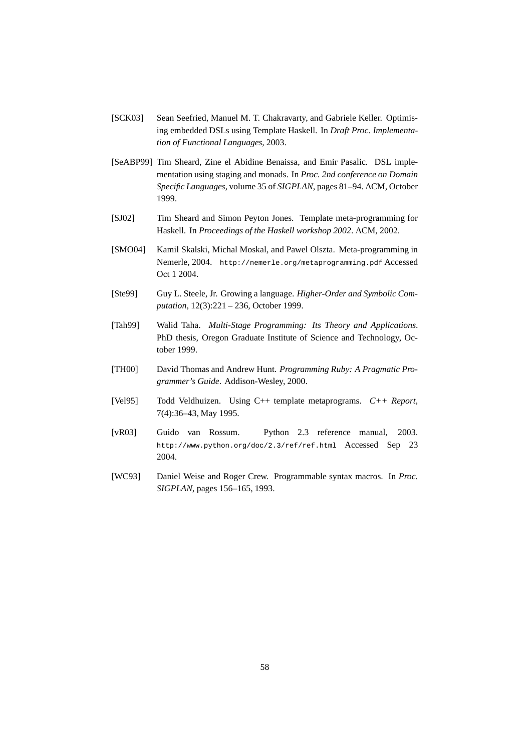[SCK03] Sean Seefried, Manuel M. T. Chakravarty, and Gabriele Keller. Optimising embedded DSLs using Template Haskell. In *Draft Proc. Implementation of Functional Languages*, 2003.

[SeABP99] Tim Sheard, Zine el Abidine Benaissa, and Emir Pasalic. DSL implementation using staging and monads. In *Proc. 2nd conference on Domain Specific Languages*, volume 35 of *SIGPLAN*, pages 81–94. ACM, October 1999.

[SJ02] Tim Sheard and Simon Peyton Jones. Template meta-programming for Haskell. In *Proceedings of the Haskell workshop 2002*. ACM, 2002.

[SMO04] Kamil Skalski, Michal Moskal, and Pawel Olszta. Meta-programming in Nemerle, 2004. `http://nemerle.org/metaprogramming.pdf` Accessed Oct 1 2004.

[Ste99] Guy L. Steele, Jr. Growing a language. *Higher-Order and Symbolic Computation*, 12(3):221 – 236, October 1999.

[Tah99] Walid Taha. *Multi-Stage Programming: Its Theory and Applications*. PhD thesis, Oregon Graduate Institute of Science and Technology, October 1999.

[TH00] David Thomas and Andrew Hunt. *Programming Ruby: A Pragmatic Programmer's Guide*. Addison-Wesley, 2000.

[Vel95] Todd Veldhuizen. Using C++ template metaprograms. *C++ Report*, 7(4):36–43, May 1995.

[vR03] Guido van Rossum. Python 2.3 reference manual, 2003. `http://www.python.org/doc/2.3/ref/ref.html` Accessed Sep 23 2004.

[WC93] Daniel Weise and Roger Crew. Programmable syntax macros. In *Proc. SIGPLAN*, pages 156–165, 1993.